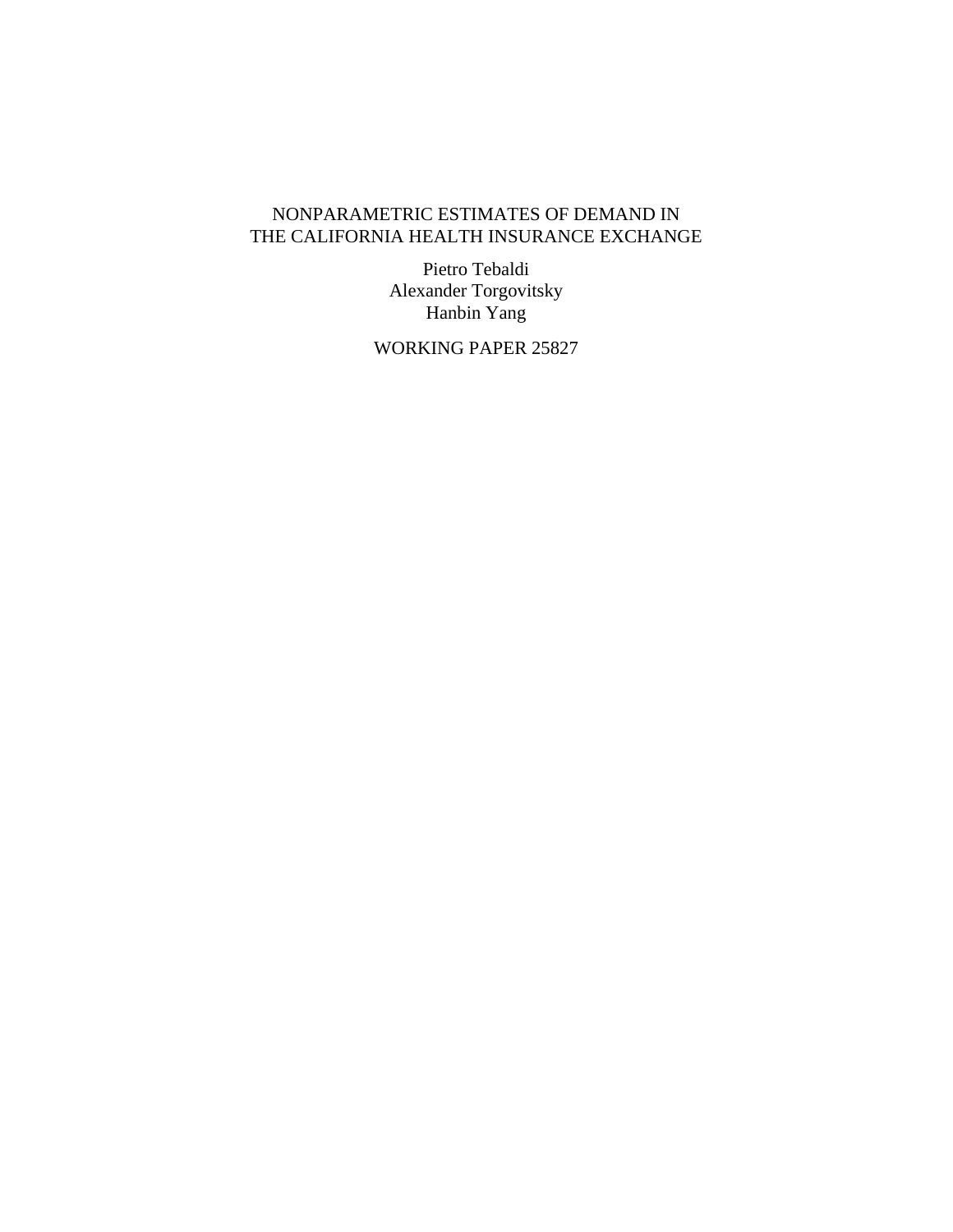# NONPARAMETRIC ESTIMATES OF DEMAND IN THE CALIFORNIA HEALTH INSURANCE EXCHANGE

Pietro Tebaldi
Alexander Torgovitsky
Hanbin Yang

WORKING PAPER 25827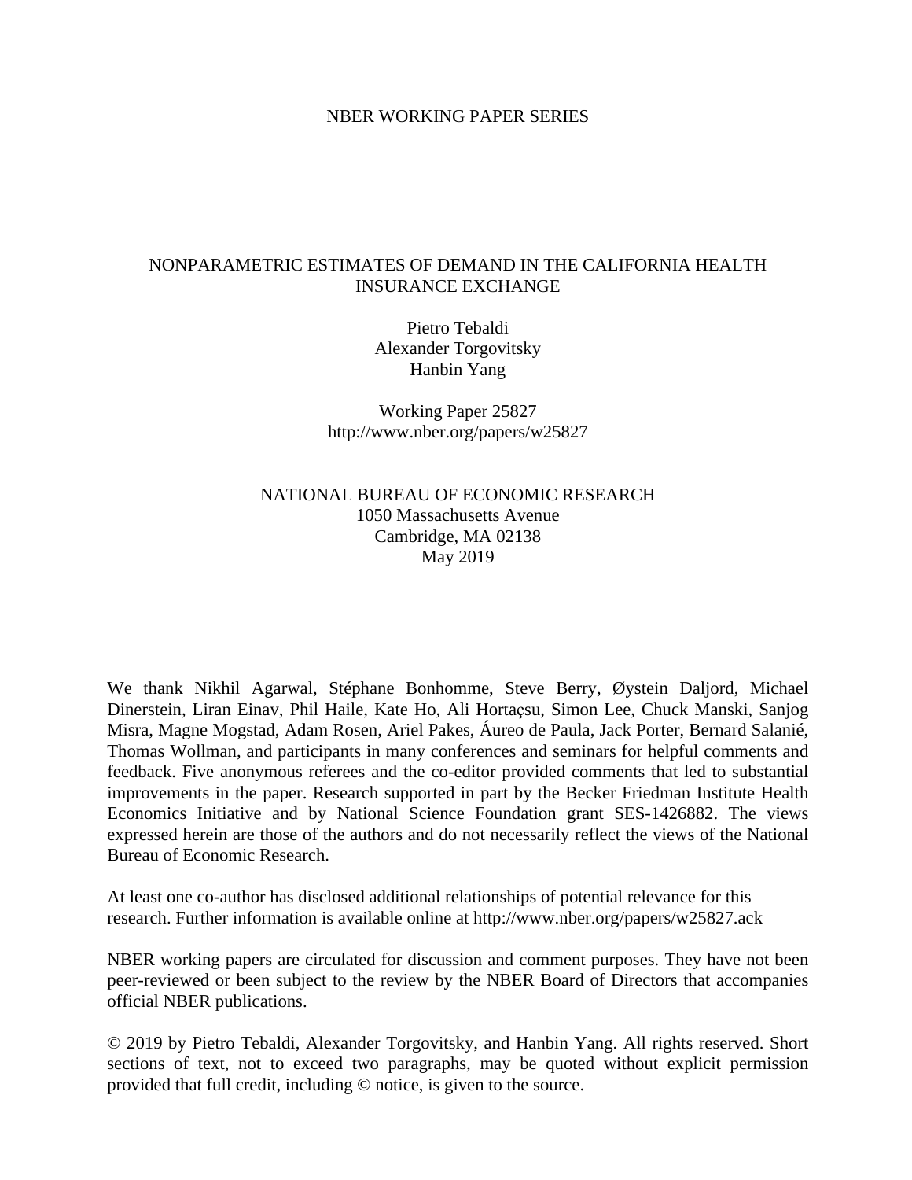NBER WORKING PAPER SERIES

# NONPARAMETRIC ESTIMATES OF DEMAND IN THE CALIFORNIA HEALTH INSURANCE EXCHANGE

Pietro Tebaldi
Alexander Torgovitsky
Hanbin Yang

Working Paper 25827
http://www.nber.org/papers/w25827

NATIONAL BUREAU OF ECONOMIC RESEARCH
1050 Massachusetts Avenue
Cambridge, MA 02138
May 2019

We thank Nikhil Agarwal, Stéphane Bonhomme, Steve Berry, Øystein Daljord, Michael Dinerstein, Liran Einav, Phil Haile, Kate Ho, Ali Hortaçsu, Simon Lee, Chuck Manski, Sanjog Misra, Magne Mogstad, Adam Rosen, Ariel Pakes, Áureo de Paula, Jack Porter, Bernard Salanié, Thomas Wollman, and participants in many conferences and seminars for helpful comments and feedback. Five anonymous referees and the co-editor provided comments that led to substantial improvements in the paper. Research supported in part by the Becker Friedman Institute Health Economics Initiative and by National Science Foundation grant SES-1426882. The views expressed herein are those of the authors and do not necessarily reflect the views of the National Bureau of Economic Research.

At least one co-author has disclosed additional relationships of potential relevance for this research. Further information is available online at http://www.nber.org/papers/w25827.ack

NBER working papers are circulated for discussion and comment purposes. They have not been peer-reviewed or been subject to the review by the NBER Board of Directors that accompanies official NBER publications.

© 2019 by Pietro Tebaldi, Alexander Torgovitsky, and Hanbin Yang. All rights reserved. Short sections of text, not to exceed two paragraphs, may be quoted without explicit permission provided that full credit, including © notice, is given to the source.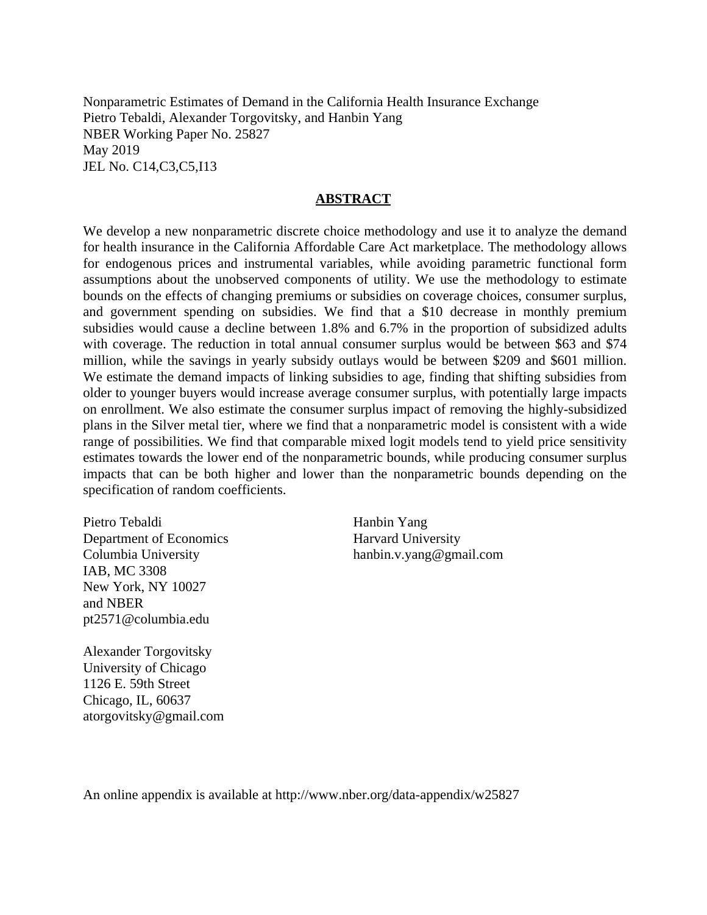Nonparametric Estimates of Demand in the California Health Insurance Exchange
Pietro Tebaldi, Alexander Torgovitsky, and Hanbin Yang
NBER Working Paper No. 25827
May 2019
JEL No. C14,C3,C5,I13

## ABSTRACT

We develop a new nonparametric discrete choice methodology and use it to analyze the demand for health insurance in the California Affordable Care Act marketplace. The methodology allows for endogenous prices and instrumental variables, while avoiding parametric functional form assumptions about the unobserved components of utility. We use the methodology to estimate bounds on the effects of changing premiums or subsidies on coverage choices, consumer surplus, and government spending on subsidies. We find that a $10 decrease in monthly premium subsidies would cause a decline between 1.8% and 6.7% in the proportion of subsidized adults with coverage. The reduction in total annual consumer surplus would be between $63 and $74 million, while the savings in yearly subsidy outlays would be between $209 and $601 million. We estimate the demand impacts of linking subsidies to age, finding that shifting subsidies from older to younger buyers would increase average consumer surplus, with potentially large impacts on enrollment. We also estimate the consumer surplus impact of removing the highly-subsidized plans in the Silver metal tier, where we find that a nonparametric model is consistent with a wide range of possibilities. We find that comparable mixed logit models tend to yield price sensitivity estimates towards the lower end of the nonparametric bounds, while producing consumer surplus impacts that can be both higher and lower than the nonparametric bounds depending on the specification of random coefficients.

Pietro Tebaldi
Department of Economics
Columbia University
IAB, MC 3308
New York, NY 10027
and NBER
pt2571@columbia.edu

Alexander Torgovitsky
University of Chicago
1126 E. 59th Street
Chicago, IL, 60637
atorgovitsky@gmail.com

Hanbin Yang
Harvard University
hanbin.v.yang@gmail.com

An online appendix is available at http://www.nber.org/data-appendix/w25827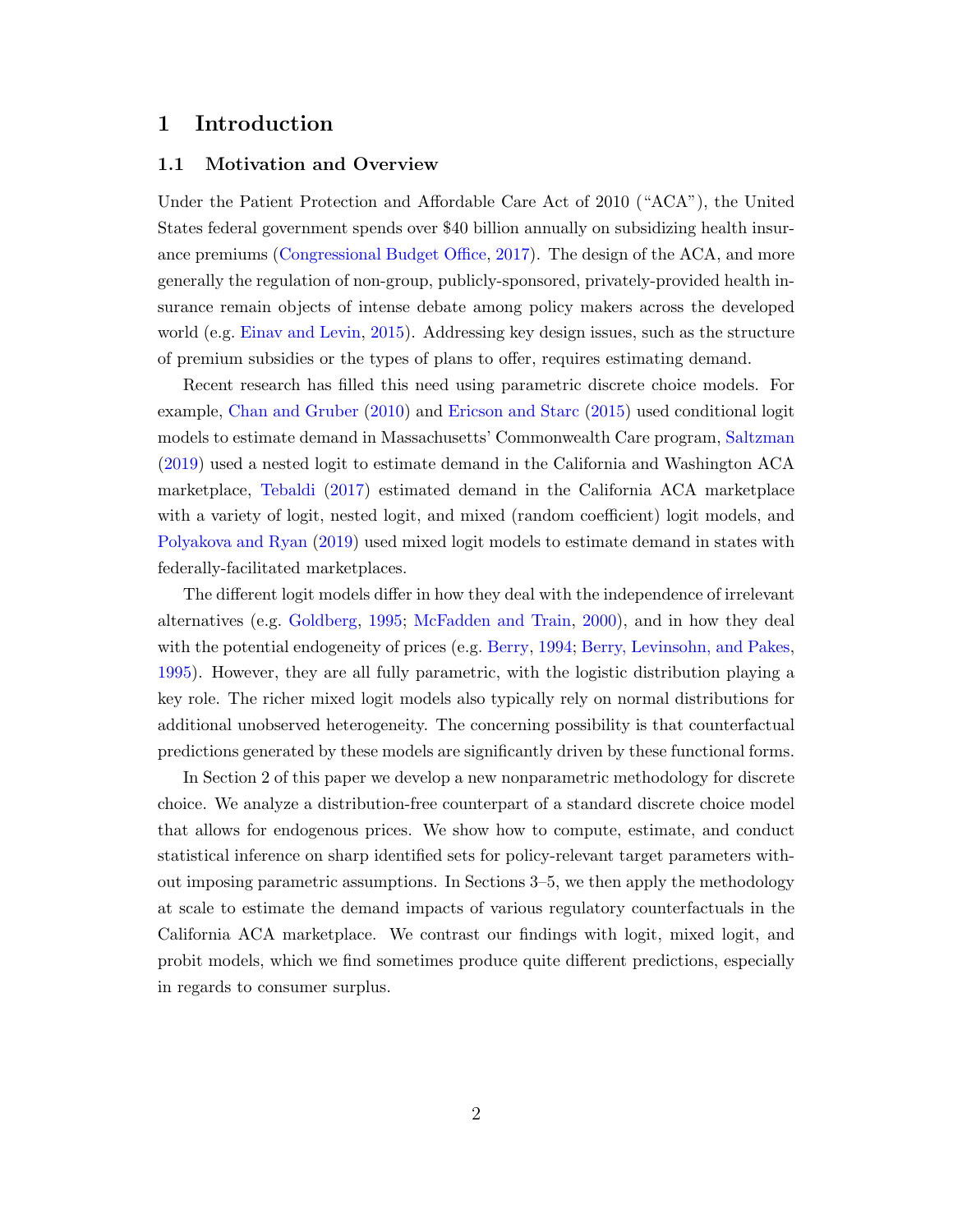# 1 Introduction

## 1.1 Motivation and Overview

Under the Patient Protection and Affordable Care Act of 2010 ("ACA"), the United States federal government spends over $40 billion annually on subsidizing health insurance premiums (Congressional Budget Office, 2017). The design of the ACA, and more generally the regulation of non-group, publicly-sponsored, privately-provided health insurance remain objects of intense debate among policy makers across the developed world (e.g. Einav and Levin, 2015). Addressing key design issues, such as the structure of premium subsidies or the types of plans to offer, requires estimating demand.

Recent research has filled this need using parametric discrete choice models. For example, Chan and Gruber (2010) and Ericson and Starc (2015) used conditional logit models to estimate demand in Massachusetts' Commonwealth Care program, Saltzman (2019) used a nested logit to estimate demand in the California and Washington ACA marketplace, Tebaldi (2017) estimated demand in the California ACA marketplace with a variety of logit, nested logit, and mixed (random coefficient) logit models, and Polyakova and Ryan (2019) used mixed logit models to estimate demand in states with federally-facilitated marketplaces.

The different logit models differ in how they deal with the independence of irrelevant alternatives (e.g. Goldberg, 1995; McFadden and Train, 2000), and in how they deal with the potential endogeneity of prices (e.g. Berry, 1994; Berry, Levinsohn, and Pakes, 1995). However, they are all fully parametric, with the logistic distribution playing a key role. The richer mixed logit models also typically rely on normal distributions for additional unobserved heterogeneity. The concerning possibility is that counterfactual predictions generated by these models are significantly driven by these functional forms.

In Section 2 of this paper we develop a new nonparametric methodology for discrete choice. We analyze a distribution-free counterpart of a standard discrete choice model that allows for endogenous prices. We show how to compute, estimate, and conduct statistical inference on sharp identified sets for policy-relevant target parameters without imposing parametric assumptions. In Sections 3–5, we then apply the methodology at scale to estimate the demand impacts of various regulatory counterfactuals in the California ACA marketplace. We contrast our findings with logit, mixed logit, and probit models, which we find sometimes produce quite different predictions, especially in regards to consumer surplus.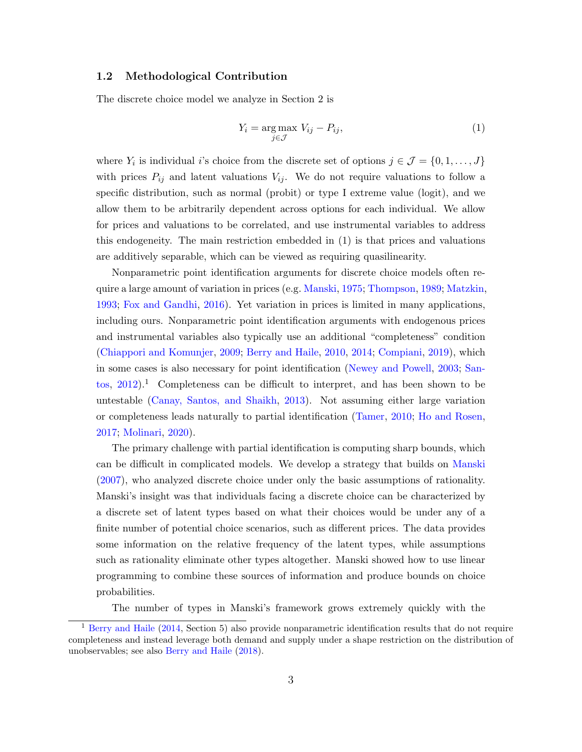### 1.2 Methodological Contribution

The discrete choice model we analyze in Section 2 is

$$Y_i = \underset{j \in \mathcal{J}}{\arg\max}\; V_{ij} - P_{ij}, \tag{1}$$

where $Y_i$ is individual $i$'s choice from the discrete set of options $j \in \mathcal{J} = \{0, 1, \ldots, J\}$ with prices $P_{ij}$ and latent valuations $V_{ij}$. We do not require valuations to follow a specific distribution, such as normal (probit) or type I extreme value (logit), and we allow them to be arbitrarily dependent across options for each individual. We allow for prices and valuations to be correlated, and use instrumental variables to address this endogeneity. The main restriction embedded in (1) is that prices and valuations are additively separable, which can be viewed as requiring quasilinearity.

Nonparametric point identification arguments for discrete choice models often require a large amount of variation in prices (e.g. Manski, 1975; Thompson, 1989; Matzkin, 1993; Fox and Gandhi, 2016). Yet variation in prices is limited in many applications, including ours. Nonparametric point identification arguments with endogenous prices and instrumental variables also typically use an additional "completeness" condition (Chiappori and Komunjer, 2009; Berry and Haile, 2010, 2014; Compiani, 2019), which in some cases is also necessary for point identification (Newey and Powell, 2003; Santos, 2012).[1] Completeness can be difficult to interpret, and has been shown to be untestable (Canay, Santos, and Shaikh, 2013). Not assuming either large variation or completeness leads naturally to partial identification (Tamer, 2010; Ho and Rosen, 2017; Molinari, 2020).

The primary challenge with partial identification is computing sharp bounds, which can be difficult in complicated models. We develop a strategy that builds on Manski (2007), who analyzed discrete choice under only the basic assumptions of rationality. Manski's insight was that individuals facing a discrete choice can be characterized by a discrete set of latent types based on what their choices would be under any of a finite number of potential choice scenarios, such as different prices. The data provides some information on the relative frequency of the latent types, while assumptions such as rationality eliminate other types altogether. Manski showed how to use linear programming to combine these sources of information and produce bounds on choice probabilities.

The number of types in Manski's framework grows extremely quickly with the

[1] Berry and Haile (2014, Section 5) also provide nonparametric identification results that do not require completeness and instead leverage both demand and supply under a shape restriction on the distribution of unobservables; see also Berry and Haile (2018).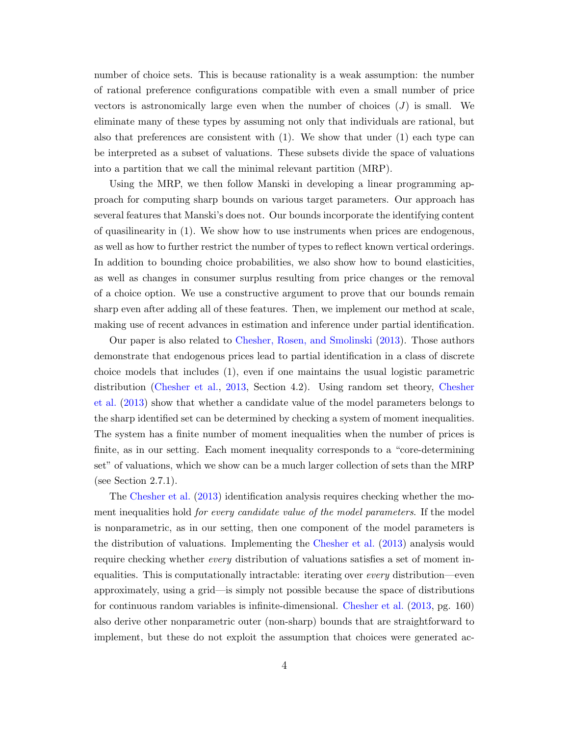number of choice sets. This is because rationality is a weak assumption: the number of rational preference configurations compatible with even a small number of price vectors is astronomically large even when the number of choices ($J$) is small. We eliminate many of these types by assuming not only that individuals are rational, but also that preferences are consistent with (1). We show that under (1) each type can be interpreted as a subset of valuations. These subsets divide the space of valuations into a partition that we call the minimal relevant partition (MRP).

Using the MRP, we then follow Manski in developing a linear programming approach for computing sharp bounds on various target parameters. Our approach has several features that Manski's does not. Our bounds incorporate the identifying content of quasilinearity in (1). We show how to use instruments when prices are endogenous, as well as how to further restrict the number of types to reflect known vertical orderings. In addition to bounding choice probabilities, we also show how to bound elasticities, as well as changes in consumer surplus resulting from price changes or the removal of a choice option. We use a constructive argument to prove that our bounds remain sharp even after adding all of these features. Then, we implement our method at scale, making use of recent advances in estimation and inference under partial identification.

Our paper is also related to Chesher, Rosen, and Smolinski (2013). Those authors demonstrate that endogenous prices lead to partial identification in a class of discrete choice models that includes (1), even if one maintains the usual logistic parametric distribution (Chesher et al., 2013, Section 4.2). Using random set theory, Chesher et al. (2013) show that whether a candidate value of the model parameters belongs to the sharp identified set can be determined by checking a system of moment inequalities. The system has a finite number of moment inequalities when the number of prices is finite, as in our setting. Each moment inequality corresponds to a "core-determining set" of valuations, which we show can be a much larger collection of sets than the MRP (see Section 2.7.1).

The Chesher et al. (2013) identification analysis requires checking whether the moment inequalities hold *for every candidate value of the model parameters*. If the model is nonparametric, as in our setting, then one component of the model parameters is the distribution of valuations. Implementing the Chesher et al. (2013) analysis would require checking whether *every* distribution of valuations satisfies a set of moment inequalities. This is computationally intractable: iterating over *every* distribution—even approximately, using a grid—is simply not possible because the space of distributions for continuous random variables is infinite-dimensional. Chesher et al. (2013, pg. 160) also derive other nonparametric outer (non-sharp) bounds that are straightforward to implement, but these do not exploit the assumption that choices were generated ac-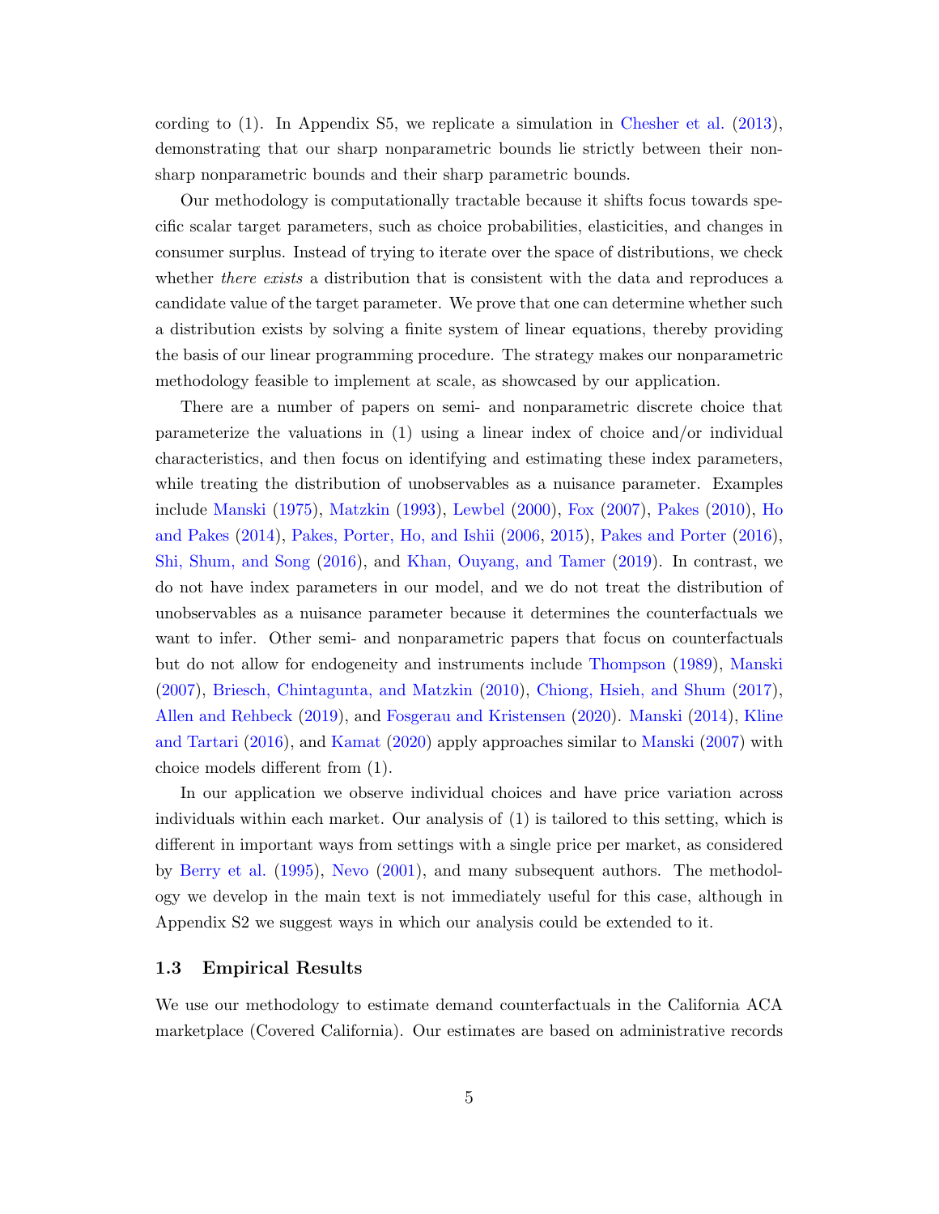cording to (1). In Appendix S5, we replicate a simulation in Chesher et al. (2013), demonstrating that our sharp nonparametric bounds lie strictly between their non-sharp nonparametric bounds and their sharp parametric bounds.

Our methodology is computationally tractable because it shifts focus towards specific scalar target parameters, such as choice probabilities, elasticities, and changes in consumer surplus. Instead of trying to iterate over the space of distributions, we check whether *there exists* a distribution that is consistent with the data and reproduces a candidate value of the target parameter. We prove that one can determine whether such a distribution exists by solving a finite system of linear equations, thereby providing the basis of our linear programming procedure. The strategy makes our nonparametric methodology feasible to implement at scale, as showcased by our application.

There are a number of papers on semi- and nonparametric discrete choice that parameterize the valuations in (1) using a linear index of choice and/or individual characteristics, and then focus on identifying and estimating these index parameters, while treating the distribution of unobservables as a nuisance parameter. Examples include Manski (1975), Matzkin (1993), Lewbel (2000), Fox (2007), Pakes (2010), Ho and Pakes (2014), Pakes, Porter, Ho, and Ishii (2006, 2015), Pakes and Porter (2016), Shi, Shum, and Song (2016), and Khan, Ouyang, and Tamer (2019). In contrast, we do not have index parameters in our model, and we do not treat the distribution of unobservables as a nuisance parameter because it determines the counterfactuals we want to infer. Other semi- and nonparametric papers that focus on counterfactuals but do not allow for endogeneity and instruments include Thompson (1989), Manski (2007), Briesch, Chintagunta, and Matzkin (2010), Chiong, Hsieh, and Shum (2017), Allen and Rehbeck (2019), and Fosgerau and Kristensen (2020). Manski (2014), Kline and Tartari (2016), and Kamat (2020) apply approaches similar to Manski (2007) with choice models different from (1).

In our application we observe individual choices and have price variation across individuals within each market. Our analysis of (1) is tailored to this setting, which is different in important ways from settings with a single price per market, as considered by Berry et al. (1995), Nevo (2001), and many subsequent authors. The methodology we develop in the main text is not immediately useful for this case, although in Appendix S2 we suggest ways in which our analysis could be extended to it.

### 1.3 Empirical Results

We use our methodology to estimate demand counterfactuals in the California ACA marketplace (Covered California). Our estimates are based on administrative records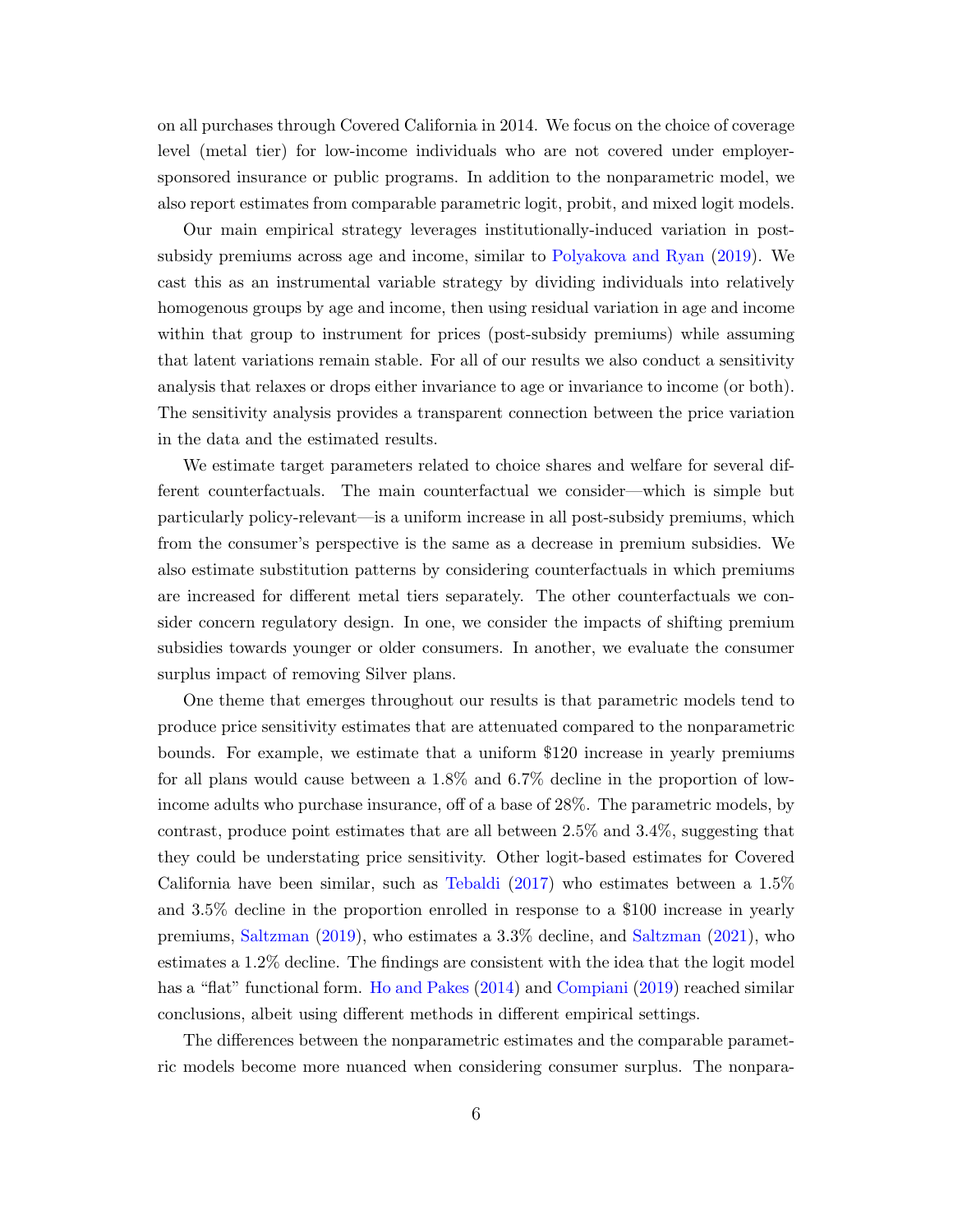on all purchases through Covered California in 2014. We focus on the choice of coverage level (metal tier) for low-income individuals who are not covered under employer-sponsored insurance or public programs. In addition to the nonparametric model, we also report estimates from comparable parametric logit, probit, and mixed logit models.

Our main empirical strategy leverages institutionally-induced variation in post-subsidy premiums across age and income, similar to Polyakova and Ryan (2019). We cast this as an instrumental variable strategy by dividing individuals into relatively homogenous groups by age and income, then using residual variation in age and income within that group to instrument for prices (post-subsidy premiums) while assuming that latent variations remain stable. For all of our results we also conduct a sensitivity analysis that relaxes or drops either invariance to age or invariance to income (or both). The sensitivity analysis provides a transparent connection between the price variation in the data and the estimated results.

We estimate target parameters related to choice shares and welfare for several different counterfactuals. The main counterfactual we consider—which is simple but particularly policy-relevant—is a uniform increase in all post-subsidy premiums, which from the consumer's perspective is the same as a decrease in premium subsidies. We also estimate substitution patterns by considering counterfactuals in which premiums are increased for different metal tiers separately. The other counterfactuals we consider concern regulatory design. In one, we consider the impacts of shifting premium subsidies towards younger or older consumers. In another, we evaluate the consumer surplus impact of removing Silver plans.

One theme that emerges throughout our results is that parametric models tend to produce price sensitivity estimates that are attenuated compared to the nonparametric bounds. For example, we estimate that a uniform \$120 increase in yearly premiums for all plans would cause between a 1.8% and 6.7% decline in the proportion of low-income adults who purchase insurance, off of a base of 28%. The parametric models, by contrast, produce point estimates that are all between 2.5% and 3.4%, suggesting that they could be understating price sensitivity. Other logit-based estimates for Covered California have been similar, such as Tebaldi (2017) who estimates between a 1.5% and 3.5% decline in the proportion enrolled in response to a \$100 increase in yearly premiums, Saltzman (2019), who estimates a 3.3% decline, and Saltzman (2021), who estimates a 1.2% decline. The findings are consistent with the idea that the logit model has a "flat" functional form. Ho and Pakes (2014) and Compiani (2019) reached similar conclusions, albeit using different methods in different empirical settings.

The differences between the nonparametric estimates and the comparable parametric models become more nuanced when considering consumer surplus. The nonpara-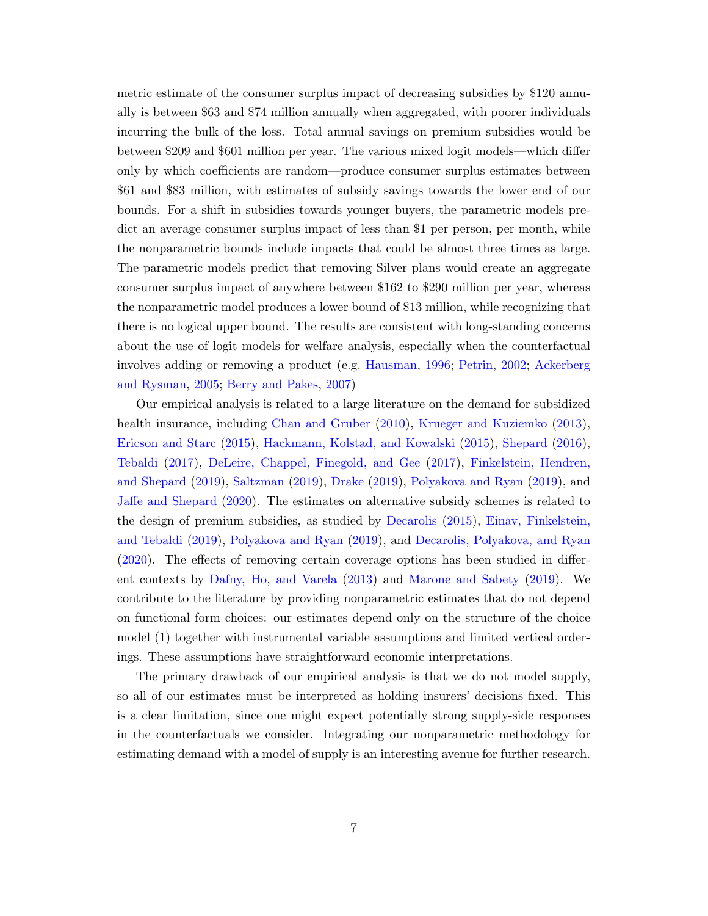metric estimate of the consumer surplus impact of decreasing subsidies by $120 annually is between $63 and $74 million annually when aggregated, with poorer individuals incurring the bulk of the loss. Total annual savings on premium subsidies would be between $209 and $601 million per year. The various mixed logit models—which differ only by which coefficients are random—produce consumer surplus estimates between $61 and $83 million, with estimates of subsidy savings towards the lower end of our bounds. For a shift in subsidies towards younger buyers, the parametric models predict an average consumer surplus impact of less than $1 per person, per month, while the nonparametric bounds include impacts that could be almost three times as large. The parametric models predict that removing Silver plans would create an aggregate consumer surplus impact of anywhere between $162 to $290 million per year, whereas the nonparametric model produces a lower bound of $13 million, while recognizing that there is no logical upper bound. The results are consistent with long-standing concerns about the use of logit models for welfare analysis, especially when the counterfactual involves adding or removing a product (e.g. Hausman, 1996; Petrin, 2002; Ackerberg and Rysman, 2005; Berry and Pakes, 2007)

Our empirical analysis is related to a large literature on the demand for subsidized health insurance, including Chan and Gruber (2010), Krueger and Kuziemko (2013), Ericson and Starc (2015), Hackmann, Kolstad, and Kowalski (2015), Shepard (2016), Tebaldi (2017), DeLeire, Chappel, Finegold, and Gee (2017), Finkelstein, Hendren, and Shepard (2019), Saltzman (2019), Drake (2019), Polyakova and Ryan (2019), and Jaffe and Shepard (2020). The estimates on alternative subsidy schemes is related to the design of premium subsidies, as studied by Decarolis (2015), Einav, Finkelstein, and Tebaldi (2019), Polyakova and Ryan (2019), and Decarolis, Polyakova, and Ryan (2020). The effects of removing certain coverage options has been studied in different contexts by Dafny, Ho, and Varela (2013) and Marone and Sabety (2019). We contribute to the literature by providing nonparametric estimates that do not depend on functional form choices: our estimates depend only on the structure of the choice model (1) together with instrumental variable assumptions and limited vertical orderings. These assumptions have straightforward economic interpretations.

The primary drawback of our empirical analysis is that we do not model supply, so all of our estimates must be interpreted as holding insurers' decisions fixed. This is a clear limitation, since one might expect potentially strong supply-side responses in the counterfactuals we consider. Integrating our nonparametric methodology for estimating demand with a model of supply is an interesting avenue for further research.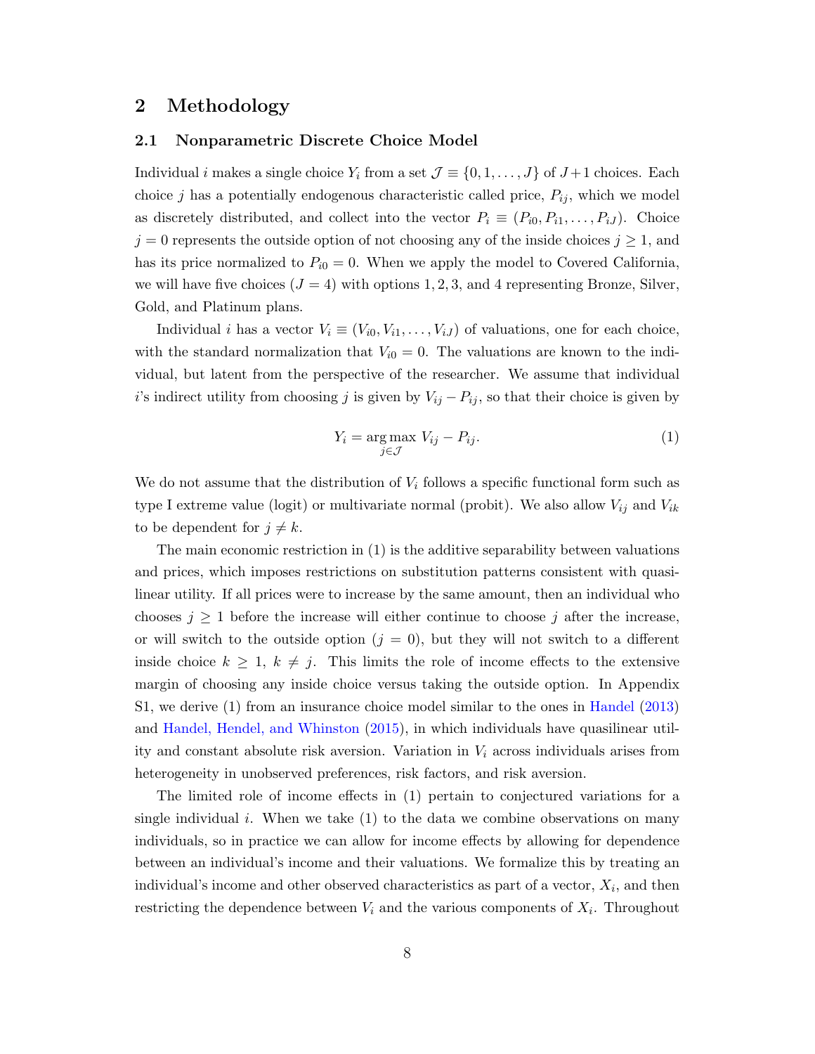## 2 Methodology

### 2.1 Nonparametric Discrete Choice Model

Individual $i$ makes a single choice $Y_i$ from a set $\mathcal{J} \equiv \{0, 1, \ldots, J\}$ of $J+1$ choices. Each choice $j$ has a potentially endogenous characteristic called price, $P_{ij}$, which we model as discretely distributed, and collect into the vector $P_i \equiv (P_{i0}, P_{i1}, \ldots, P_{iJ})$. Choice $j = 0$ represents the outside option of not choosing any of the inside choices $j \geq 1$, and has its price normalized to $P_{i0} = 0$. When we apply the model to Covered California, we will have five choices ($J = 4$) with options $1, 2, 3$, and $4$ representing Bronze, Silver, Gold, and Platinum plans.

Individual $i$ has a vector $V_i \equiv (V_{i0}, V_{i1}, \ldots, V_{iJ})$ of valuations, one for each choice, with the standard normalization that $V_{i0} = 0$. The valuations are known to the individual, but latent from the perspective of the researcher. We assume that individual $i$'s indirect utility from choosing $j$ is given by $V_{ij} - P_{ij}$, so that their choice is given by

$$Y_i = \underset{j \in \mathcal{J}}{\arg\max}\ V_{ij} - P_{ij}. \tag{1}$$

We do not assume that the distribution of $V_i$ follows a specific functional form such as type I extreme value (logit) or multivariate normal (probit). We also allow $V_{ij}$ and $V_{ik}$ to be dependent for $j \neq k$.

The main economic restriction in (1) is the additive separability between valuations and prices, which imposes restrictions on substitution patterns consistent with quasi-linear utility. If all prices were to increase by the same amount, then an individual who chooses $j \geq 1$ before the increase will either continue to choose $j$ after the increase, or will switch to the outside option ($j = 0$), but they will not switch to a different inside choice $k \geq 1$, $k \neq j$. This limits the role of income effects to the extensive margin of choosing any inside choice versus taking the outside option. In Appendix S1, we derive (1) from an insurance choice model similar to the ones in Handel (2013) and Handel, Hendel, and Whinston (2015), in which individuals have quasilinear utility and constant absolute risk aversion. Variation in $V_i$ across individuals arises from heterogeneity in unobserved preferences, risk factors, and risk aversion.

The limited role of income effects in (1) pertain to conjectured variations for a single individual $i$. When we take (1) to the data we combine observations on many individuals, so in practice we can allow for income effects by allowing for dependence between an individual's income and their valuations. We formalize this by treating an individual's income and other observed characteristics as part of a vector, $X_i$, and then restricting the dependence between $V_i$ and the various components of $X_i$. Throughout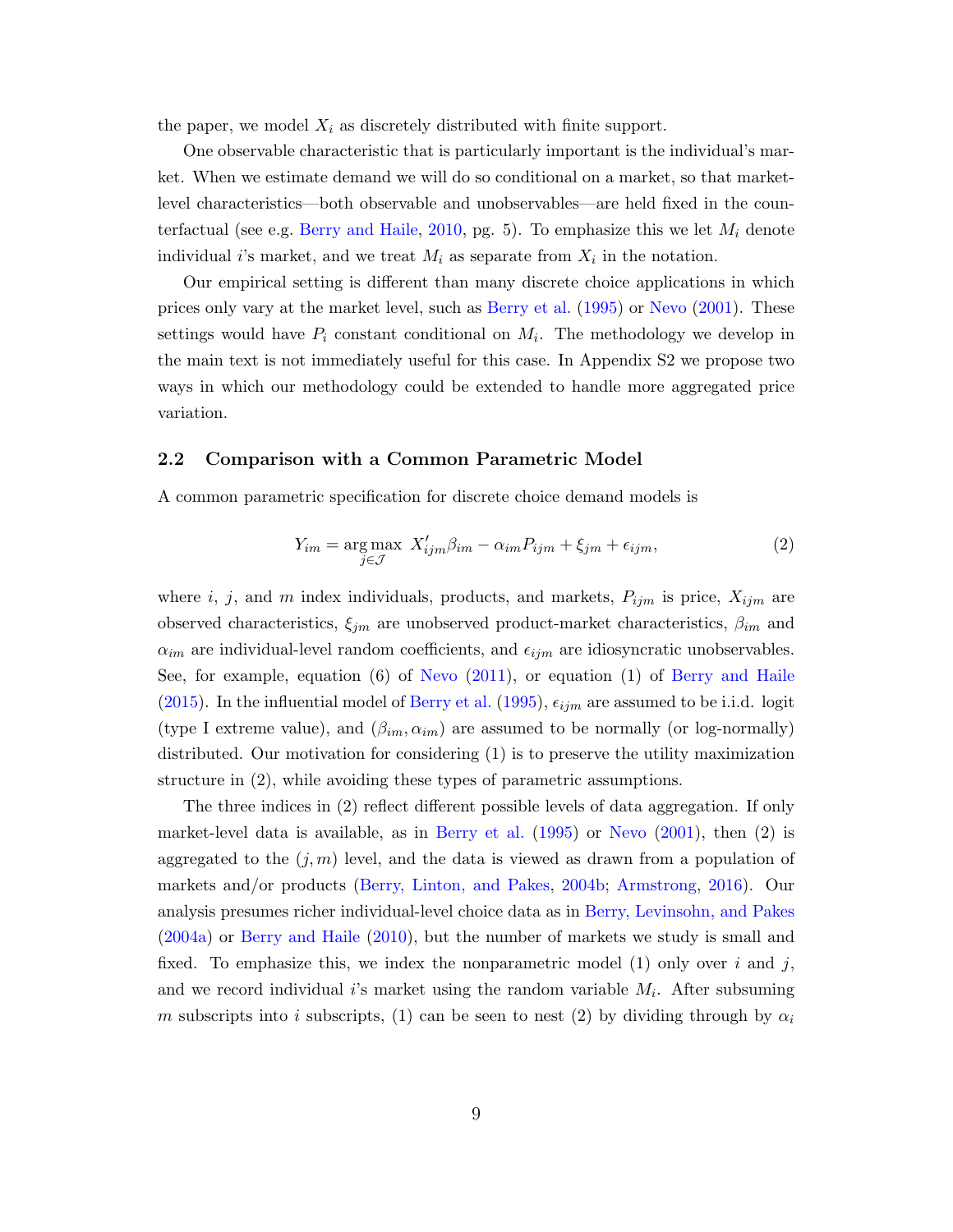the paper, we model $X_i$ as discretely distributed with finite support.

One observable characteristic that is particularly important is the individual's market. When we estimate demand we will do so conditional on a market, so that market-level characteristics—both observable and unobservables—are held fixed in the counterfactual (see e.g. Berry and Haile, 2010, pg. 5). To emphasize this we let $M_i$ denote individual $i$'s market, and we treat $M_i$ as separate from $X_i$ in the notation.

Our empirical setting is different than many discrete choice applications in which prices only vary at the market level, such as Berry et al. (1995) or Nevo (2001). These settings would have $P_i$ constant conditional on $M_i$. The methodology we develop in the main text is not immediately useful for this case. In Appendix S2 we propose two ways in which our methodology could be extended to handle more aggregated price variation.

## 2.2 Comparison with a Common Parametric Model

A common parametric specification for discrete choice demand models is

$$Y_{im} = \underset{j \in \mathcal{J}}{\arg\max} \; X_{ijm}'\beta_{im} - \alpha_{im}P_{ijm} + \xi_{jm} + \epsilon_{ijm}, \tag{2}$$

where $i$, $j$, and $m$ index individuals, products, and markets, $P_{ijm}$ is price, $X_{ijm}$ are observed characteristics, $\xi_{jm}$ are unobserved product-market characteristics, $\beta_{im}$ and $\alpha_{im}$ are individual-level random coefficients, and $\epsilon_{ijm}$ are idiosyncratic unobservables. See, for example, equation (6) of Nevo (2011), or equation (1) of Berry and Haile (2015). In the influential model of Berry et al. (1995), $\epsilon_{ijm}$ are assumed to be i.i.d. logit (type I extreme value), and $(\beta_{im}, \alpha_{im})$ are assumed to be normally (or log-normally) distributed. Our motivation for considering (1) is to preserve the utility maximization structure in (2), while avoiding these types of parametric assumptions.

The three indices in (2) reflect different possible levels of data aggregation. If only market-level data is available, as in Berry et al. (1995) or Nevo (2001), then (2) is aggregated to the $(j, m)$ level, and the data is viewed as drawn from a population of markets and/or products (Berry, Linton, and Pakes, 2004b; Armstrong, 2016). Our analysis presumes richer individual-level choice data as in Berry, Levinsohn, and Pakes (2004a) or Berry and Haile (2010), but the number of markets we study is small and fixed. To emphasize this, we index the nonparametric model (1) only over $i$ and $j$, and we record individual $i$'s market using the random variable $M_i$. After subsuming $m$ subscripts into $i$ subscripts, (1) can be seen to nest (2) by dividing through by $\alpha_i$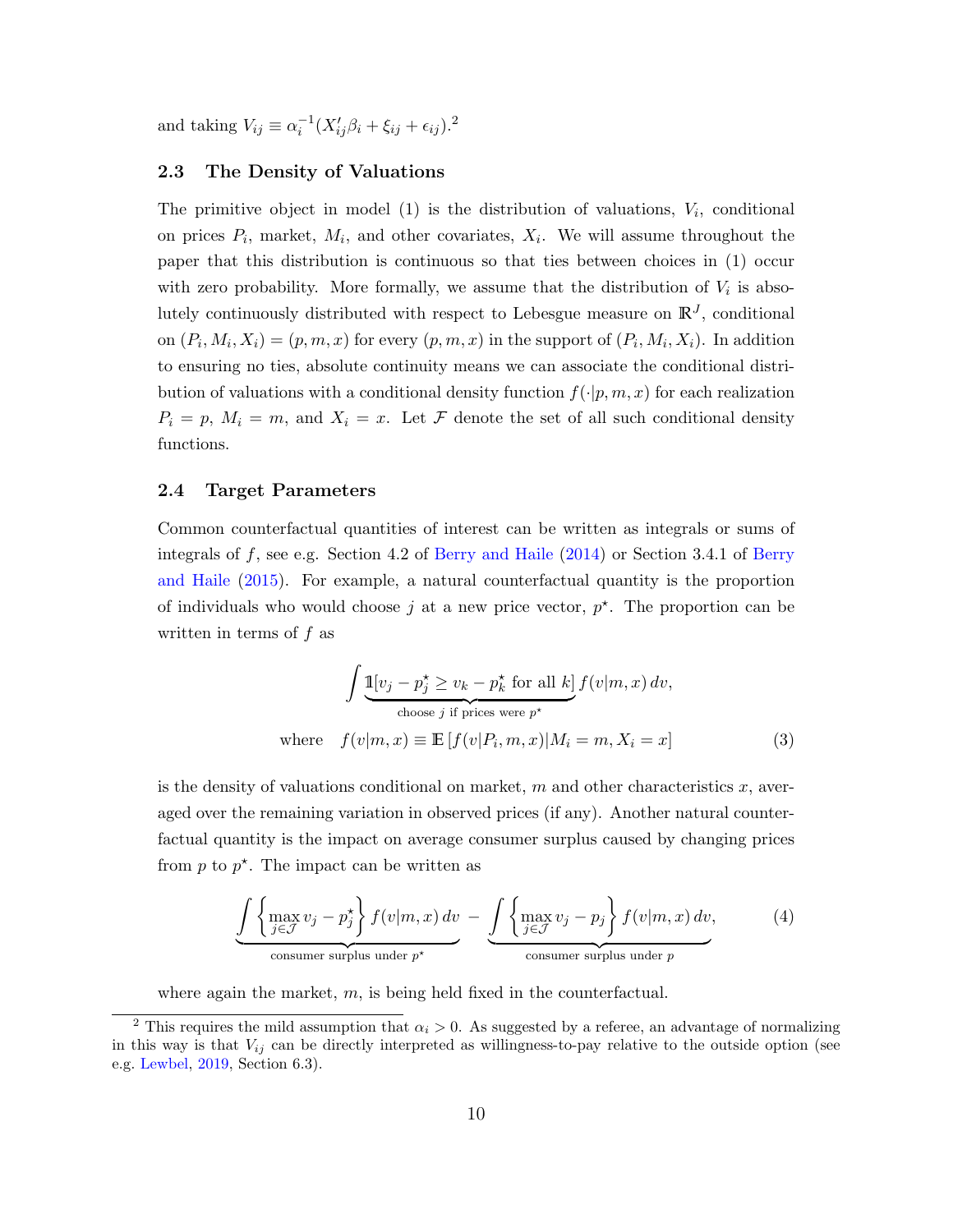and taking $V_{ij} \equiv \alpha_i^{-1}(X_{ij}'\beta_i + \xi_{ij} + \epsilon_{ij})$.[2]

### 2.3 The Density of Valuations

The primitive object in model (1) is the distribution of valuations, $V_i$, conditional on prices $P_i$, market, $M_i$, and other covariates, $X_i$. We will assume throughout the paper that this distribution is continuous so that ties between choices in (1) occur with zero probability. More formally, we assume that the distribution of $V_i$ is absolutely continuously distributed with respect to Lebesgue measure on $\mathbb{R}^J$, conditional on $(P_i, M_i, X_i) = (p, m, x)$ for every $(p, m, x)$ in the support of $(P_i, M_i, X_i)$. In addition to ensuring no ties, absolute continuity means we can associate the conditional distribution of valuations with a conditional density function $f(\cdot|p, m, x)$ for each realization $P_i = p$, $M_i = m$, and $X_i = x$. Let $\mathcal{F}$ denote the set of all such conditional density functions.

### 2.4 Target Parameters

Common counterfactual quantities of interest can be written as integrals or sums of integrals of $f$, see e.g. Section 4.2 of Berry and Haile (2014) or Section 3.4.1 of Berry and Haile (2015). For example, a natural counterfactual quantity is the proportion of individuals who would choose $j$ at a new price vector, $p^\star$. The proportion can be written in terms of $f$ as

$$\int \underbrace{\mathbb{1}[v_j - p_j^\star \geq v_k - p_k^\star \text{ for all } k]}_{\text{choose } j \text{ if prices were } p^\star} f(v|m, x)\, dv,$$

$$\text{where} \quad f(v|m, x) \equiv \mathbb{E}\left[f(v|P_i, m, x)|M_i = m, X_i = x\right] \tag{3}$$

is the density of valuations conditional on market, $m$ and other characteristics $x$, averaged over the remaining variation in observed prices (if any). Another natural counterfactual quantity is the impact on average consumer surplus caused by changing prices from $p$ to $p^\star$. The impact can be written as

$$\underbrace{\int \left\{\max_{j \in \mathcal{J}} v_j - p_j^\star\right\} f(v|m, x)\, dv}_{\text{consumer surplus under } p^\star} - \underbrace{\int \left\{\max_{j \in \mathcal{J}} v_j - p_j\right\} f(v|m, x)\, dv}_{\text{consumer surplus under } p}, \tag{4}$$

where again the market, $m$, is being held fixed in the counterfactual.

[2] This requires the mild assumption that $\alpha_i > 0$. As suggested by a referee, an advantage of normalizing in this way is that $V_{ij}$ can be directly interpreted as willingness-to-pay relative to the outside option (see e.g. Lewbel, 2019, Section 6.3).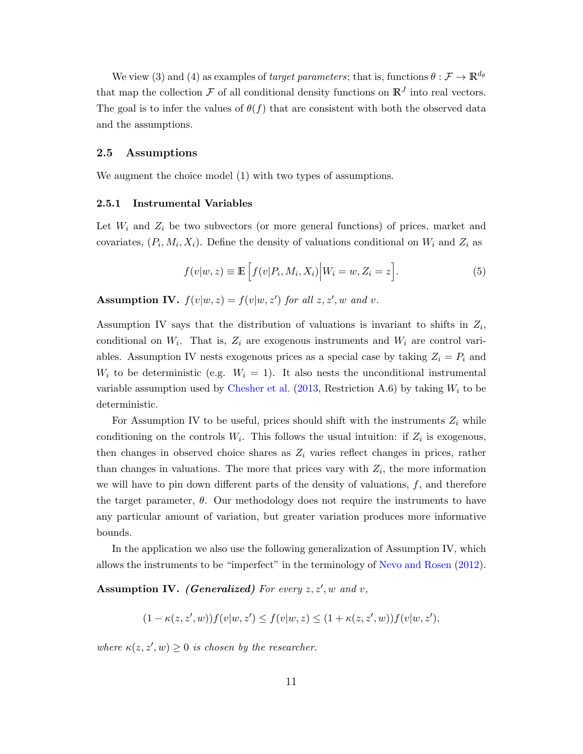We view (3) and (4) as examples of *target parameters*; that is, functions $\theta : \mathcal{F} \to \mathbb{R}^{d_\theta}$ that map the collection $\mathcal{F}$ of all conditional density functions on $\mathbb{R}^J$ into real vectors. The goal is to infer the values of $\theta(f)$ that are consistent with both the observed data and the assumptions.

### 2.5 Assumptions

We augment the choice model (1) with two types of assumptions.

#### 2.5.1 Instrumental Variables

Let $W_i$ and $Z_i$ be two subvectors (or more general functions) of prices, market and covariates, $(P_i, M_i, X_i)$. Define the density of valuations conditional on $W_i$ and $Z_i$ as

$$f(v|w, z) \equiv \mathbb{E}\left[ f(v|P_i, M_i, X_i) \middle| W_i = w, Z_i = z \right]. \tag{5}$$

**Assumption IV.** *$f(v|w, z) = f(v|w, z')$ for all $z, z', w$ and $v$.*

Assumption IV says that the distribution of valuations is invariant to shifts in $Z_i$, conditional on $W_i$. That is, $Z_i$ are exogenous instruments and $W_i$ are control variables. Assumption IV nests exogenous prices as a special case by taking $Z_i = P_i$ and $W_i$ to be deterministic (e.g. $W_i = 1$). It also nests the unconditional instrumental variable assumption used by Chesher et al. (2013, Restriction A.6) by taking $W_i$ to be deterministic.

For Assumption IV to be useful, prices should shift with the instruments $Z_i$ while conditioning on the controls $W_i$. This follows the usual intuition: if $Z_i$ is exogenous, then changes in observed choice shares as $Z_i$ varies reflect changes in prices, rather than changes in valuations. The more that prices vary with $Z_i$, the more information we will have to pin down different parts of the density of valuations, $f$, and therefore the target parameter, $\theta$. Our methodology does not require the instruments to have any particular amount of variation, but greater variation produces more informative bounds.

In the application we also use the following generalization of Assumption IV, which allows the instruments to be "imperfect" in the terminology of Nevo and Rosen (2012).

**Assumption IV.** ***(Generalized)*** *For every $z, z', w$ and $v$,*

$$(1 - \kappa(z, z', w)) f(v|w, z') \leq f(v|w, z) \leq (1 + \kappa(z, z', w)) f(v|w, z'),$$

*where $\kappa(z, z', w) \geq 0$ is chosen by the researcher.*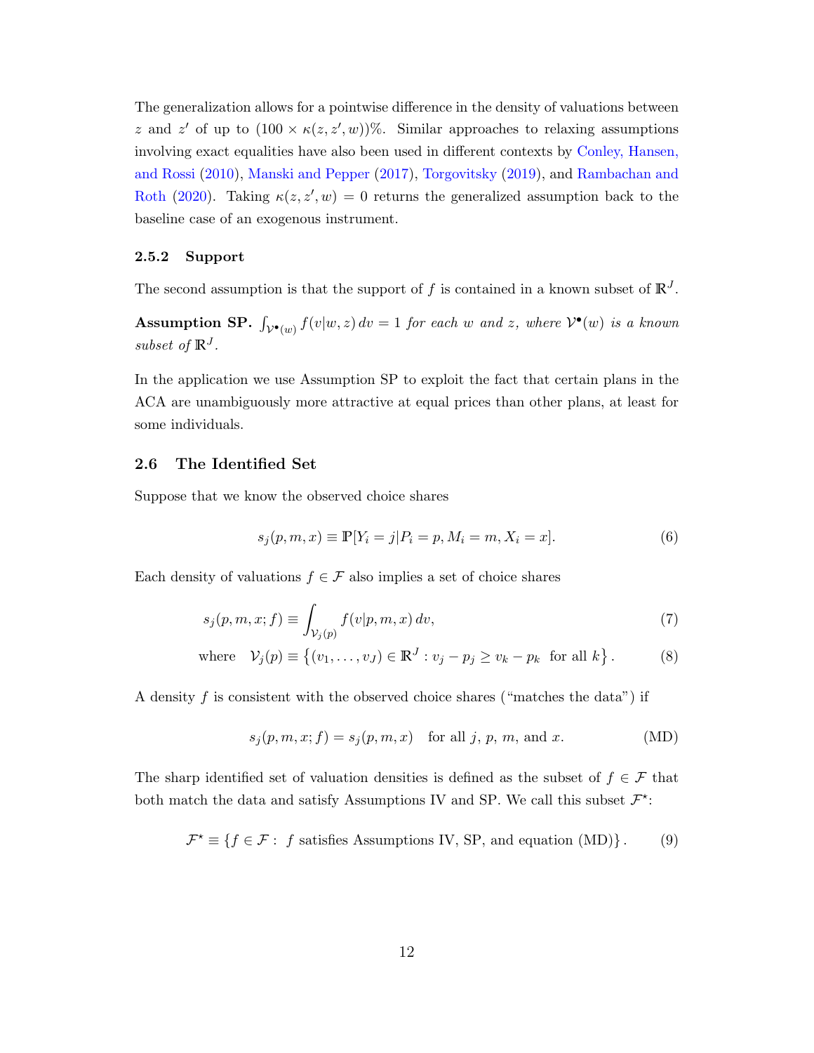The generalization allows for a pointwise difference in the density of valuations between $z$ and $z'$ of up to $(100 \times \kappa(z, z', w))\%$. Similar approaches to relaxing assumptions involving exact equalities have also been used in different contexts by Conley, Hansen, and Rossi (2010), Manski and Pepper (2017), Torgovitsky (2019), and Rambachan and Roth (2020). Taking $\kappa(z, z', w) = 0$ returns the generalized assumption back to the baseline case of an exogenous instrument.

#### 2.5.2 Support

The second assumption is that the support of $f$ is contained in a known subset of $\mathbb{R}^J$.

**Assumption SP.** *$\int_{\mathcal{V}^\bullet(w)} f(v|w, z)\, dv = 1$ for each $w$ and $z$, where $\mathcal{V}^\bullet(w)$ is a known subset of $\mathbb{R}^J$.*

In the application we use Assumption SP to exploit the fact that certain plans in the ACA are unambiguously more attractive at equal prices than other plans, at least for some individuals.

### 2.6 The Identified Set

Suppose that we know the observed choice shares

$$s_j(p, m, x) \equiv \mathbb{P}[Y_i = j | P_i = p, M_i = m, X_i = x]. \tag{6}$$

Each density of valuations $f \in \mathcal{F}$ also implies a set of choice shares

$$s_j(p, m, x; f) \equiv \int_{\mathcal{V}_j(p)} f(v|p, m, x)\, dv, \tag{7}$$

$$\text{where} \quad \mathcal{V}_j(p) \equiv \left\{(v_1, \ldots, v_J) \in \mathbb{R}^J : v_j - p_j \geq v_k - p_k \text{ for all } k\right\}. \tag{8}$$

A density $f$ is consistent with the observed choice shares ("matches the data") if

$$s_j(p, m, x; f) = s_j(p, m, x) \quad \text{for all } j,\ p,\ m, \text{ and } x. \tag{MD}$$

The sharp identified set of valuation densities is defined as the subset of $f \in \mathcal{F}$ that both match the data and satisfy Assumptions IV and SP. We call this subset $\mathcal{F}^\star$:

$$\mathcal{F}^\star \equiv \{f \in \mathcal{F} : f \text{ satisfies Assumptions IV, SP, and equation (MD)}\}. \tag{9}$$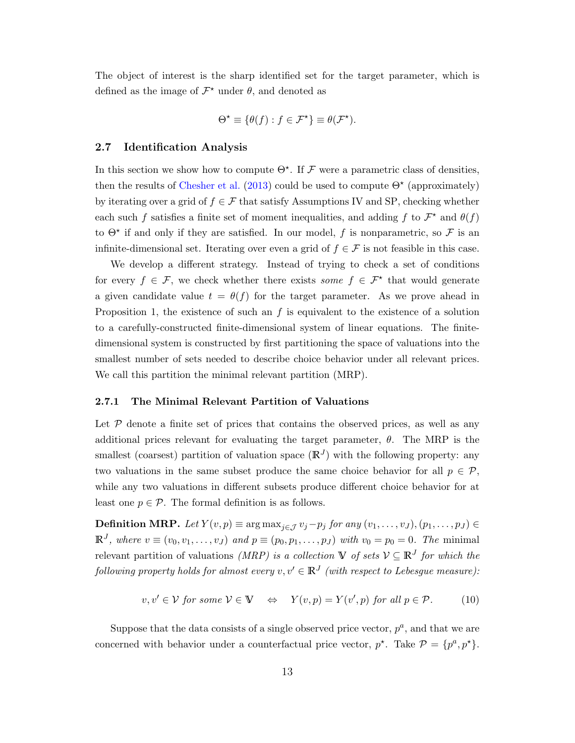The object of interest is the sharp identified set for the target parameter, which is defined as the image of $\mathcal{F}^\star$ under $\theta$, and denoted as

$$\Theta^\star \equiv \{\theta(f) : f \in \mathcal{F}^\star\} \equiv \theta(\mathcal{F}^\star).$$

### 2.7 Identification Analysis

In this section we show how to compute $\Theta^\star$. If $\mathcal{F}$ were a parametric class of densities, then the results of Chesher et al. (2013) could be used to compute $\Theta^\star$ (approximately) by iterating over a grid of $f \in \mathcal{F}$ that satisfy Assumptions IV and SP, checking whether each such $f$ satisfies a finite set of moment inequalities, and adding $f$ to $\mathcal{F}^\star$ and $\theta(f)$ to $\Theta^\star$ if and only if they are satisfied. In our model, $f$ is nonparametric, so $\mathcal{F}$ is an infinite-dimensional set. Iterating over even a grid of $f \in \mathcal{F}$ is not feasible in this case.

We develop a different strategy. Instead of trying to check a set of conditions for every $f \in \mathcal{F}$, we check whether there exists *some* $f \in \mathcal{F}^\star$ that would generate a given candidate value $t = \theta(f)$ for the target parameter. As we prove ahead in Proposition 1, the existence of such an $f$ is equivalent to the existence of a solution to a carefully-constructed finite-dimensional system of linear equations. The finite-dimensional system is constructed by first partitioning the space of valuations into the smallest number of sets needed to describe choice behavior under all relevant prices. We call this partition the minimal relevant partition (MRP).

#### 2.7.1 The Minimal Relevant Partition of Valuations

Let $\mathcal{P}$ denote a finite set of prices that contains the observed prices, as well as any additional prices relevant for evaluating the target parameter, $\theta$. The MRP is the smallest (coarsest) partition of valuation space ($\mathbb{R}^J$) with the following property: any two valuations in the same subset produce the same choice behavior for all $p \in \mathcal{P}$, while any two valuations in different subsets produce different choice behavior for at least one $p \in \mathcal{P}$. The formal definition is as follows.

**Definition MRP.** *Let $Y(v, p) \equiv \arg\max_{j \in \mathcal{J}} v_j - p_j$ for any $(v_1, \ldots, v_J), (p_1, \ldots, p_J) \in \mathbb{R}^J$, where $v \equiv (v_0, v_1, \ldots, v_J)$ and $p \equiv (p_0, p_1, \ldots, p_J)$ with $v_0 = p_0 = 0$. The* minimal relevant partition of valuations *(MRP) is a collection $\mathbb{V}$ of sets $\mathcal{V} \subseteq \mathbb{R}^J$ for which the following property holds for almost every $v, v' \in \mathbb{R}^J$ (with respect to Lebesgue measure):*

$$v, v' \in \mathcal{V} \text{ for some } \mathcal{V} \in \mathbb{V} \quad \Leftrightarrow \quad Y(v, p) = Y(v', p) \text{ for all } p \in \mathcal{P}. \tag{10}$$

Suppose that the data consists of a single observed price vector, $p^a$, and that we are concerned with behavior under a counterfactual price vector, $p^\star$. Take $\mathcal{P} = \{p^a, p^\star\}$.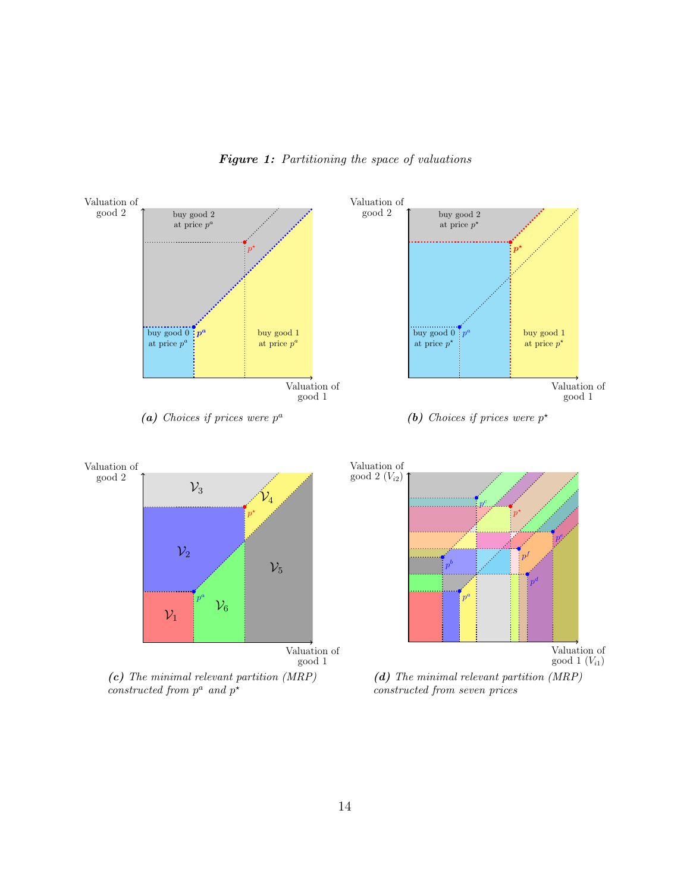***Figure 1:*** *Partitioning the space of valuations*

Valuation of good 2

buy good 2 at price $p^a$

$p^\star$

buy good 0 at price $p^a$

$p^a$

buy good 1 at price $p^a$

Valuation of good 1

***(a)*** *Choices if prices were* $p^a$

Valuation of good 2

buy good 2 at price $p^\star$

$p^\star$

buy good 0 at price $p^\star$

$p^a$

buy good 1 at price $p^\star$

Valuation of good 1

***(b)*** *Choices if prices were* $p^\star$

Valuation of good 2

$\mathcal{V}_3$

$\mathcal{V}_4$

$p^\star$

$\mathcal{V}_2$

$\mathcal{V}_5$

$p^a$

$\mathcal{V}_6$

$\mathcal{V}_1$

Valuation of good 1

***(c)*** *The minimal relevant partition (MRP) constructed from* $p^a$ *and* $p^\star$

Valuation of good 2 ($V_{i2}$)

$p^c$

$p^\star$

$p^e$

$p^f$

$p^b$

$p^d$

$p^a$

Valuation of good 1 ($V_{i1}$)

***(d)*** *The minimal relevant partition (MRP) constructed from seven prices*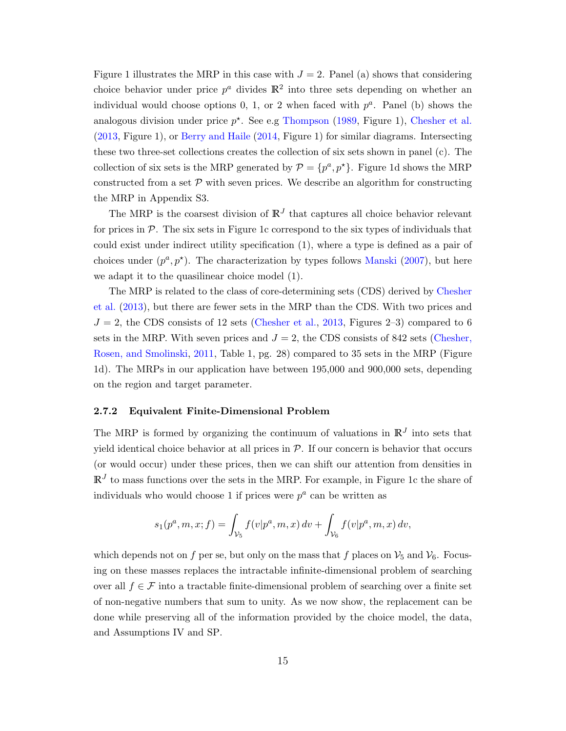Figure 1 illustrates the MRP in this case with $J = 2$. Panel (a) shows that considering choice behavior under price $p^a$ divides $\mathbb{R}^2$ into three sets depending on whether an individual would choose options 0, 1, or 2 when faced with $p^a$. Panel (b) shows the analogous division under price $p^\star$. See e.g Thompson (1989, Figure 1), Chesher et al. (2013, Figure 1), or Berry and Haile (2014, Figure 1) for similar diagrams. Intersecting these two three-set collections creates the collection of six sets shown in panel (c). The collection of six sets is the MRP generated by $\mathcal{P} = \{p^a, p^\star\}$. Figure 1d shows the MRP constructed from a set $\mathcal{P}$ with seven prices. We describe an algorithm for constructing the MRP in Appendix S3.

The MRP is the coarsest division of $\mathbb{R}^J$ that captures all choice behavior relevant for prices in $\mathcal{P}$. The six sets in Figure 1c correspond to the six types of individuals that could exist under indirect utility specification (1), where a type is defined as a pair of choices under $(p^a, p^\star)$. The characterization by types follows Manski (2007), but here we adapt it to the quasilinear choice model (1).

The MRP is related to the class of core-determining sets (CDS) derived by Chesher et al. (2013), but there are fewer sets in the MRP than the CDS. With two prices and $J = 2$, the CDS consists of 12 sets (Chesher et al., 2013, Figures 2–3) compared to 6 sets in the MRP. With seven prices and $J = 2$, the CDS consists of 842 sets (Chesher, Rosen, and Smolinski, 2011, Table 1, pg. 28) compared to 35 sets in the MRP (Figure 1d). The MRPs in our application have between 195,000 and 900,000 sets, depending on the region and target parameter.

### 2.7.2 Equivalent Finite-Dimensional Problem

The MRP is formed by organizing the continuum of valuations in $\mathbb{R}^J$ into sets that yield identical choice behavior at all prices in $\mathcal{P}$. If our concern is behavior that occurs (or would occur) under these prices, then we can shift our attention from densities in $\mathbb{R}^J$ to mass functions over the sets in the MRP. For example, in Figure 1c the share of individuals who would choose 1 if prices were $p^a$ can be written as

$$s_1(p^a, m, x; f) = \int_{\mathcal{V}_5} f(v|p^a, m, x)\, dv + \int_{\mathcal{V}_6} f(v|p^a, m, x)\, dv,$$

which depends not on $f$ per se, but only on the mass that $f$ places on $\mathcal{V}_5$ and $\mathcal{V}_6$. Focusing on these masses replaces the intractable infinite-dimensional problem of searching over all $f \in \mathcal{F}$ into a tractable finite-dimensional problem of searching over a finite set of non-negative numbers that sum to unity. As we now show, the replacement can be done while preserving all of the information provided by the choice model, the data, and Assumptions IV and SP.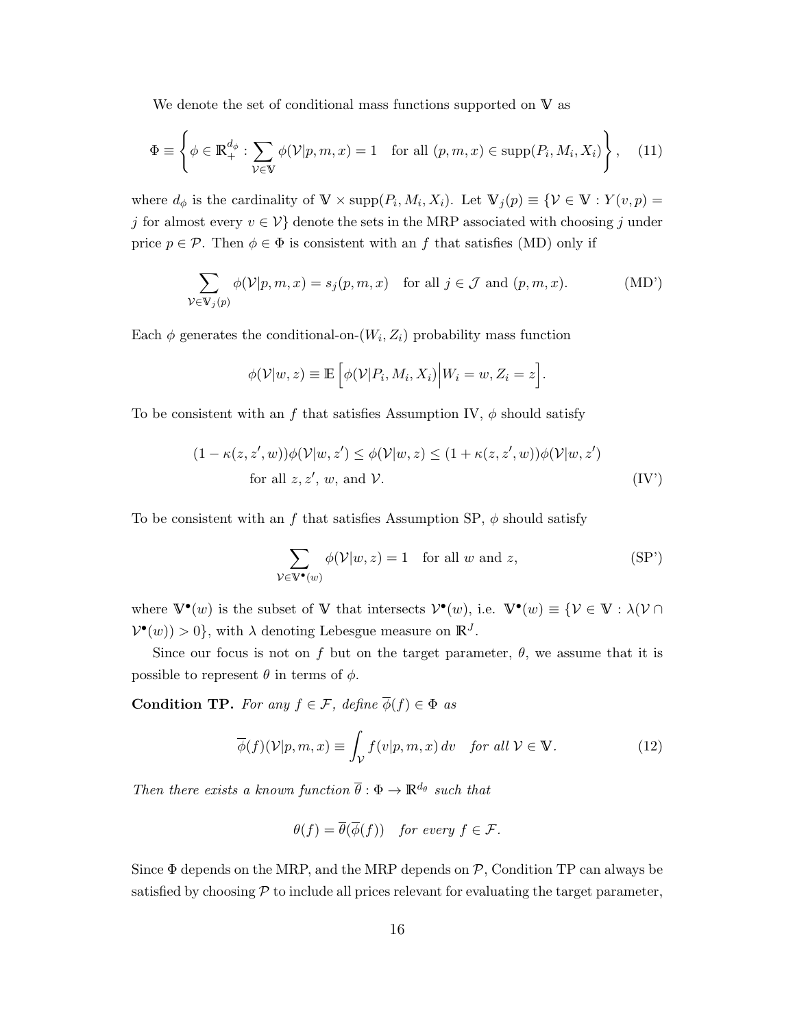We denote the set of conditional mass functions supported on $\mathbb{V}$ as

$$
\Phi \equiv \left\{ \phi \in \mathbb{R}_+^{d_\phi} : \sum_{\mathcal{V} \in \mathbb{V}} \phi(\mathcal{V}|p, m, x) = 1 \quad \text{for all } (p, m, x) \in \text{supp}(P_i, M_i, X_i) \right\}, \tag{11}
$$

where $d_\phi$ is the cardinality of $\mathbb{V} \times \text{supp}(P_i, M_i, X_i)$. Let $\mathbb{V}_j(p) \equiv \{\mathcal{V} \in \mathbb{V} : Y(v, p) = j \text{ for almost every } v \in \mathcal{V}\}$ denote the sets in the MRP associated with choosing $j$ under price $p \in \mathcal{P}$. Then $\phi \in \Phi$ is consistent with an $f$ that satisfies (MD) only if

$$
\sum_{\mathcal{V} \in \mathbb{V}_j(p)} \phi(\mathcal{V}|p, m, x) = s_j(p, m, x) \quad \text{for all } j \in \mathcal{J} \text{ and } (p, m, x). \tag{MD'}
$$

Each $\phi$ generates the conditional-on-$(W_i, Z_i)$ probability mass function

$$
\phi(\mathcal{V}|w, z) \equiv \mathbb{E}\left[\phi(\mathcal{V}|P_i, M_i, X_i)\Big|W_i = w, Z_i = z\right].
$$

To be consistent with an $f$ that satisfies Assumption IV, $\phi$ should satisfy

$$
\begin{aligned}
(1 - \kappa(z, z', w))\phi(\mathcal{V}|w, z') \leq \phi(\mathcal{V}|w, z) &\leq (1 + \kappa(z, z', w))\phi(\mathcal{V}|w, z') \\
\text{for all } z, z', w, \text{ and } \mathcal{V}.&
\end{aligned} \tag{IV'}
$$

To be consistent with an $f$ that satisfies Assumption SP, $\phi$ should satisfy

$$
\sum_{\mathcal{V} \in \mathbb{V}^\bullet(w)} \phi(\mathcal{V}|w, z) = 1 \quad \text{for all } w \text{ and } z, \tag{SP'}
$$

where $\mathbb{V}^\bullet(w)$ is the subset of $\mathbb{V}$ that intersects $\mathcal{V}^\bullet(w)$, i.e. $\mathbb{V}^\bullet(w) \equiv \{\mathcal{V} \in \mathbb{V} : \lambda(\mathcal{V} \cap \mathcal{V}^\bullet(w)) > 0\}$, with $\lambda$ denoting Lebesgue measure on $\mathbb{R}^J$.

Since our focus is not on $f$ but on the target parameter, $\theta$, we assume that it is possible to represent $\theta$ in terms of $\phi$.

**Condition TP.** *For any $f \in \mathcal{F}$, define $\overline{\phi}(f) \in \Phi$ as*

$$
\overline{\phi}(f)(\mathcal{V}|p, m, x) \equiv \int_{\mathcal{V}} f(v|p, m, x)\, dv \quad \textit{for all } \mathcal{V} \in \mathbb{V}. \tag{12}
$$

*Then there exists a known function $\overline{\theta} : \Phi \to \mathbb{R}^{d_\theta}$ such that*

$$
\theta(f) = \overline{\theta}(\overline{\phi}(f)) \quad \textit{for every } f \in \mathcal{F}.
$$

Since $\Phi$ depends on the MRP, and the MRP depends on $\mathcal{P}$, Condition TP can always be satisfied by choosing $\mathcal{P}$ to include all prices relevant for evaluating the target parameter,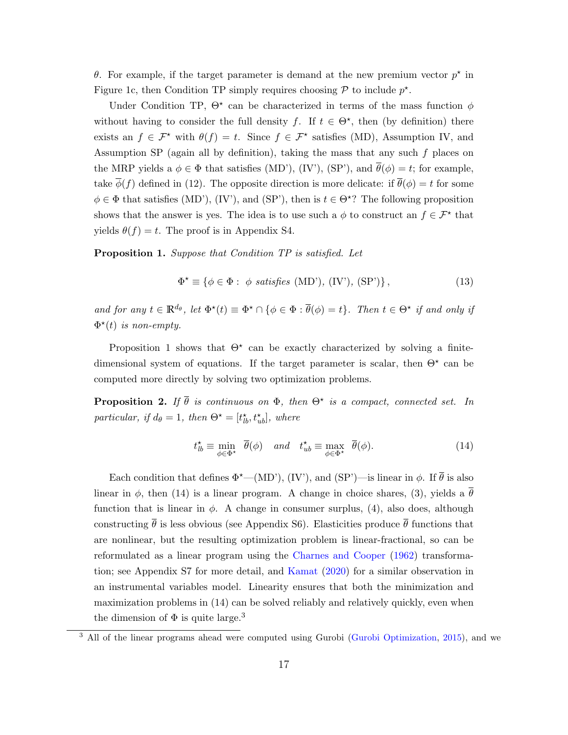$\theta$. For example, if the target parameter is demand at the new premium vector $p^\star$ in Figure 1c, then Condition TP simply requires choosing $\mathcal{P}$ to include $p^\star$.

Under Condition TP, $\Theta^\star$ can be characterized in terms of the mass function $\phi$ without having to consider the full density $f$. If $t \in \Theta^\star$, then (by definition) there exists an $f \in \mathcal{F}^\star$ with $\theta(f) = t$. Since $f \in \mathcal{F}^\star$ satisfies (MD), Assumption IV, and Assumption SP (again all by definition), taking the mass that any such $f$ places on the MRP yields a $\phi \in \Phi$ that satisfies (MD'), (IV'), (SP'), and $\overline{\theta}(\phi) = t$; for example, take $\overline{\phi}(f)$ defined in (12). The opposite direction is more delicate: if $\overline{\theta}(\phi) = t$ for some $\phi \in \Phi$ that satisfies (MD'), (IV'), and (SP'), then is $t \in \Theta^\star$? The following proposition shows that the answer is yes. The idea is to use such a $\phi$ to construct an $f \in \mathcal{F}^\star$ that yields $\theta(f) = t$. The proof is in Appendix S4.

**Proposition 1.** *Suppose that Condition TP is satisfied. Let*

$$\Phi^\star \equiv \{\phi \in \Phi : \ \phi \text{ satisfies (MD'), (IV'), (SP')}\}, \tag{13}$$

*and for any $t \in \mathbb{R}^{d_\theta}$, let $\Phi^\star(t) \equiv \Phi^\star \cap \{\phi \in \Phi : \overline{\theta}(\phi) = t\}$. Then $t \in \Theta^\star$ if and only if $\Phi^\star(t)$ is non-empty.*

Proposition 1 shows that $\Theta^\star$ can be exactly characterized by solving a finite-dimensional system of equations. If the target parameter is scalar, then $\Theta^\star$ can be computed more directly by solving two optimization problems.

**Proposition 2.** *If $\overline{\theta}$ is continuous on $\Phi$, then $\Theta^\star$ is a compact, connected set. In particular, if $d_\theta = 1$, then $\Theta^\star = [t^\star_{lb}, t^\star_{ub}]$, where*

$$t^\star_{lb} \equiv \min_{\phi \in \Phi^\star} \ \overline{\theta}(\phi) \quad \text{and} \quad t^\star_{ub} \equiv \max_{\phi \in \Phi^\star} \ \overline{\theta}(\phi). \tag{14}$$

Each condition that defines $\Phi^\star$—(MD'), (IV'), and (SP')—is linear in $\phi$. If $\overline{\theta}$ is also linear in $\phi$, then (14) is a linear program. A change in choice shares, (3), yields a $\overline{\theta}$ function that is linear in $\phi$. A change in consumer surplus, (4), also does, although constructing $\overline{\theta}$ is less obvious (see Appendix S6). Elasticities produce $\overline{\theta}$ functions that are nonlinear, but the resulting optimization problem is linear-fractional, so can be reformulated as a linear program using the Charnes and Cooper (1962) transformation; see Appendix S7 for more detail, and Kamat (2020) for a similar observation in an instrumental variables model. Linearity ensures that both the minimization and maximization problems in (14) can be solved reliably and relatively quickly, even when the dimension of $\Phi$ is quite large.[3]

[3] All of the linear programs ahead were computed using Gurobi (Gurobi Optimization, 2015), and we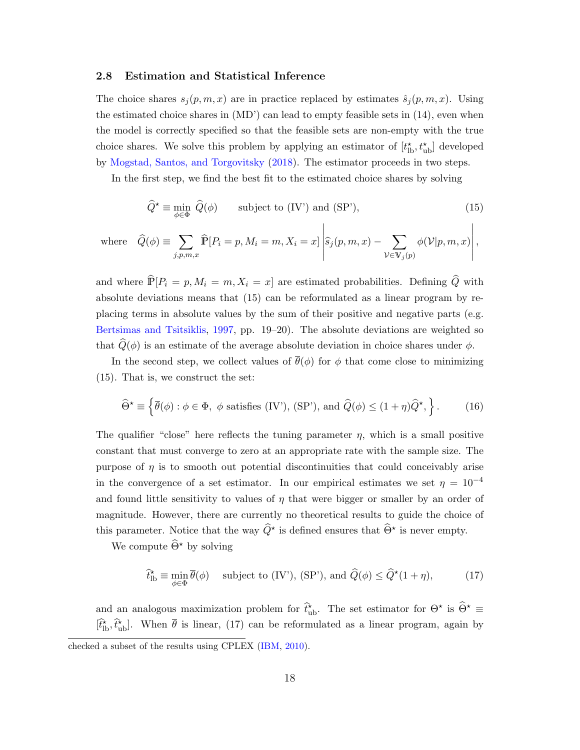### 2.8 Estimation and Statistical Inference

The choice shares $s_j(p, m, x)$ are in practice replaced by estimates $\hat{s}_j(p, m, x)$. Using the estimated choice shares in (MD') can lead to empty feasible sets in (14), even when the model is correctly specified so that the feasible sets are non-empty with the true choice shares. We solve this problem by applying an estimator of $[t^\star_{\text{lb}}, t^\star_{\text{ub}}]$ developed by Mogstad, Santos, and Torgovitsky (2018). The estimator proceeds in two steps.

In the first step, we find the best fit to the estimated choice shares by solving

$$\widehat{Q}^\star \equiv \min_{\phi \in \Phi} \widehat{Q}(\phi) \qquad \text{subject to (IV') and (SP')}, \tag{15}$$

$$\text{where} \quad \widehat{Q}(\phi) \equiv \sum_{j,p,m,x} \widehat{\mathbb{P}}[P_i = p, M_i = m, X_i = x] \left| \widehat{s}_j(p, m, x) - \sum_{\mathcal{V} \in \mathbb{V}_j(p)} \phi(\mathcal{V}|p, m, x) \right|,$$

and where $\widehat{\mathbb{P}}[P_i = p, M_i = m, X_i = x]$ are estimated probabilities. Defining $\widehat{Q}$ with absolute deviations means that (15) can be reformulated as a linear program by replacing terms in absolute values by the sum of their positive and negative parts (e.g. Bertsimas and Tsitsiklis, 1997, pp. 19–20). The absolute deviations are weighted so that $\widehat{Q}(\phi)$ is an estimate of the average absolute deviation in choice shares under $\phi$.

In the second step, we collect values of $\overline{\theta}(\phi)$ for $\phi$ that come close to minimizing (15). That is, we construct the set:

$$\widehat{\Theta}^\star \equiv \left\{ \overline{\theta}(\phi) : \phi \in \Phi,\ \phi \text{ satisfies (IV'), (SP'), and } \widehat{Q}(\phi) \leq (1 + \eta)\widehat{Q}^\star, \right\}. \tag{16}$$

The qualifier "close" here reflects the tuning parameter $\eta$, which is a small positive constant that must converge to zero at an appropriate rate with the sample size. The purpose of $\eta$ is to smooth out potential discontinuities that could conceivably arise in the convergence of a set estimator. In our empirical estimates we set $\eta = 10^{-4}$ and found little sensitivity to values of $\eta$ that were bigger or smaller by an order of magnitude. However, there are currently no theoretical results to guide the choice of this parameter. Notice that the way $\widehat{Q}^\star$ is defined ensures that $\widehat{\Theta}^\star$ is never empty.

We compute $\widehat{\Theta}^\star$ by solving

$$\widehat{t}^\star_{\text{lb}} \equiv \min_{\phi \in \Phi} \overline{\theta}(\phi) \quad \text{subject to (IV'), (SP'), and } \widehat{Q}(\phi) \leq \widehat{Q}^\star(1 + \eta), \tag{17}$$

and an analogous maximization problem for $\widehat{t}^\star_{\text{ub}}$. The set estimator for $\Theta^\star$ is $\widehat{\Theta}^\star \equiv [\widehat{t}^\star_{\text{lb}}, \widehat{t}^\star_{\text{ub}}]$. When $\overline{\theta}$ is linear, (17) can be reformulated as a linear program, again by

checked a subset of the results using CPLEX (IBM, 2010).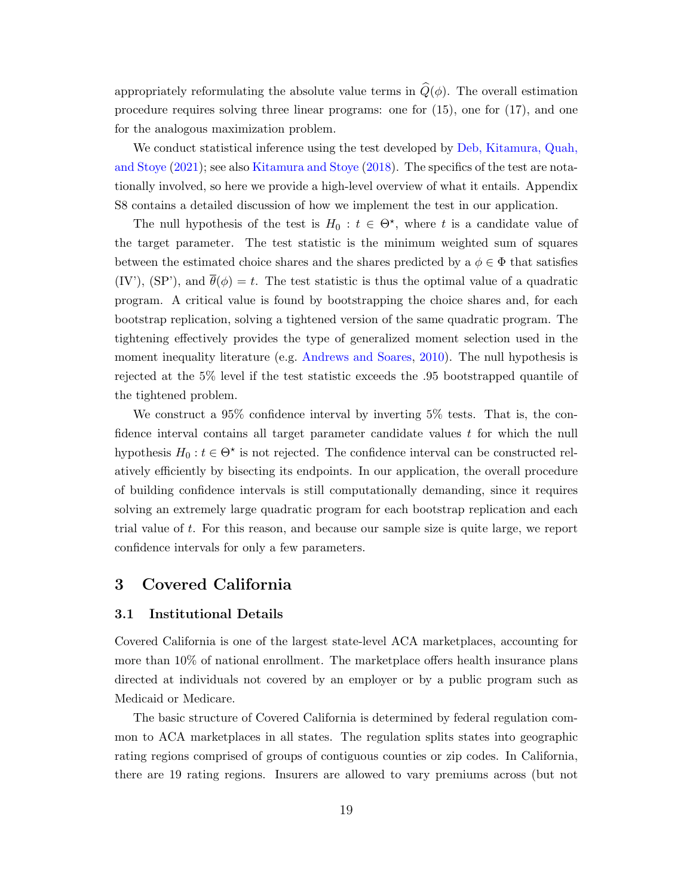appropriately reformulating the absolute value terms in $\widehat{Q}(\phi)$. The overall estimation procedure requires solving three linear programs: one for (15), one for (17), and one for the analogous maximization problem.

We conduct statistical inference using the test developed by Deb, Kitamura, Quah, and Stoye (2021); see also Kitamura and Stoye (2018). The specifics of the test are notationally involved, so here we provide a high-level overview of what it entails. Appendix S8 contains a detailed discussion of how we implement the test in our application.

The null hypothesis of the test is $H_0 : t \in \Theta^\star$, where $t$ is a candidate value of the target parameter. The test statistic is the minimum weighted sum of squares between the estimated choice shares and the shares predicted by a $\phi \in \Phi$ that satisfies (IV'), (SP'), and $\overline{\theta}(\phi) = t$. The test statistic is thus the optimal value of a quadratic program. A critical value is found by bootstrapping the choice shares and, for each bootstrap replication, solving a tightened version of the same quadratic program. The tightening effectively provides the type of generalized moment selection used in the moment inequality literature (e.g. Andrews and Soares, 2010). The null hypothesis is rejected at the 5% level if the test statistic exceeds the .95 bootstrapped quantile of the tightened problem.

We construct a 95% confidence interval by inverting 5% tests. That is, the confidence interval contains all target parameter candidate values $t$ for which the null hypothesis $H_0 : t \in \Theta^\star$ is not rejected. The confidence interval can be constructed relatively efficiently by bisecting its endpoints. In our application, the overall procedure of building confidence intervals is still computationally demanding, since it requires solving an extremely large quadratic program for each bootstrap replication and each trial value of $t$. For this reason, and because our sample size is quite large, we report confidence intervals for only a few parameters.

# 3 Covered California

## 3.1 Institutional Details

Covered California is one of the largest state-level ACA marketplaces, accounting for more than 10% of national enrollment. The marketplace offers health insurance plans directed at individuals not covered by an employer or by a public program such as Medicaid or Medicare.

The basic structure of Covered California is determined by federal regulation common to ACA marketplaces in all states. The regulation splits states into geographic rating regions comprised of groups of contiguous counties or zip codes. In California, there are 19 rating regions. Insurers are allowed to vary premiums across (but not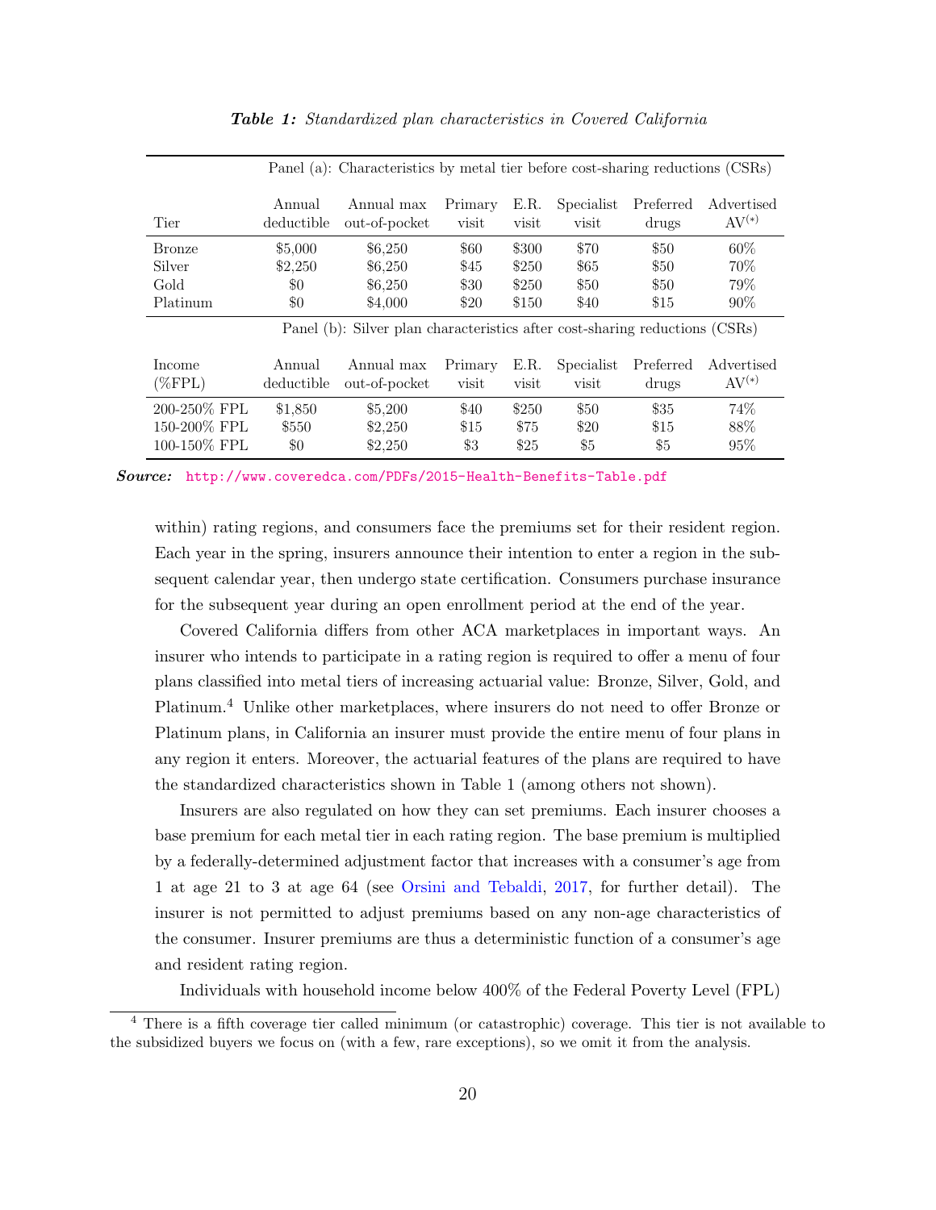***Table 1:*** *Standardized plan characteristics in Covered California*

| Panel (a): Characteristics by metal tier before cost-sharing reductions (CSRs) | | | | | | | |
|---|---|---|---|---|---|---|---|
| Tier | Annual deductible | Annual max out-of-pocket | Primary visit | E.R. visit | Specialist visit | Preferred drugs | Advertised AV$^{(*)}$ |
| Bronze | \$5,000 | \$6,250 | \$60 | \$300 | \$70 | \$50 | 60% |
| Silver | \$2,250 | \$6,250 | \$45 | \$250 | \$65 | \$50 | 70% |
| Gold | \$0 | \$6,250 | \$30 | \$250 | \$50 | \$50 | 79% |
| Platinum | \$0 | \$4,000 | \$20 | \$150 | \$40 | \$15 | 90% |
| Panel (b): Silver plan characteristics after cost-sharing reductions (CSRs) | | | | | | | |
| Income (%FPL) | Annual deductible | Annual max out-of-pocket | Primary visit | E.R. visit | Specialist visit | Preferred drugs | Advertised AV$^{(*)}$ |
| 200-250% FPL | \$1,850 | \$5,200 | \$40 | \$250 | \$50 | \$35 | 74% |
| 150-200% FPL | \$550 | \$2,250 | \$15 | \$75 | \$20 | \$15 | 88% |
| 100-150% FPL | \$0 | \$2,250 | \$3 | \$25 | \$5 | \$5 | 95% |

***Source:*** http://www.coveredca.com/PDFs/2015-Health-Benefits-Table.pdf

within) rating regions, and consumers face the premiums set for their resident region. Each year in the spring, insurers announce their intention to enter a region in the subsequent calendar year, then undergo state certification. Consumers purchase insurance for the subsequent year during an open enrollment period at the end of the year.

Covered California differs from other ACA marketplaces in important ways. An insurer who intends to participate in a rating region is required to offer a menu of four plans classified into metal tiers of increasing actuarial value: Bronze, Silver, Gold, and Platinum.[4] Unlike other marketplaces, where insurers do not need to offer Bronze or Platinum plans, in California an insurer must provide the entire menu of four plans in any region it enters. Moreover, the actuarial features of the plans are required to have the standardized characteristics shown in Table 1 (among others not shown).

Insurers are also regulated on how they can set premiums. Each insurer chooses a base premium for each metal tier in each rating region. The base premium is multiplied by a federally-determined adjustment factor that increases with a consumer's age from 1 at age 21 to 3 at age 64 (see Orsini and Tebaldi, 2017, for further detail). The insurer is not permitted to adjust premiums based on any non-age characteristics of the consumer. Insurer premiums are thus a deterministic function of a consumer's age and resident rating region.

Individuals with household income below 400% of the Federal Poverty Level (FPL)

[4] There is a fifth coverage tier called minimum (or catastrophic) coverage. This tier is not available to the subsidized buyers we focus on (with a few, rare exceptions), so we omit it from the analysis.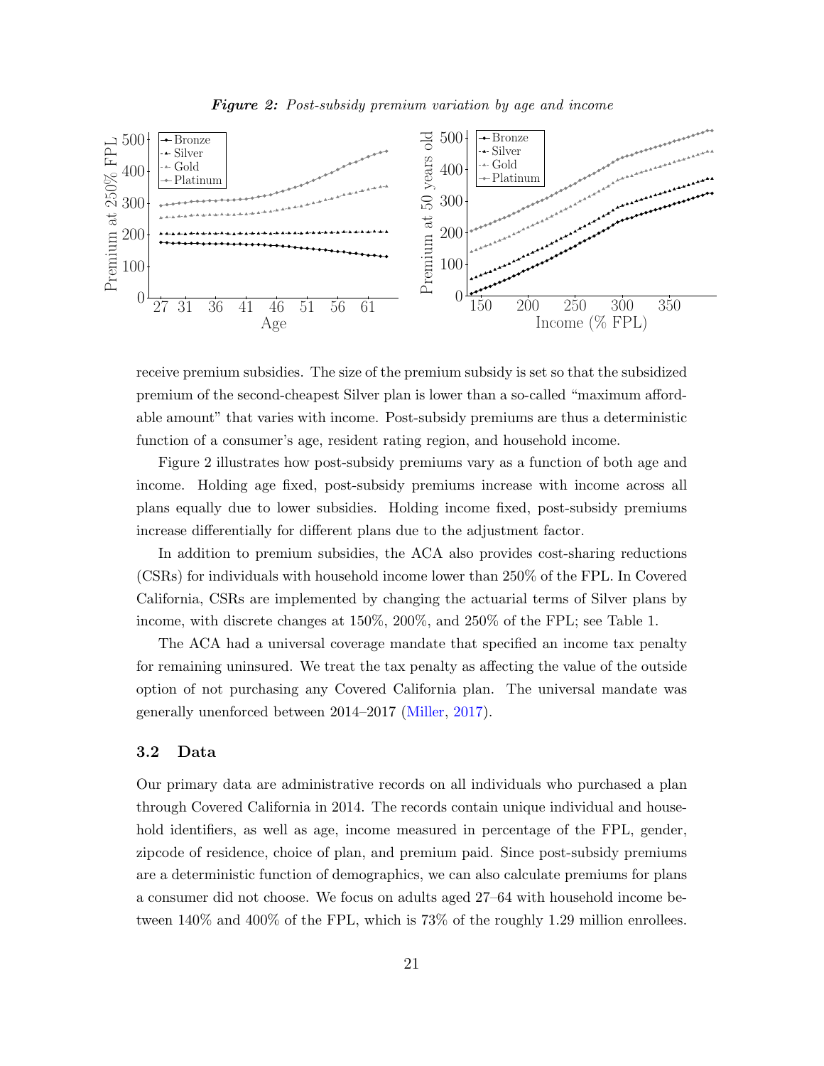***Figure 2:*** *Post-subsidy premium variation by age and income*

Premium at 250% FPL
500
400
300
200
100
0
27 31 36 41 46 51 56 61
Age
Bronze
Silver
Gold
Platinum

Premium at 50 years old
500
400
300
200
100
0
150 200 250 300 350
Income (% FPL)
Bronze
Silver
Gold
Platinum

receive premium subsidies. The size of the premium subsidy is set so that the subsidized premium of the second-cheapest Silver plan is lower than a so-called "maximum affordable amount" that varies with income. Post-subsidy premiums are thus a deterministic function of a consumer's age, resident rating region, and household income.

Figure 2 illustrates how post-subsidy premiums vary as a function of both age and income. Holding age fixed, post-subsidy premiums increase with income across all plans equally due to lower subsidies. Holding income fixed, post-subsidy premiums increase differentially for different plans due to the adjustment factor.

In addition to premium subsidies, the ACA also provides cost-sharing reductions (CSRs) for individuals with household income lower than 250% of the FPL. In Covered California, CSRs are implemented by changing the actuarial terms of Silver plans by income, with discrete changes at 150%, 200%, and 250% of the FPL; see Table 1.

The ACA had a universal coverage mandate that specified an income tax penalty for remaining uninsured. We treat the tax penalty as affecting the value of the outside option of not purchasing any Covered California plan. The universal mandate was generally unenforced between 2014–2017 (Miller, 2017).

### 3.2 Data

Our primary data are administrative records on all individuals who purchased a plan through Covered California in 2014. The records contain unique individual and household identifiers, as well as age, income measured in percentage of the FPL, gender, zipcode of residence, choice of plan, and premium paid. Since post-subsidy premiums are a deterministic function of demographics, we can also calculate premiums for plans a consumer did not choose. We focus on adults aged 27–64 with household income between 140% and 400% of the FPL, which is 73% of the roughly 1.29 million enrollees.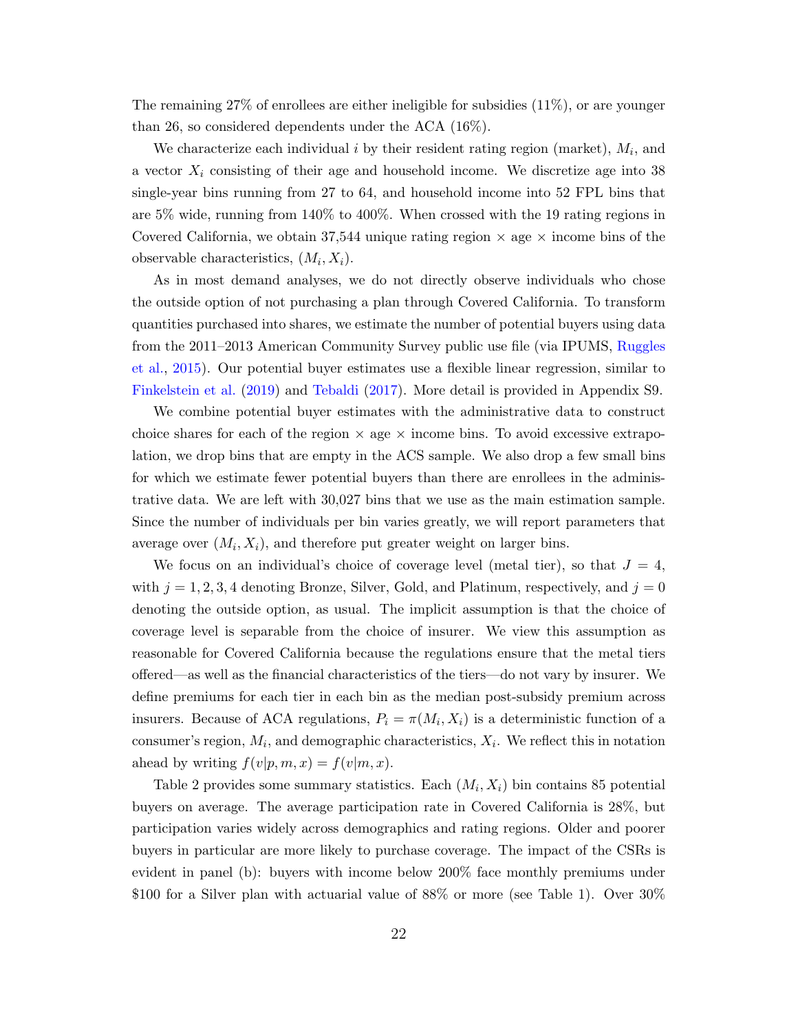The remaining 27% of enrollees are either ineligible for subsidies (11%), or are younger than 26, so considered dependents under the ACA (16%).

We characterize each individual $i$ by their resident rating region (market), $M_i$, and a vector $X_i$ consisting of their age and household income. We discretize age into 38 single-year bins running from 27 to 64, and household income into 52 FPL bins that are 5% wide, running from 140% to 400%. When crossed with the 19 rating regions in Covered California, we obtain 37,544 unique rating region × age × income bins of the observable characteristics, $(M_i, X_i)$.

As in most demand analyses, we do not directly observe individuals who chose the outside option of not purchasing a plan through Covered California. To transform quantities purchased into shares, we estimate the number of potential buyers using data from the 2011–2013 American Community Survey public use file (via IPUMS, Ruggles et al., 2015). Our potential buyer estimates use a flexible linear regression, similar to Finkelstein et al. (2019) and Tebaldi (2017). More detail is provided in Appendix S9.

We combine potential buyer estimates with the administrative data to construct choice shares for each of the region × age × income bins. To avoid excessive extrapolation, we drop bins that are empty in the ACS sample. We also drop a few small bins for which we estimate fewer potential buyers than there are enrollees in the administrative data. We are left with 30,027 bins that we use as the main estimation sample. Since the number of individuals per bin varies greatly, we will report parameters that average over $(M_i, X_i)$, and therefore put greater weight on larger bins.

We focus on an individual's choice of coverage level (metal tier), so that $J = 4$, with $j = 1, 2, 3, 4$ denoting Bronze, Silver, Gold, and Platinum, respectively, and $j = 0$ denoting the outside option, as usual. The implicit assumption is that the choice of coverage level is separable from the choice of insurer. We view this assumption as reasonable for Covered California because the regulations ensure that the metal tiers offered—as well as the financial characteristics of the tiers—do not vary by insurer. We define premiums for each tier in each bin as the median post-subsidy premium across insurers. Because of ACA regulations, $P_i = \pi(M_i, X_i)$ is a deterministic function of a consumer's region, $M_i$, and demographic characteristics, $X_i$. We reflect this in notation ahead by writing $f(v|p, m, x) = f(v|m, x)$.

Table 2 provides some summary statistics. Each $(M_i, X_i)$ bin contains 85 potential buyers on average. The average participation rate in Covered California is 28%, but participation varies widely across demographics and rating regions. Older and poorer buyers in particular are more likely to purchase coverage. The impact of the CSRs is evident in panel (b): buyers with income below 200% face monthly premiums under \$100 for a Silver plan with actuarial value of 88% or more (see Table 1). Over 30%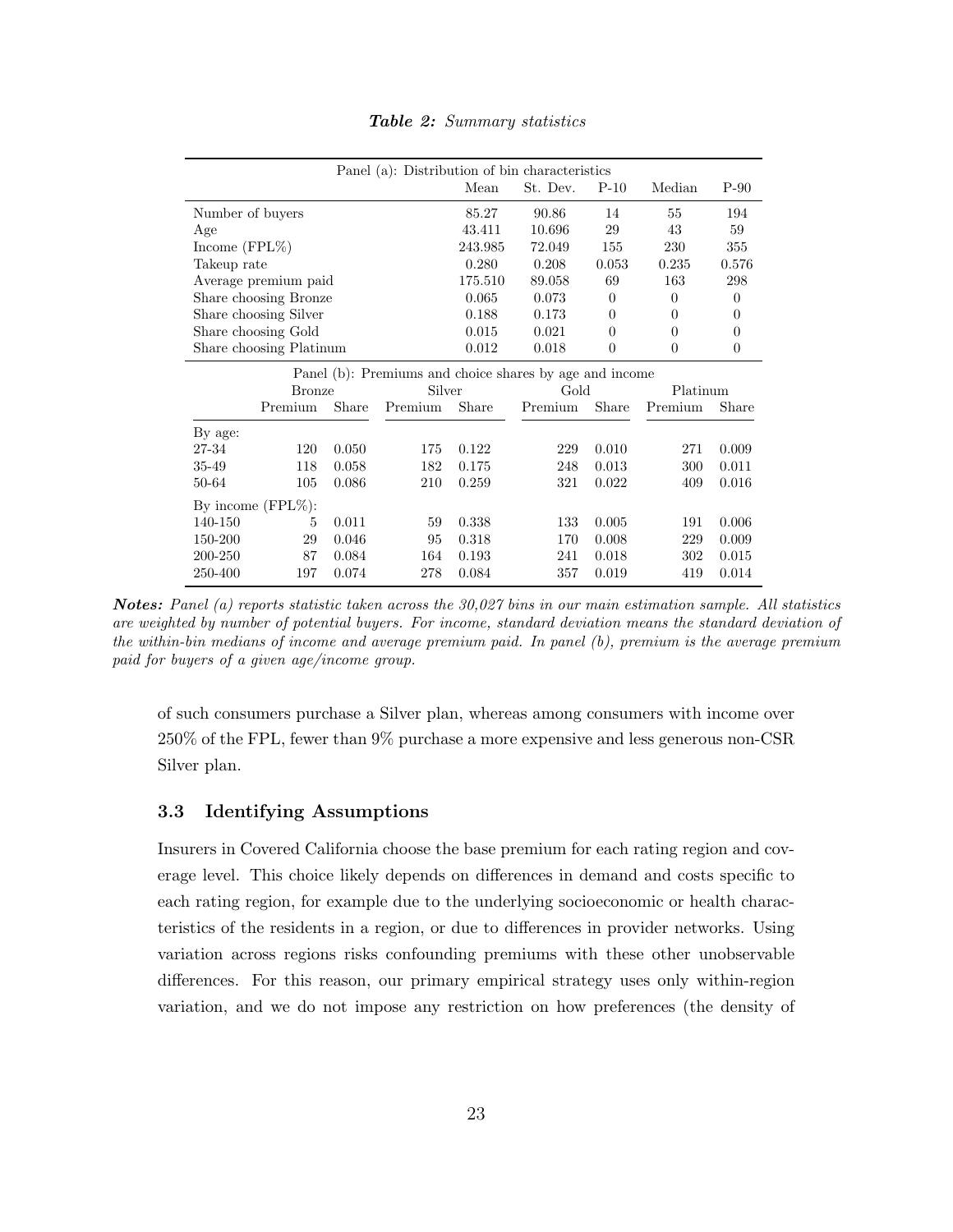***Table 2:*** *Summary statistics*

| Panel (a): Distribution of bin characteristics | Mean | St. Dev. | P-10 | Median | P-90 |
|---|---|---|---|---|---|
| Number of buyers | 85.27 | 90.86 | 14 | 55 | 194 |
| Age | 43.411 | 10.696 | 29 | 43 | 59 |
| Income (FPL%) | 243.985 | 72.049 | 155 | 230 | 355 |
| Takeup rate | 0.280 | 0.208 | 0.053 | 0.235 | 0.576 |
| Average premium paid | 175.510 | 89.058 | 69 | 163 | 298 |
| Share choosing Bronze | 0.065 | 0.073 | 0 | 0 | 0 |
| Share choosing Silver | 0.188 | 0.173 | 0 | 0 | 0 |
| Share choosing Gold | 0.015 | 0.021 | 0 | 0 | 0 |
| Share choosing Platinum | 0.012 | 0.018 | 0 | 0 | 0 |

| Panel (b): Premiums and choice shares by age and income | Bronze | | Silver | | Gold | | Platinum | |
|---|---|---|---|---|---|---|---|---|
| | Premium | Share | Premium | Share | Premium | Share | Premium | Share |
| By age: | | | | | | | | |
| 27-34 | 120 | 0.050 | 175 | 0.122 | 229 | 0.010 | 271 | 0.009 |
| 35-49 | 118 | 0.058 | 182 | 0.175 | 248 | 0.013 | 300 | 0.011 |
| 50-64 | 105 | 0.086 | 210 | 0.259 | 321 | 0.022 | 409 | 0.016 |
| By income (FPL%): | | | | | | | | |
| 140-150 | 5 | 0.011 | 59 | 0.338 | 133 | 0.005 | 191 | 0.006 |
| 150-200 | 29 | 0.046 | 95 | 0.318 | 170 | 0.008 | 229 | 0.009 |
| 200-250 | 87 | 0.084 | 164 | 0.193 | 241 | 0.018 | 302 | 0.015 |
| 250-400 | 197 | 0.074 | 278 | 0.084 | 357 | 0.019 | 419 | 0.014 |

***Notes:*** *Panel (a) reports statistic taken across the 30,027 bins in our main estimation sample. All statistics are weighted by number of potential buyers. For income, standard deviation means the standard deviation of the within-bin medians of income and average premium paid. In panel (b), premium is the average premium paid for buyers of a given age/income group.*

of such consumers purchase a Silver plan, whereas among consumers with income over 250% of the FPL, fewer than 9% purchase a more expensive and less generous non-CSR Silver plan.

### 3.3 Identifying Assumptions

Insurers in Covered California choose the base premium for each rating region and coverage level. This choice likely depends on differences in demand and costs specific to each rating region, for example due to the underlying socioeconomic or health characteristics of the residents in a region, or due to differences in provider networks. Using variation across regions risks confounding premiums with these other unobservable differences. For this reason, our primary empirical strategy uses only within-region variation, and we do not impose any restriction on how preferences (the density of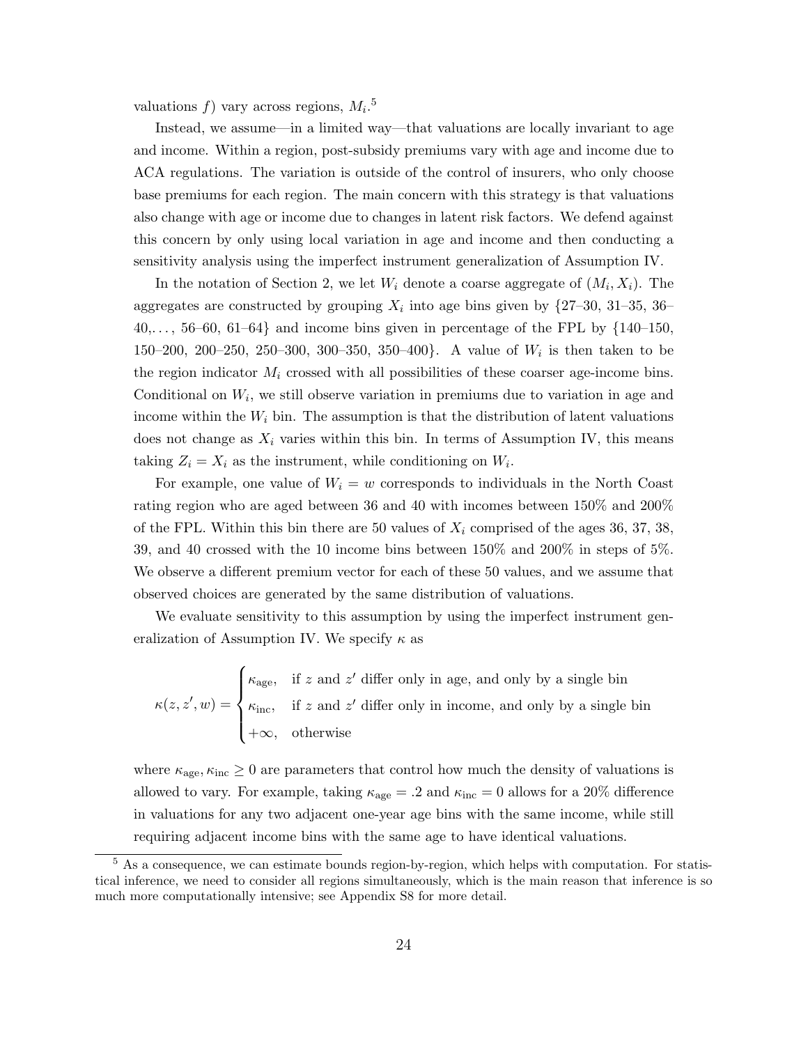valuations $f$) vary across regions, $M_i$.[5]

Instead, we assume—in a limited way—that valuations are locally invariant to age and income. Within a region, post-subsidy premiums vary with age and income due to ACA regulations. The variation is outside of the control of insurers, who only choose base premiums for each region. The main concern with this strategy is that valuations also change with age or income due to changes in latent risk factors. We defend against this concern by only using local variation in age and income and then conducting a sensitivity analysis using the imperfect instrument generalization of Assumption IV.

In the notation of Section 2, we let $W_i$ denote a coarse aggregate of $(M_i, X_i)$. The aggregates are constructed by grouping $X_i$ into age bins given by {27–30, 31–35, 36–40,. . . , 56–60, 61–64} and income bins given in percentage of the FPL by {140–150, 150–200, 200–250, 250–300, 300–350, 350–400}. A value of $W_i$ is then taken to be the region indicator $M_i$ crossed with all possibilities of these coarser age-income bins. Conditional on $W_i$, we still observe variation in premiums due to variation in age and income within the $W_i$ bin. The assumption is that the distribution of latent valuations does not change as $X_i$ varies within this bin. In terms of Assumption IV, this means taking $Z_i = X_i$ as the instrument, while conditioning on $W_i$.

For example, one value of $W_i = w$ corresponds to individuals in the North Coast rating region who are aged between 36 and 40 with incomes between 150% and 200% of the FPL. Within this bin there are 50 values of $X_i$ comprised of the ages 36, 37, 38, 39, and 40 crossed with the 10 income bins between 150% and 200% in steps of 5%. We observe a different premium vector for each of these 50 values, and we assume that observed choices are generated by the same distribution of valuations.

We evaluate sensitivity to this assumption by using the imperfect instrument generalization of Assumption IV. We specify $\kappa$ as

$$\kappa(z, z', w) = \begin{cases} \kappa_{\text{age}}, & \text{if } z \text{ and } z' \text{ differ only in age, and only by a single bin} \\ \kappa_{\text{inc}}, & \text{if } z \text{ and } z' \text{ differ only in income, and only by a single bin} \\ +\infty, & \text{otherwise} \end{cases}$$

where $\kappa_{\text{age}}, \kappa_{\text{inc}} \geq 0$ are parameters that control how much the density of valuations is allowed to vary. For example, taking $\kappa_{\text{age}} = .2$ and $\kappa_{\text{inc}} = 0$ allows for a 20% difference in valuations for any two adjacent one-year age bins with the same income, while still requiring adjacent income bins with the same age to have identical valuations.

[5] As a consequence, we can estimate bounds region-by-region, which helps with computation. For statistical inference, we need to consider all regions simultaneously, which is the main reason that inference is so much more computationally intensive; see Appendix S8 for more detail.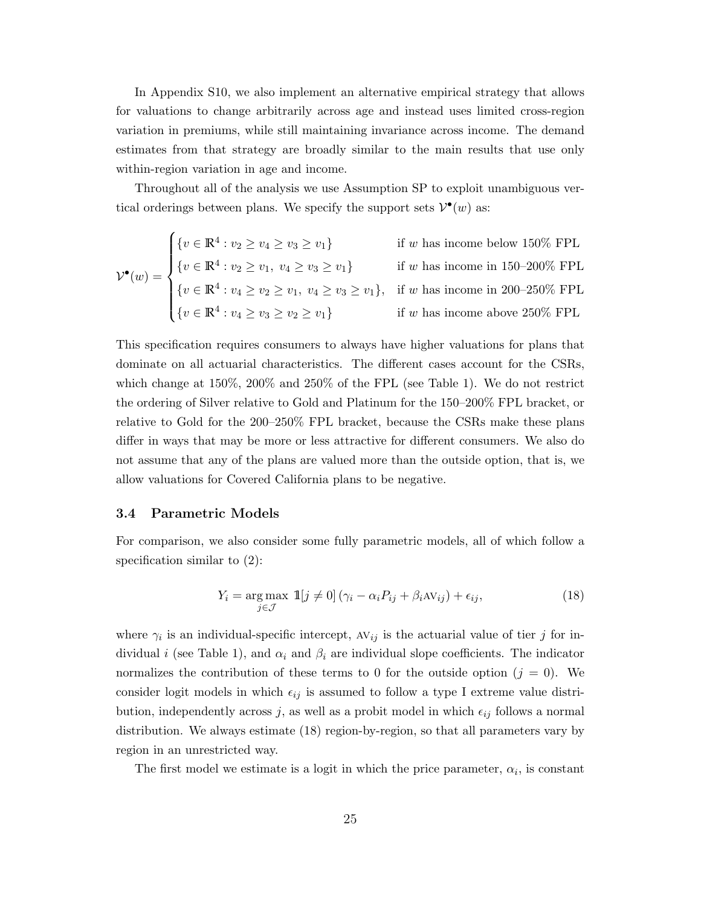In Appendix S10, we also implement an alternative empirical strategy that allows for valuations to change arbitrarily across age and instead uses limited cross-region variation in premiums, while still maintaining invariance across income. The demand estimates from that strategy are broadly similar to the main results that use only within-region variation in age and income.

Throughout all of the analysis we use Assumption SP to exploit unambiguous vertical orderings between plans. We specify the support sets $\mathcal{V}^{\bullet}(w)$ as:

$$\mathcal{V}^{\bullet}(w) = \begin{cases} \{v \in \mathbb{R}^4 : v_2 \geq v_4 \geq v_3 \geq v_1\} & \text{if } w \text{ has income below 150\% FPL} \\ \{v \in \mathbb{R}^4 : v_2 \geq v_1,\ v_4 \geq v_3 \geq v_1\} & \text{if } w \text{ has income in 150–200\% FPL} \\ \{v \in \mathbb{R}^4 : v_4 \geq v_2 \geq v_1,\ v_4 \geq v_3 \geq v_1\}, & \text{if } w \text{ has income in 200–250\% FPL} \\ \{v \in \mathbb{R}^4 : v_4 \geq v_3 \geq v_2 \geq v_1\} & \text{if } w \text{ has income above 250\% FPL} \end{cases}$$

This specification requires consumers to always have higher valuations for plans that dominate on all actuarial characteristics. The different cases account for the CSRs, which change at 150%, 200% and 250% of the FPL (see Table 1). We do not restrict the ordering of Silver relative to Gold and Platinum for the 150–200% FPL bracket, or relative to Gold for the 200–250% FPL bracket, because the CSRs make these plans differ in ways that may be more or less attractive for different consumers. We also do not assume that any of the plans are valued more than the outside option, that is, we allow valuations for Covered California plans to be negative.

### 3.4 Parametric Models

For comparison, we also consider some fully parametric models, all of which follow a specification similar to (2):

$$Y_i = \underset{j \in \mathcal{J}}{\arg\max}\ \mathbb{1}[j \neq 0]\left(\gamma_i - \alpha_i P_{ij} + \beta_i \text{AV}_{ij}\right) + \epsilon_{ij}, \tag{18}$$

where $\gamma_i$ is an individual-specific intercept, $\text{AV}_{ij}$ is the actuarial value of tier $j$ for individual $i$ (see Table 1), and $\alpha_i$ and $\beta_i$ are individual slope coefficients. The indicator normalizes the contribution of these terms to 0 for the outside option ($j = 0$). We consider logit models in which $\epsilon_{ij}$ is assumed to follow a type I extreme value distribution, independently across $j$, as well as a probit model in which $\epsilon_{ij}$ follows a normal distribution. We always estimate (18) region-by-region, so that all parameters vary by region in an unrestricted way.

The first model we estimate is a logit in which the price parameter, $\alpha_i$, is constant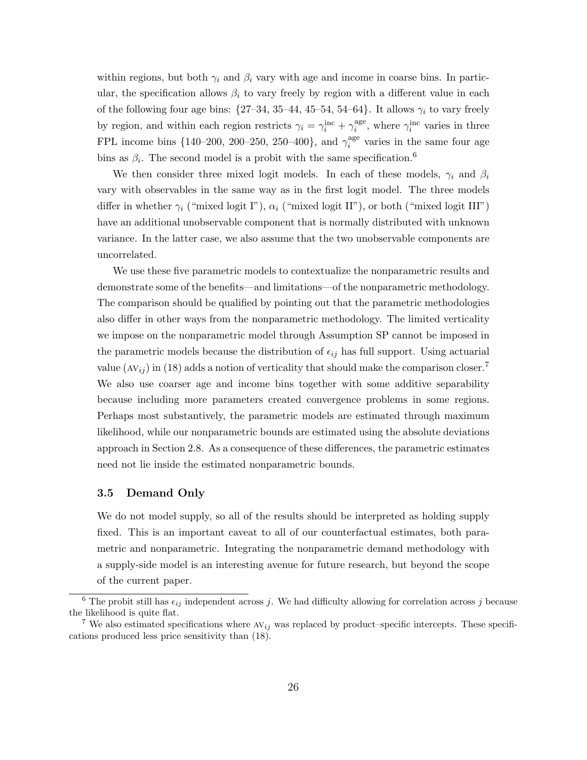within regions, but both $\gamma_i$ and $\beta_i$ vary with age and income in coarse bins. In particular, the specification allows $\beta_i$ to vary freely by region with a different value in each of the following four age bins: {27–34, 35–44, 45–54, 54–64}. It allows $\gamma_i$ to vary freely by region, and within each region restricts $\gamma_i = \gamma_i^{\text{inc}} + \gamma_i^{\text{age}}$, where $\gamma_i^{\text{inc}}$ varies in three FPL income bins {140–200, 200–250, 250–400}, and $\gamma_i^{\text{age}}$ varies in the same four age bins as $\beta_i$. The second model is a probit with the same specification.[6]

We then consider three mixed logit models. In each of these models, $\gamma_i$ and $\beta_i$ vary with observables in the same way as in the first logit model. The three models differ in whether $\gamma_i$ ("mixed logit I"), $\alpha_i$ ("mixed logit II"), or both ("mixed logit III") have an additional unobservable component that is normally distributed with unknown variance. In the latter case, we also assume that the two unobservable components are uncorrelated.

We use these five parametric models to contextualize the nonparametric results and demonstrate some of the benefits—and limitations—of the nonparametric methodology. The comparison should be qualified by pointing out that the parametric methodologies also differ in other ways from the nonparametric methodology. The limited verticality we impose on the nonparametric model through Assumption SP cannot be imposed in the parametric models because the distribution of $\epsilon_{ij}$ has full support. Using actuarial value ($\text{AV}_{ij}$) in (18) adds a notion of verticality that should make the comparison closer.[7] We also use coarser age and income bins together with some additive separability because including more parameters created convergence problems in some regions. Perhaps most substantively, the parametric models are estimated through maximum likelihood, while our nonparametric bounds are estimated using the absolute deviations approach in Section 2.8. As a consequence of these differences, the parametric estimates need not lie inside the estimated nonparametric bounds.

### 3.5 Demand Only

We do not model supply, so all of the results should be interpreted as holding supply fixed. This is an important caveat to all of our counterfactual estimates, both parametric and nonparametric. Integrating the nonparametric demand methodology with a supply-side model is an interesting avenue for future research, but beyond the scope of the current paper.

[6] The probit still has $\epsilon_{ij}$ independent across $j$. We had difficulty allowing for correlation across $j$ because the likelihood is quite flat.

[7] We also estimated specifications where $\text{AV}_{ij}$ was replaced by product–specific intercepts. These specifications produced less price sensitivity than (18).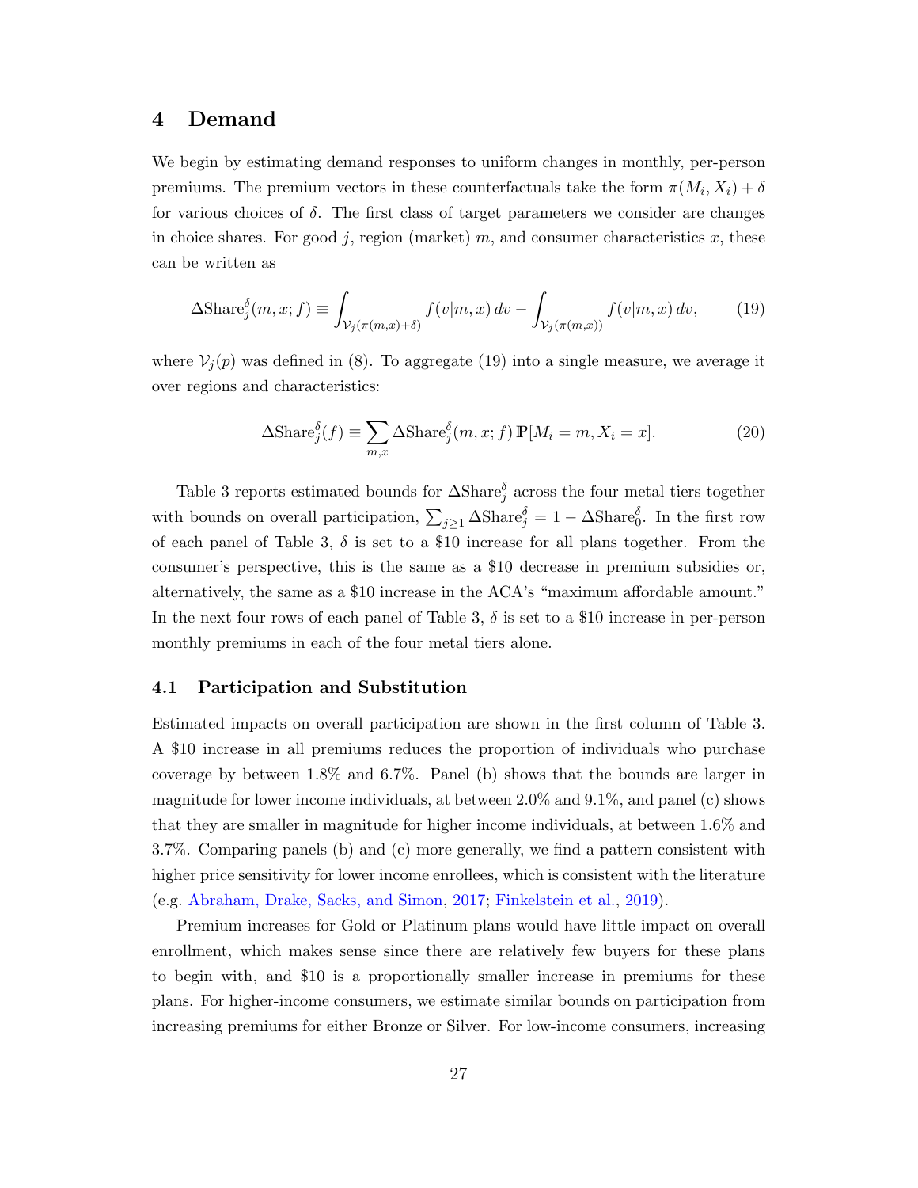## 4 Demand

We begin by estimating demand responses to uniform changes in monthly, per-person premiums. The premium vectors in these counterfactuals take the form $\pi(M_i, X_i) + \delta$ for various choices of $\delta$. The first class of target parameters we consider are changes in choice shares. For good $j$, region (market) $m$, and consumer characteristics $x$, these can be written as

$$\Delta\text{Share}_j^\delta(m, x; f) \equiv \int_{\mathcal{V}_j(\pi(m,x)+\delta)} f(v|m, x)\, dv - \int_{\mathcal{V}_j(\pi(m,x))} f(v|m, x)\, dv, \tag{19}$$

where $\mathcal{V}_j(p)$ was defined in (8). To aggregate (19) into a single measure, we average it over regions and characteristics:

$$\Delta\text{Share}_j^\delta(f) \equiv \sum_{m,x} \Delta\text{Share}_j^\delta(m, x; f)\, \mathbb{P}[M_i = m, X_i = x]. \tag{20}$$

Table 3 reports estimated bounds for $\Delta\text{Share}_j^\delta$ across the four metal tiers together with bounds on overall participation, $\sum_{j\geq 1} \Delta\text{Share}_j^\delta = 1 - \Delta\text{Share}_0^\delta$. In the first row of each panel of Table 3, $\delta$ is set to a \$10 increase for all plans together. From the consumer's perspective, this is the same as a \$10 decrease in premium subsidies or, alternatively, the same as a \$10 increase in the ACA's "maximum affordable amount." In the next four rows of each panel of Table 3, $\delta$ is set to a \$10 increase in per-person monthly premiums in each of the four metal tiers alone.

### 4.1 Participation and Substitution

Estimated impacts on overall participation are shown in the first column of Table 3. A \$10 increase in all premiums reduces the proportion of individuals who purchase coverage by between 1.8% and 6.7%. Panel (b) shows that the bounds are larger in magnitude for lower income individuals, at between 2.0% and 9.1%, and panel (c) shows that they are smaller in magnitude for higher income individuals, at between 1.6% and 3.7%. Comparing panels (b) and (c) more generally, we find a pattern consistent with higher price sensitivity for lower income enrollees, which is consistent with the literature (e.g. Abraham, Drake, Sacks, and Simon, 2017; Finkelstein et al., 2019).

Premium increases for Gold or Platinum plans would have little impact on overall enrollment, which makes sense since there are relatively few buyers for these plans to begin with, and \$10 is a proportionally smaller increase in premiums for these plans. For higher-income consumers, we estimate similar bounds on participation from increasing premiums for either Bronze or Silver. For low-income consumers, increasing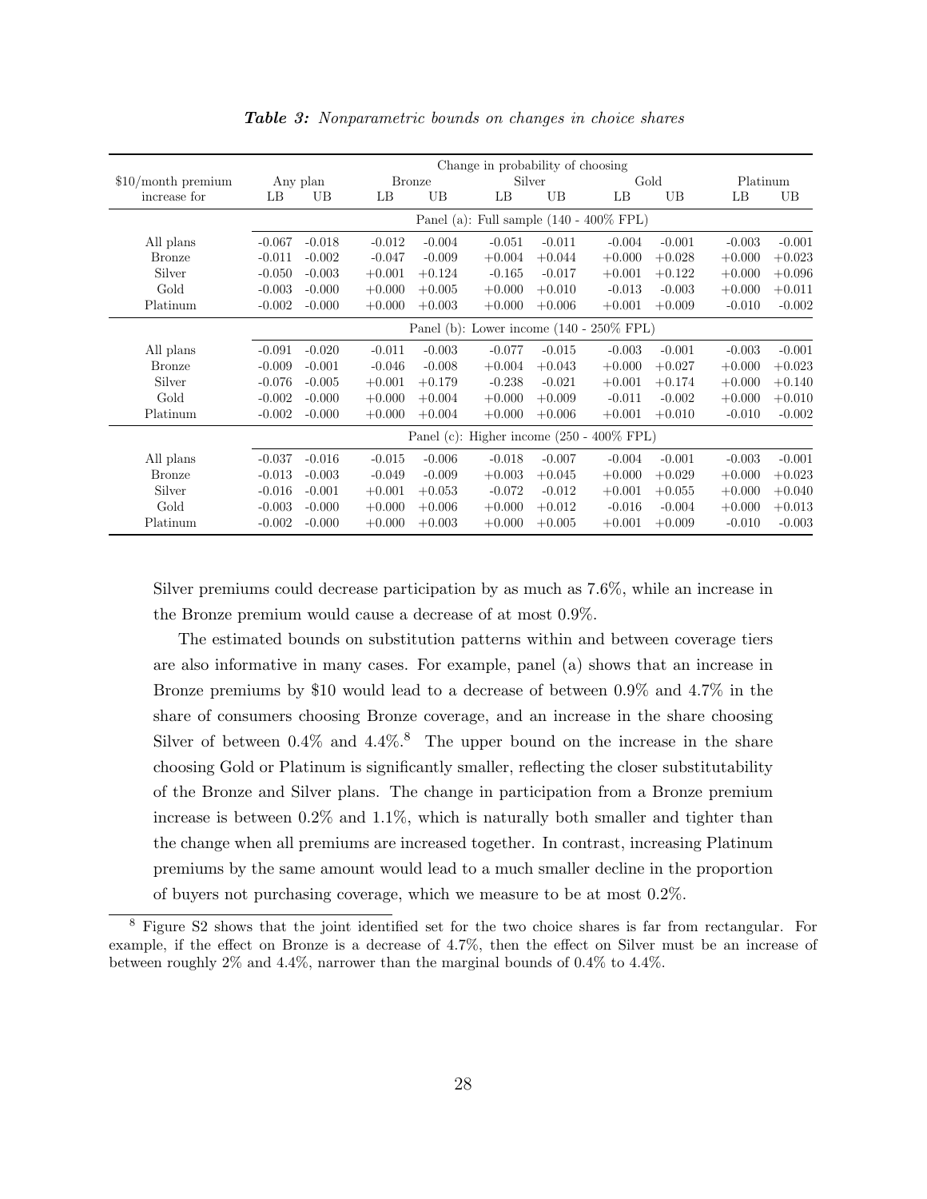***Table 3:*** *Nonparametric bounds on changes in choice shares*

| $10/month premium increase for | Any plan LB | Any plan UB | Bronze LB | Bronze UB | Silver LB | Silver UB | Gold LB | Gold UB | Platinum LB | Platinum UB |
|---|---|---|---|---|---|---|---|---|---|---|
| | Change in probability of choosing | | | | | | | | | |
| | Panel (a): Full sample (140 - 400% FPL) | | | | | | | | | |
| All plans | -0.067 | -0.018 | -0.012 | -0.004 | -0.051 | -0.011 | -0.004 | -0.001 | -0.003 | -0.001 |
| Bronze | -0.011 | -0.002 | -0.047 | -0.009 | +0.004 | +0.044 | +0.000 | +0.028 | +0.000 | +0.023 |
| Silver | -0.050 | -0.003 | +0.001 | +0.124 | -0.165 | -0.017 | +0.001 | +0.122 | +0.000 | +0.096 |
| Gold | -0.003 | -0.000 | +0.000 | +0.005 | +0.000 | +0.010 | -0.013 | -0.003 | +0.000 | +0.011 |
| Platinum | -0.002 | -0.000 | +0.000 | +0.003 | +0.000 | +0.006 | +0.001 | +0.009 | -0.010 | -0.002 |
| | Panel (b): Lower income (140 - 250% FPL) | | | | | | | | | |
| All plans | -0.091 | -0.020 | -0.011 | -0.003 | -0.077 | -0.015 | -0.003 | -0.001 | -0.003 | -0.001 |
| Bronze | -0.009 | -0.001 | -0.046 | -0.008 | +0.004 | +0.043 | +0.000 | +0.027 | +0.000 | +0.023 |
| Silver | -0.076 | -0.005 | +0.001 | +0.179 | -0.238 | -0.021 | +0.001 | +0.174 | +0.000 | +0.140 |
| Gold | -0.002 | -0.000 | +0.000 | +0.004 | +0.000 | +0.009 | -0.011 | -0.002 | +0.000 | +0.010 |
| Platinum | -0.002 | -0.000 | +0.000 | +0.004 | +0.000 | +0.006 | +0.001 | +0.010 | -0.010 | -0.002 |
| | Panel (c): Higher income (250 - 400% FPL) | | | | | | | | | |
| All plans | -0.037 | -0.016 | -0.015 | -0.006 | -0.018 | -0.007 | -0.004 | -0.001 | -0.003 | -0.001 |
| Bronze | -0.013 | -0.003 | -0.049 | -0.009 | +0.003 | +0.045 | +0.000 | +0.029 | +0.000 | +0.023 |
| Silver | -0.016 | -0.001 | +0.001 | +0.053 | -0.072 | -0.012 | +0.001 | +0.055 | +0.000 | +0.040 |
| Gold | -0.003 | -0.000 | +0.000 | +0.006 | +0.000 | +0.012 | -0.016 | -0.004 | +0.000 | +0.013 |
| Platinum | -0.002 | -0.000 | +0.000 | +0.003 | +0.000 | +0.005 | +0.001 | +0.009 | -0.010 | -0.003 |

Silver premiums could decrease participation by as much as 7.6%, while an increase in the Bronze premium would cause a decrease of at most 0.9%.

The estimated bounds on substitution patterns within and between coverage tiers are also informative in many cases. For example, panel (a) shows that an increase in Bronze premiums by $10 would lead to a decrease of between 0.9% and 4.7% in the share of consumers choosing Bronze coverage, and an increase in the share choosing Silver of between 0.4% and 4.4%.[8] The upper bound on the increase in the share choosing Gold or Platinum is significantly smaller, reflecting the closer substitutability of the Bronze and Silver plans. The change in participation from a Bronze premium increase is between 0.2% and 1.1%, which is naturally both smaller and tighter than the change when all premiums are increased together. In contrast, increasing Platinum premiums by the same amount would lead to a much smaller decline in the proportion of buyers not purchasing coverage, which we measure to be at most 0.2%.

[8] Figure S2 shows that the joint identified set for the two choice shares is far from rectangular. For example, if the effect on Bronze is a decrease of 4.7%, then the effect on Silver must be an increase of between roughly 2% and 4.4%, narrower than the marginal bounds of 0.4% to 4.4%.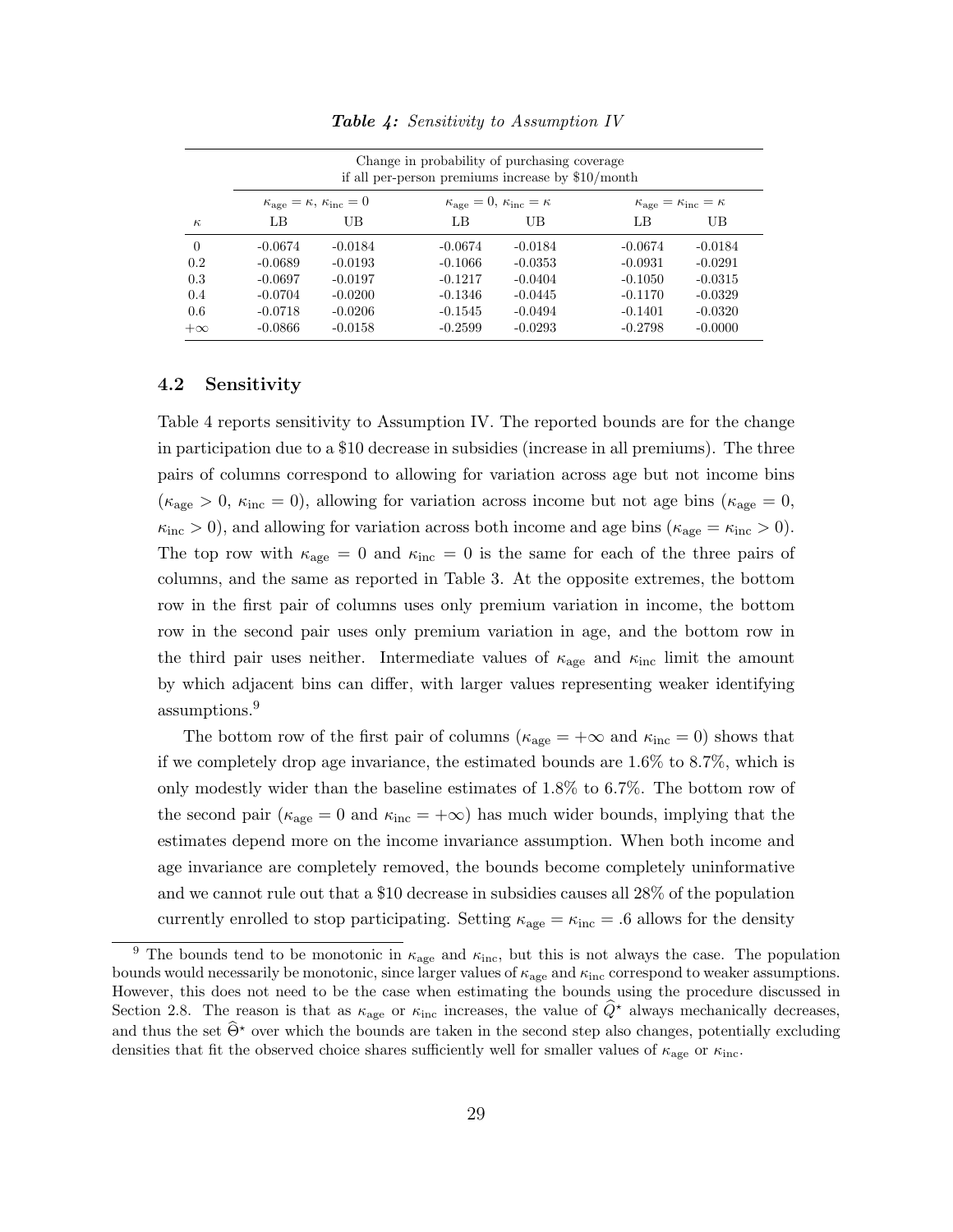***Table 4:*** *Sensitivity to Assumption IV*

| | Change in probability of purchasing coverage if all per-person premiums increase by \$10/month | | | | | |
|---|---|---|---|---|---|---|
| | $\kappa_{\text{age}} = \kappa$, $\kappa_{\text{inc}} = 0$ | | $\kappa_{\text{age}} = 0$, $\kappa_{\text{inc}} = \kappa$ | | $\kappa_{\text{age}} = \kappa_{\text{inc}} = \kappa$ | |
| $\kappa$ | LB | UB | LB | UB | LB | UB |
| 0 | -0.0674 | -0.0184 | -0.0674 | -0.0184 | -0.0674 | -0.0184 |
| 0.2 | -0.0689 | -0.0193 | -0.1066 | -0.0353 | -0.0931 | -0.0291 |
| 0.3 | -0.0697 | -0.0197 | -0.1217 | -0.0404 | -0.1050 | -0.0315 |
| 0.4 | -0.0704 | -0.0200 | -0.1346 | -0.0445 | -0.1170 | -0.0329 |
| 0.6 | -0.0718 | -0.0206 | -0.1545 | -0.0494 | -0.1401 | -0.0320 |
| $+\infty$ | -0.0866 | -0.0158 | -0.2599 | -0.0293 | -0.2798 | -0.0000 |

### 4.2 Sensitivity

Table 4 reports sensitivity to Assumption IV. The reported bounds are for the change in participation due to a \$10 decrease in subsidies (increase in all premiums). The three pairs of columns correspond to allowing for variation across age but not income bins ($\kappa_{\text{age}} > 0$, $\kappa_{\text{inc}} = 0$), allowing for variation across income but not age bins ($\kappa_{\text{age}} = 0$, $\kappa_{\text{inc}} > 0$), and allowing for variation across both income and age bins ($\kappa_{\text{age}} = \kappa_{\text{inc}} > 0$). The top row with $\kappa_{\text{age}} = 0$ and $\kappa_{\text{inc}} = 0$ is the same for each of the three pairs of columns, and the same as reported in Table 3. At the opposite extremes, the bottom row in the first pair of columns uses only premium variation in income, the bottom row in the second pair uses only premium variation in age, and the bottom row in the third pair uses neither. Intermediate values of $\kappa_{\text{age}}$ and $\kappa_{\text{inc}}$ limit the amount by which adjacent bins can differ, with larger values representing weaker identifying assumptions.[9]

The bottom row of the first pair of columns ($\kappa_{\text{age}} = +\infty$ and $\kappa_{\text{inc}} = 0$) shows that if we completely drop age invariance, the estimated bounds are 1.6% to 8.7%, which is only modestly wider than the baseline estimates of 1.8% to 6.7%. The bottom row of the second pair ($\kappa_{\text{age}} = 0$ and $\kappa_{\text{inc}} = +\infty$) has much wider bounds, implying that the estimates depend more on the income invariance assumption. When both income and age invariance are completely removed, the bounds become completely uninformative and we cannot rule out that a \$10 decrease in subsidies causes all 28% of the population currently enrolled to stop participating. Setting $\kappa_{\text{age}} = \kappa_{\text{inc}} = .6$ allows for the density

[9] The bounds tend to be monotonic in $\kappa_{\text{age}}$ and $\kappa_{\text{inc}}$, but this is not always the case. The population bounds would necessarily be monotonic, since larger values of $\kappa_{\text{age}}$ and $\kappa_{\text{inc}}$ correspond to weaker assumptions. However, this does not need to be the case when estimating the bounds using the procedure discussed in Section 2.8. The reason is that as $\kappa_{\text{age}}$ or $\kappa_{\text{inc}}$ increases, the value of $\widehat{Q}^{\star}$ always mechanically decreases, and thus the set $\widehat{\Theta}^{\star}$ over which the bounds are taken in the second step also changes, potentially excluding densities that fit the observed choice shares sufficiently well for smaller values of $\kappa_{\text{age}}$ or $\kappa_{\text{inc}}$.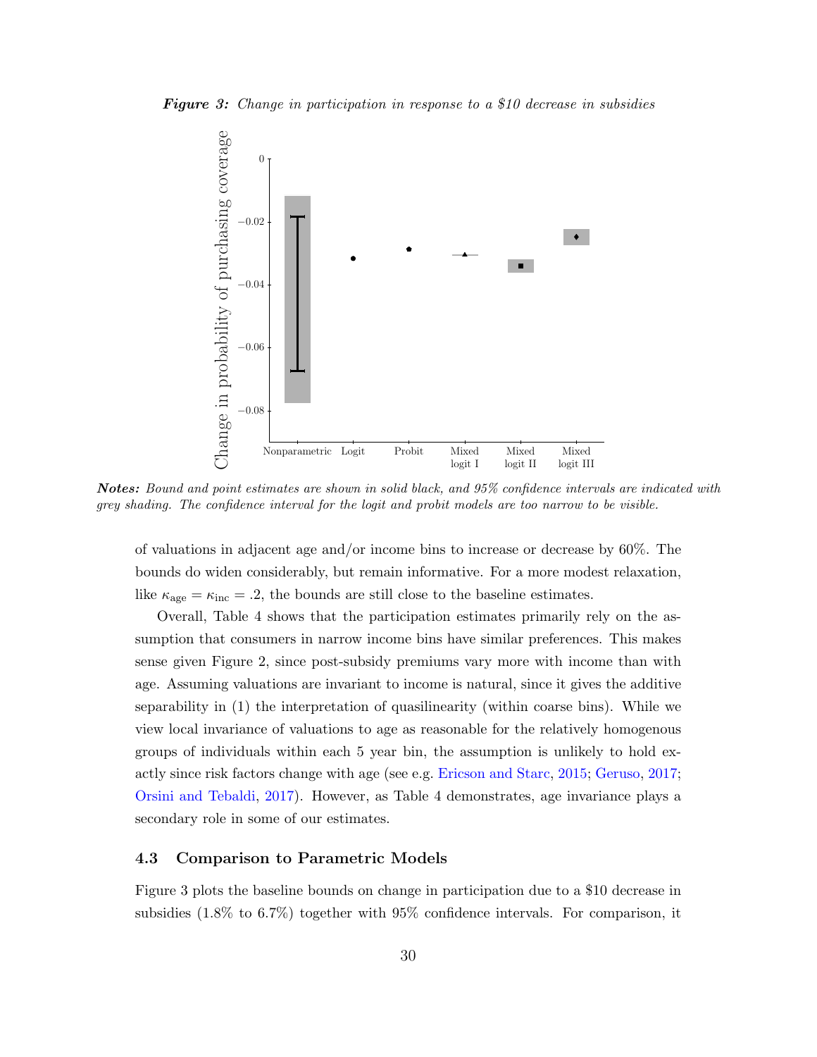***Figure 3:*** *Change in participation in response to a $10 decrease in subsidies*

Change in probability of purchasing coverage

0

−0.02

−0.04

−0.06

−0.08

Nonparametric Logit Probit Mixed logit I Mixed logit II Mixed logit III

***Notes:*** *Bound and point estimates are shown in solid black, and 95% confidence intervals are indicated with grey shading. The confidence interval for the logit and probit models are too narrow to be visible.*

of valuations in adjacent age and/or income bins to increase or decrease by 60%. The bounds do widen considerably, but remain informative. For a more modest relaxation, like $\kappa_{\text{age}} = \kappa_{\text{inc}} = .2$, the bounds are still close to the baseline estimates.

Overall, Table 4 shows that the participation estimates primarily rely on the assumption that consumers in narrow income bins have similar preferences. This makes sense given Figure 2, since post-subsidy premiums vary more with income than with age. Assuming valuations are invariant to income is natural, since it gives the additive separability in (1) the interpretation of quasilinearity (within coarse bins). While we view local invariance of valuations to age as reasonable for the relatively homogenous groups of individuals within each 5 year bin, the assumption is unlikely to hold exactly since risk factors change with age (see e.g. Ericson and Starc, 2015; Geruso, 2017; Orsini and Tebaldi, 2017). However, as Table 4 demonstrates, age invariance plays a secondary role in some of our estimates.

### 4.3 Comparison to Parametric Models

Figure 3 plots the baseline bounds on change in participation due to a $10 decrease in subsidies (1.8% to 6.7%) together with 95% confidence intervals. For comparison, it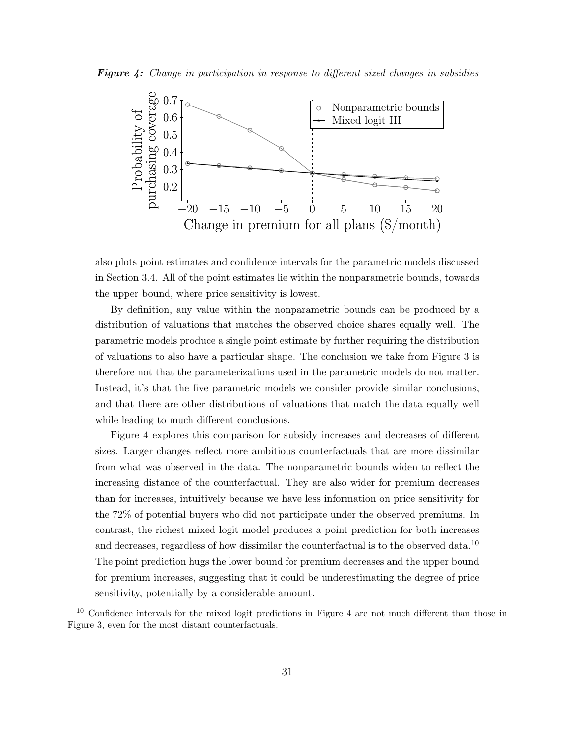***Figure 4:*** *Change in participation in response to different sized changes in subsidies*

Probability of purchasing coverage

0.7
0.6
0.5
0.4
0.3
0.2

−20 −15 −10 −5 0 5 10 15 20

Change in premium for all plans ($/month)

Nonparametric bounds
Mixed logit III

also plots point estimates and confidence intervals for the parametric models discussed in Section 3.4. All of the point estimates lie within the nonparametric bounds, towards the upper bound, where price sensitivity is lowest.

By definition, any value within the nonparametric bounds can be produced by a distribution of valuations that matches the observed choice shares equally well. The parametric models produce a single point estimate by further requiring the distribution of valuations to also have a particular shape. The conclusion we take from Figure 3 is therefore not that the parameterizations used in the parametric models do not matter. Instead, it's that the five parametric models we consider provide similar conclusions, and that there are other distributions of valuations that match the data equally well while leading to much different conclusions.

Figure 4 explores this comparison for subsidy increases and decreases of different sizes. Larger changes reflect more ambitious counterfactuals that are more dissimilar from what was observed in the data. The nonparametric bounds widen to reflect the increasing distance of the counterfactual. They are also wider for premium decreases than for increases, intuitively because we have less information on price sensitivity for the 72% of potential buyers who did not participate under the observed premiums. In contrast, the richest mixed logit model produces a point prediction for both increases and decreases, regardless of how dissimilar the counterfactual is to the observed data.[10] The point prediction hugs the lower bound for premium decreases and the upper bound for premium increases, suggesting that it could be underestimating the degree of price sensitivity, potentially by a considerable amount.

[10] Confidence intervals for the mixed logit predictions in Figure 4 are not much different than those in Figure 3, even for the most distant counterfactuals.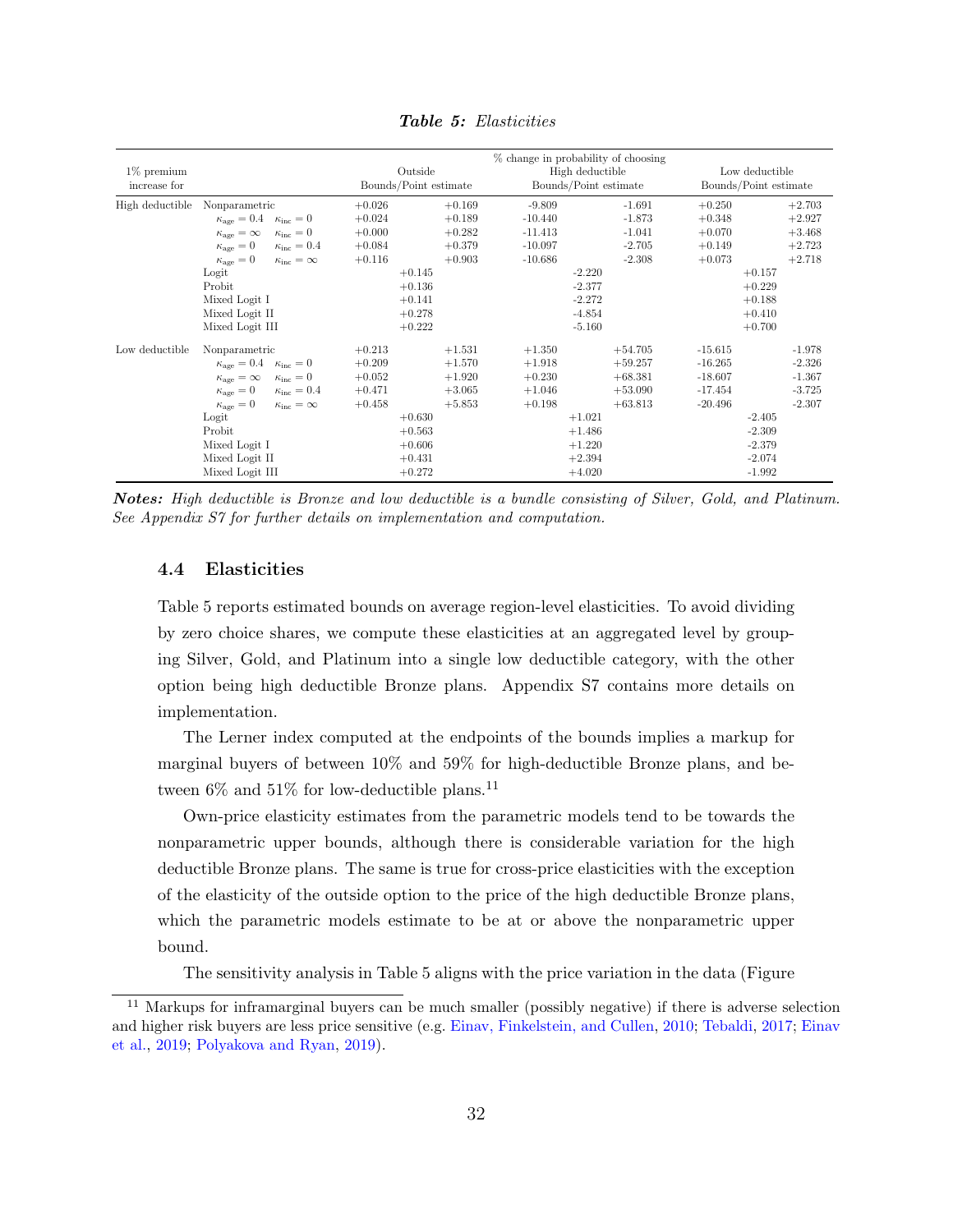***Table 5:*** *Elasticities*

| 1% premium increase for | | % change in probability of choosing Outside Bounds/Point estimate | | High deductible Bounds/Point estimate | | Low deductible Bounds/Point estimate | |
|---|---|---|---|---|---|---|---|
| High deductible | Nonparametric | +0.026 | +0.169 | -9.809 | -1.691 | +0.250 | +2.703 |
| | $\kappa_{\text{age}} = 0.4$ $\kappa_{\text{inc}} = 0$ | +0.024 | +0.189 | -10.440 | -1.873 | +0.348 | +2.927 |
| | $\kappa_{\text{age}} = \infty$ $\kappa_{\text{inc}} = 0$ | +0.000 | +0.282 | -11.413 | -1.041 | +0.070 | +3.468 |
| | $\kappa_{\text{age}} = 0$ $\kappa_{\text{inc}} = 0.4$ | +0.084 | +0.379 | -10.097 | -2.705 | +0.149 | +2.723 |
| | $\kappa_{\text{age}} = 0$ $\kappa_{\text{inc}} = \infty$ | +0.116 | +0.903 | -10.686 | -2.308 | +0.073 | +2.718 |
| | Logit | +0.145 | | -2.220 | | +0.157 | |
| | Probit | +0.136 | | -2.377 | | +0.229 | |
| | Mixed Logit I | +0.141 | | -2.272 | | +0.188 | |
| | Mixed Logit II | +0.278 | | -4.854 | | +0.410 | |
| | Mixed Logit III | +0.222 | | -5.160 | | +0.700 | |
| Low deductible | Nonparametric | +0.213 | +1.531 | +1.350 | +54.705 | -15.615 | -1.978 |
| | $\kappa_{\text{age}} = 0.4$ $\kappa_{\text{inc}} = 0$ | +0.209 | +1.570 | +1.918 | +59.257 | -16.265 | -2.326 |
| | $\kappa_{\text{age}} = \infty$ $\kappa_{\text{inc}} = 0$ | +0.052 | +1.920 | +0.230 | +68.381 | -18.607 | -1.367 |
| | $\kappa_{\text{age}} = 0$ $\kappa_{\text{inc}} = 0.4$ | +0.471 | +3.065 | +1.046 | +53.090 | -17.454 | -3.725 |
| | $\kappa_{\text{age}} = 0$ $\kappa_{\text{inc}} = \infty$ | +0.458 | +5.853 | +0.198 | +63.813 | -20.496 | -2.307 |
| | Logit | +0.630 | | +1.021 | | -2.405 | |
| | Probit | +0.563 | | +1.486 | | -2.309 | |
| | Mixed Logit I | +0.606 | | +1.220 | | -2.379 | |
| | Mixed Logit II | +0.431 | | +2.394 | | -2.074 | |
| | Mixed Logit III | +0.272 | | +4.020 | | -1.992 | |

***Notes:*** *High deductible is Bronze and low deductible is a bundle consisting of Silver, Gold, and Platinum. See Appendix S7 for further details on implementation and computation.*

### 4.4 Elasticities

Table 5 reports estimated bounds on average region-level elasticities. To avoid dividing by zero choice shares, we compute these elasticities at an aggregated level by grouping Silver, Gold, and Platinum into a single low deductible category, with the other option being high deductible Bronze plans. Appendix S7 contains more details on implementation.

The Lerner index computed at the endpoints of the bounds implies a markup for marginal buyers of between 10% and 59% for high-deductible Bronze plans, and between 6% and 51% for low-deductible plans.[11]

Own-price elasticity estimates from the parametric models tend to be towards the nonparametric upper bounds, although there is considerable variation for the high deductible Bronze plans. The same is true for cross-price elasticities with the exception of the elasticity of the outside option to the price of the high deductible Bronze plans, which the parametric models estimate to be at or above the nonparametric upper bound.

The sensitivity analysis in Table 5 aligns with the price variation in the data (Figure

[11] Markups for inframarginal buyers can be much smaller (possibly negative) if there is adverse selection and higher risk buyers are less price sensitive (e.g. Einav, Finkelstein, and Cullen, 2010; Tebaldi, 2017; Einav et al., 2019; Polyakova and Ryan, 2019).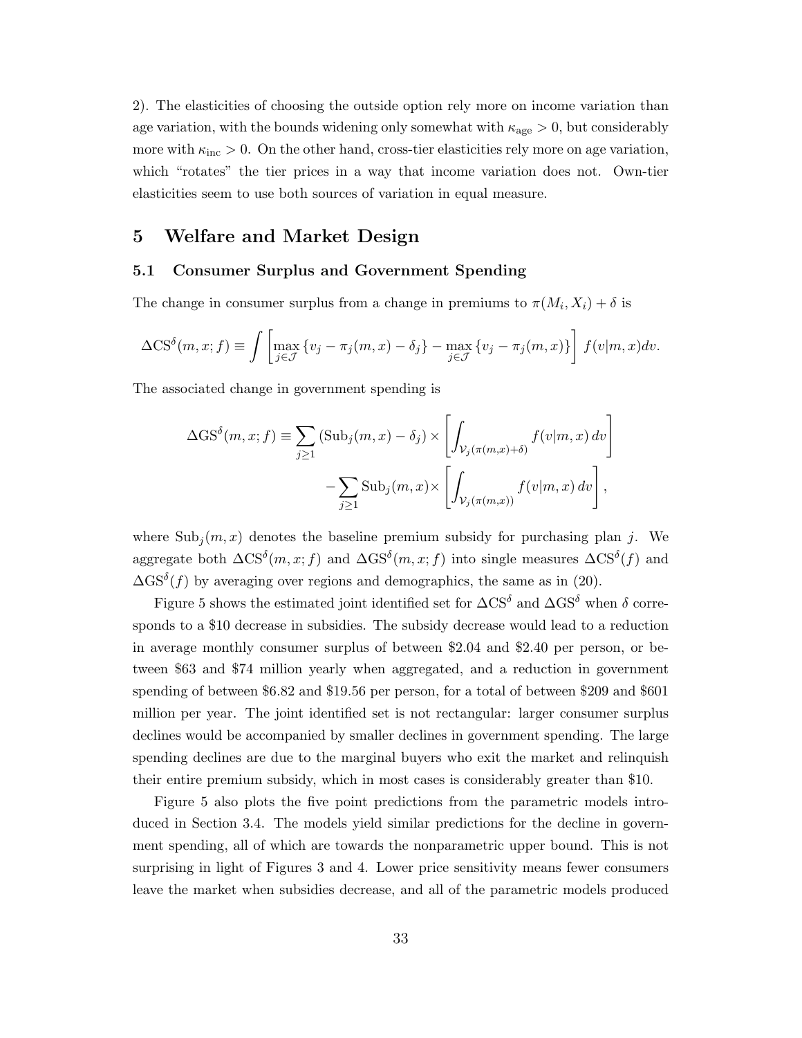2). The elasticities of choosing the outside option rely more on income variation than age variation, with the bounds widening only somewhat with $\kappa_{\text{age}} > 0$, but considerably more with $\kappa_{\text{inc}} > 0$. On the other hand, cross-tier elasticities rely more on age variation, which "rotates" the tier prices in a way that income variation does not. Own-tier elasticities seem to use both sources of variation in equal measure.

# 5 Welfare and Market Design

## 5.1 Consumer Surplus and Government Spending

The change in consumer surplus from a change in premiums to $\pi(M_i, X_i) + \delta$ is

$$\Delta \text{CS}^{\delta}(m, x; f) \equiv \int \left[ \max_{j \in \mathcal{J}} \{v_j - \pi_j(m, x) - \delta_j\} - \max_{j \in \mathcal{J}} \{v_j - \pi_j(m, x)\} \right] f(v|m, x) dv.$$

The associated change in government spending is

$$\Delta \text{GS}^{\delta}(m, x; f) \equiv \sum_{j \geq 1} (\text{Sub}_j(m, x) - \delta_j) \times \left[ \int_{\mathcal{V}_j(\pi(m,x)+\delta)} f(v|m, x) \, dv \right] - \sum_{j \geq 1} \text{Sub}_j(m, x) \times \left[ \int_{\mathcal{V}_j(\pi(m,x))} f(v|m, x) \, dv \right],$$

where $\text{Sub}_j(m, x)$ denotes the baseline premium subsidy for purchasing plan $j$. We aggregate both $\Delta \text{CS}^{\delta}(m, x; f)$ and $\Delta \text{GS}^{\delta}(m, x; f)$ into single measures $\Delta \text{CS}^{\delta}(f)$ and $\Delta \text{GS}^{\delta}(f)$ by averaging over regions and demographics, the same as in (20).

Figure 5 shows the estimated joint identified set for $\Delta \text{CS}^{\delta}$ and $\Delta \text{GS}^{\delta}$ when $\delta$ corresponds to a \$10 decrease in subsidies. The subsidy decrease would lead to a reduction in average monthly consumer surplus of between \$2.04 and \$2.40 per person, or between \$63 and \$74 million yearly when aggregated, and a reduction in government spending of between \$6.82 and \$19.56 per person, for a total of between \$209 and \$601 million per year. The joint identified set is not rectangular: larger consumer surplus declines would be accompanied by smaller declines in government spending. The large spending declines are due to the marginal buyers who exit the market and relinquish their entire premium subsidy, which in most cases is considerably greater than \$10.

Figure 5 also plots the five point predictions from the parametric models introduced in Section 3.4. The models yield similar predictions for the decline in government spending, all of which are towards the nonparametric upper bound. This is not surprising in light of Figures 3 and 4. Lower price sensitivity means fewer consumers leave the market when subsidies decrease, and all of the parametric models produced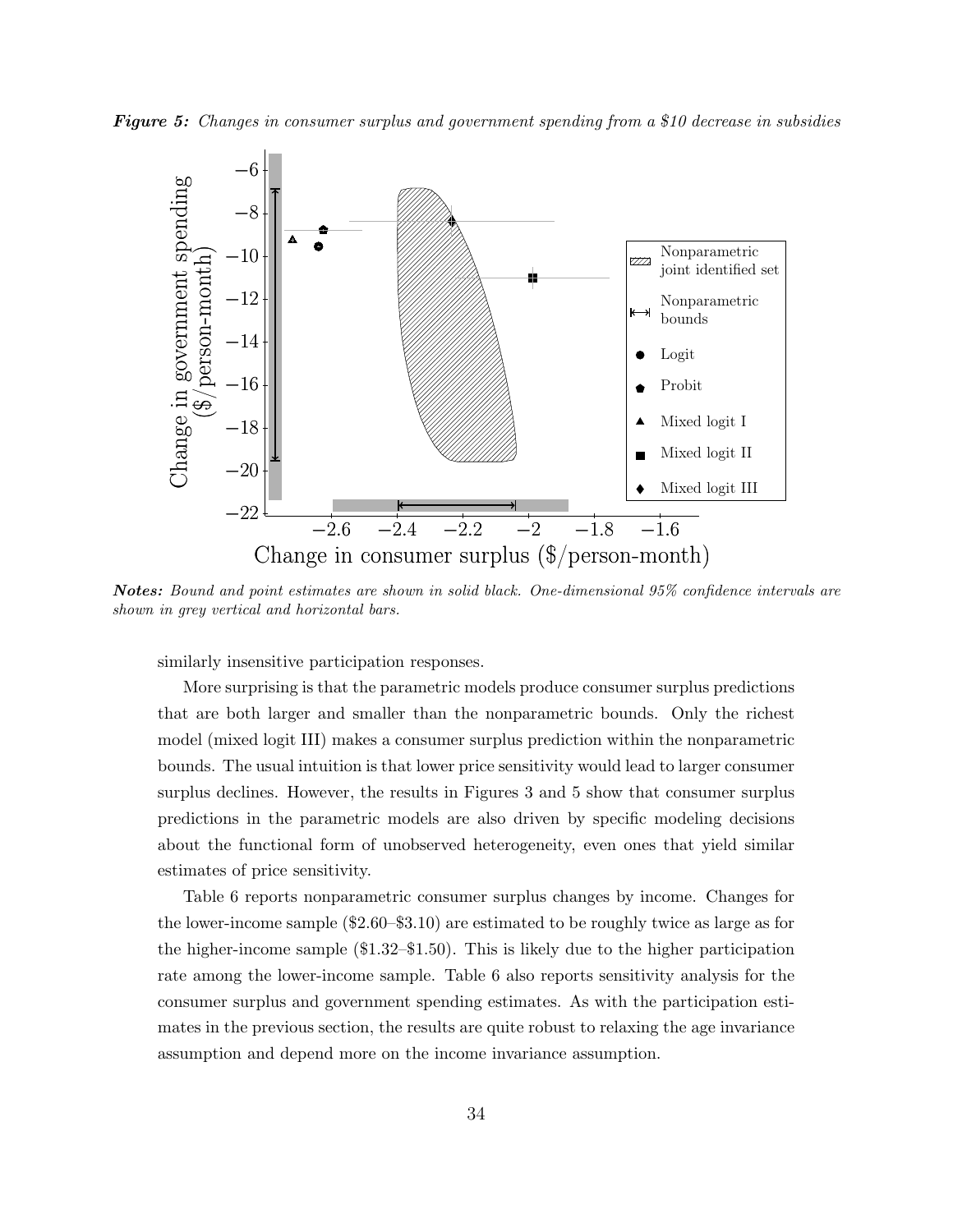***Figure 5:*** *Changes in consumer surplus and government spending from a $10 decrease in subsidies*

Change in government spending ($/person-month)

−6
−8
−10
−12
−14
−16
−18
−20
−22

Change in consumer surplus ($/person-month)

−2.6
−2.4
−2.2
−2
−1.8
−1.6

Nonparametric joint identified set
Nonparametric bounds
Logit
Probit
Mixed logit I
Mixed logit II
Mixed logit III

***Notes:*** *Bound and point estimates are shown in solid black. One-dimensional 95% confidence intervals are shown in grey vertical and horizontal bars.*

similarly insensitive participation responses.

More surprising is that the parametric models produce consumer surplus predictions that are both larger and smaller than the nonparametric bounds. Only the richest model (mixed logit III) makes a consumer surplus prediction within the nonparametric bounds. The usual intuition is that lower price sensitivity would lead to larger consumer surplus declines. However, the results in Figures 3 and 5 show that consumer surplus predictions in the parametric models are also driven by specific modeling decisions about the functional form of unobserved heterogeneity, even ones that yield similar estimates of price sensitivity.

Table 6 reports nonparametric consumer surplus changes by income. Changes for the lower-income sample ($2.60–$3.10) are estimated to be roughly twice as large as for the higher-income sample ($1.32–$1.50). This is likely due to the higher participation rate among the lower-income sample. Table 6 also reports sensitivity analysis for the consumer surplus and government spending estimates. As with the participation estimates in the previous section, the results are quite robust to relaxing the age invariance assumption and depend more on the income invariance assumption.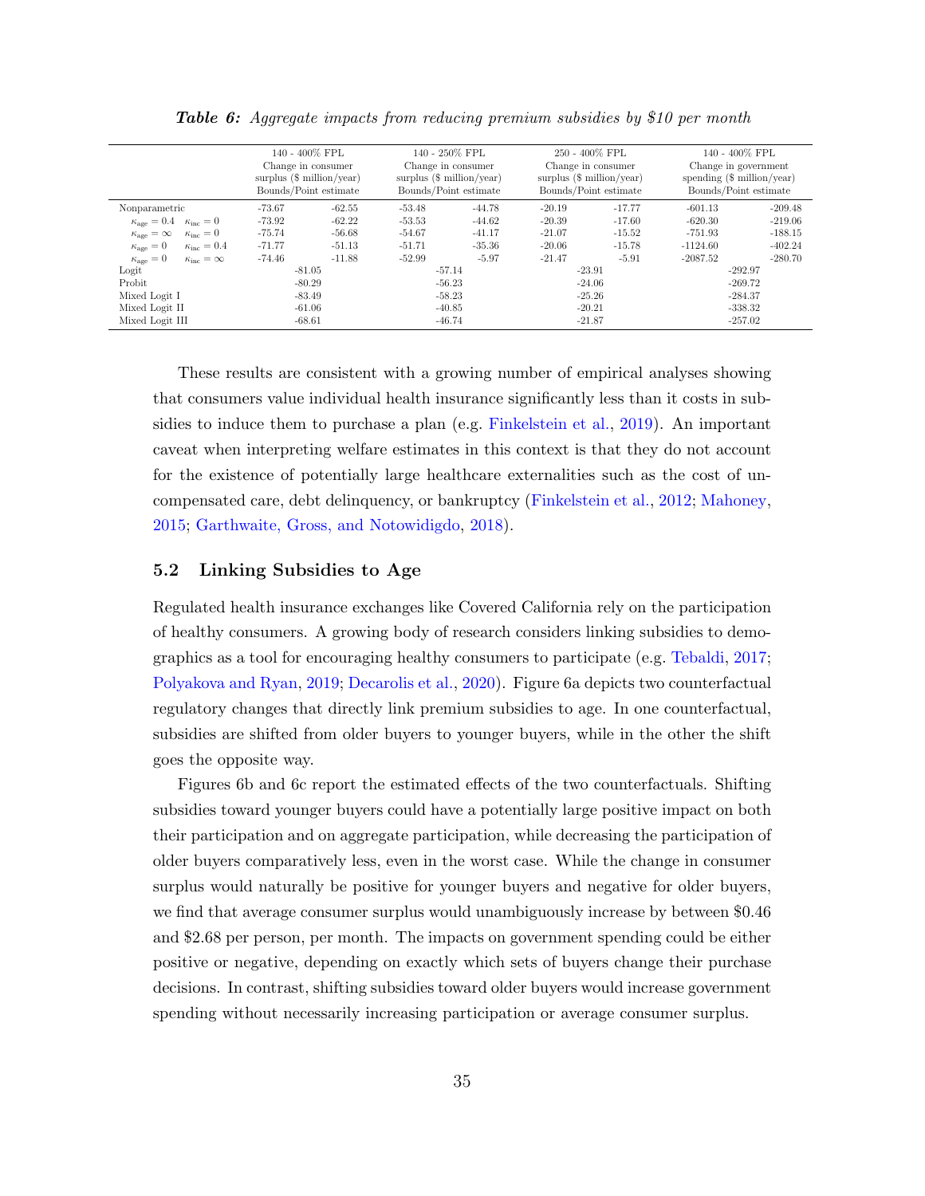***Table 6:*** *Aggregate impacts from reducing premium subsidies by \$10 per month*

| | 140 - 400% FPL Change in consumer surplus (\$ million/year) Bounds/Point estimate | | 140 - 250% FPL Change in consumer surplus (\$ million/year) Bounds/Point estimate | | 250 - 400% FPL Change in consumer surplus (\$ million/year) Bounds/Point estimate | | 140 - 400% FPL Change in government spending (\$ million/year) Bounds/Point estimate | |
|---|---|---|---|---|---|---|---|---|
| Nonparametric | -73.67 | -62.55 | -53.48 | -44.78 | -20.19 | -17.77 | -601.13 | -209.48 |
| $\kappa_{\text{age}} = 0.4$ $\kappa_{\text{inc}} = 0$ | -73.92 | -62.22 | -53.53 | -44.62 | -20.39 | -17.60 | -620.30 | -219.06 |
| $\kappa_{\text{age}} = \infty$ $\kappa_{\text{inc}} = 0$ | -75.74 | -56.68 | -54.67 | -41.17 | -21.07 | -15.52 | -751.93 | -188.15 |
| $\kappa_{\text{age}} = 0$ $\kappa_{\text{inc}} = 0.4$ | -71.77 | -51.13 | -51.71 | -35.36 | -20.06 | -15.78 | -1124.60 | -402.24 |
| $\kappa_{\text{age}} = 0$ $\kappa_{\text{inc}} = \infty$ | -74.46 | -11.88 | -52.99 | -5.97 | -21.47 | -5.91 | -2087.52 | -280.70 |
| Logit | -81.05 | | -57.14 | | -23.91 | | -292.97 | |
| Probit | -80.29 | | -56.23 | | -24.06 | | -269.72 | |
| Mixed Logit I | -83.49 | | -58.23 | | -25.26 | | -284.37 | |
| Mixed Logit II | -61.06 | | -40.85 | | -20.21 | | -338.32 | |
| Mixed Logit III | -68.61 | | -46.74 | | -21.87 | | -257.02 | |

These results are consistent with a growing number of empirical analyses showing that consumers value individual health insurance significantly less than it costs in subsidies to induce them to purchase a plan (e.g. Finkelstein et al., 2019). An important caveat when interpreting welfare estimates in this context is that they do not account for the existence of potentially large healthcare externalities such as the cost of uncompensated care, debt delinquency, or bankruptcy (Finkelstein et al., 2012; Mahoney, 2015; Garthwaite, Gross, and Notowidigdo, 2018).

## 5.2 Linking Subsidies to Age

Regulated health insurance exchanges like Covered California rely on the participation of healthy consumers. A growing body of research considers linking subsidies to demographics as a tool for encouraging healthy consumers to participate (e.g. Tebaldi, 2017; Polyakova and Ryan, 2019; Decarolis et al., 2020). Figure 6a depicts two counterfactual regulatory changes that directly link premium subsidies to age. In one counterfactual, subsidies are shifted from older buyers to younger buyers, while in the other the shift goes the opposite way.

Figures 6b and 6c report the estimated effects of the two counterfactuals. Shifting subsidies toward younger buyers could have a potentially large positive impact on both their participation and on aggregate participation, while decreasing the participation of older buyers comparatively less, even in the worst case. While the change in consumer surplus would naturally be positive for younger buyers and negative for older buyers, we find that average consumer surplus would unambiguously increase by between \$0.46 and \$2.68 per person, per month. The impacts on government spending could be either positive or negative, depending on exactly which sets of buyers change their purchase decisions. In contrast, shifting subsidies toward older buyers would increase government spending without necessarily increasing participation or average consumer surplus.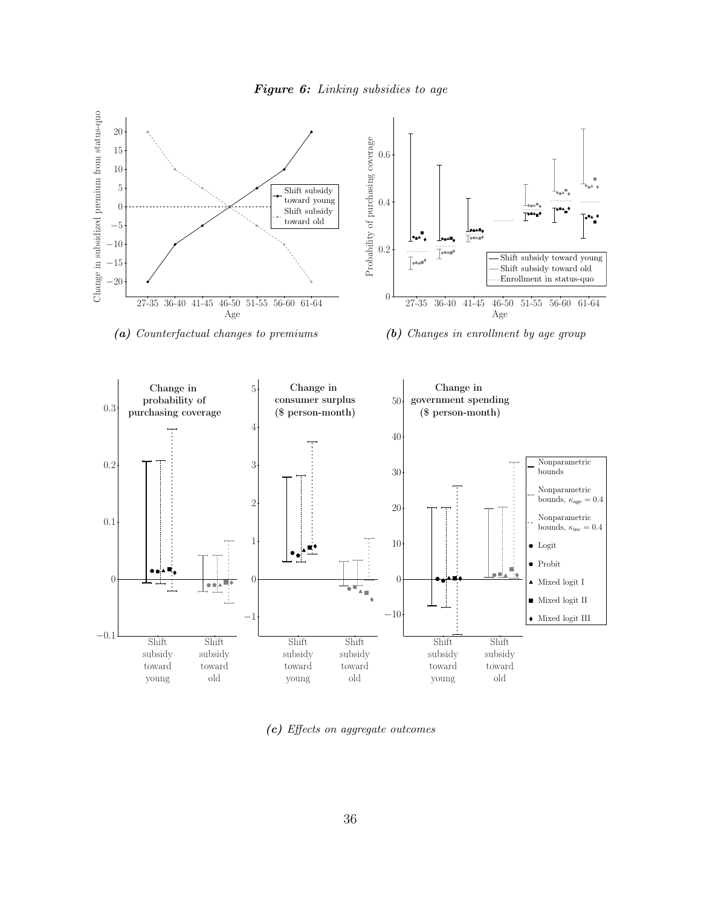***Figure 6:*** *Linking subsidies to age*

Change in subsidized premium from status-quo

20
15
10
5
0
−5
−10
−15
−20

27-35 36-40 41-45 46-50 51-55 56-60 61-64

Age

Shift subsidy toward young

Shift subsidy toward old

***(a)*** *Counterfactual changes to premiums*

Probability of purchasing coverage

0.6
0.4
0.2
0

27-35 36-40 41-45 46-50 51-55 56-60 61-64

Age

Shift subsidy toward young

Shift subsidy toward old

Enrollment in status-quo

***(b)*** *Changes in enrollment by age group*

**Change in probability of purchasing coverage**

0.3
0.2
0.1
0
−0.1

Shift subsidy toward young

Shift subsidy toward old

**Change in consumer surplus (\$ person-month)**

5
4
3
2
1
0
−1

Shift subsidy toward young

Shift subsidy toward old

**Change in government spending (\$ person-month)**

50
40
30
20
10
0
−10

Shift subsidy toward young

Shift subsidy toward old

Nonparametric bounds

Nonparametric bounds, $\kappa_{\text{age}} = 0.4$

Nonparametric bounds, $\kappa_{\text{inc}} = 0.4$

Logit

Probit

Mixed logit I

Mixed logit II

Mixed logit III

***(c)*** *Effects on aggregate outcomes*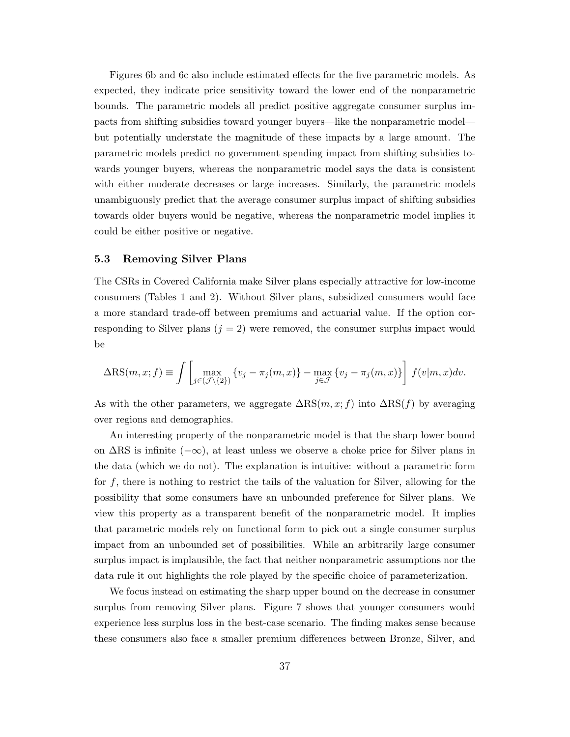Figures 6b and 6c also include estimated effects for the five parametric models. As expected, they indicate price sensitivity toward the lower end of the nonparametric bounds. The parametric models all predict positive aggregate consumer surplus impacts from shifting subsidies toward younger buyers—like the nonparametric model—but potentially understate the magnitude of these impacts by a large amount. The parametric models predict no government spending impact from shifting subsidies towards younger buyers, whereas the nonparametric model says the data is consistent with either moderate decreases or large increases. Similarly, the parametric models unambiguously predict that the average consumer surplus impact of shifting subsidies towards older buyers would be negative, whereas the nonparametric model implies it could be either positive or negative.

### 5.3 Removing Silver Plans

The CSRs in Covered California make Silver plans especially attractive for low-income consumers (Tables 1 and 2). Without Silver plans, subsidized consumers would face a more standard trade-off between premiums and actuarial value. If the option corresponding to Silver plans ($j = 2$) were removed, the consumer surplus impact would be

$$\Delta\text{RS}(m, x; f) \equiv \int \left[ \max_{j \in (\mathcal{J} \setminus \{2\})} \{v_j - \pi_j(m, x)\} - \max_{j \in \mathcal{J}} \{v_j - \pi_j(m, x)\} \right] f(v|m, x) dv.$$

As with the other parameters, we aggregate $\Delta\text{RS}(m, x; f)$ into $\Delta\text{RS}(f)$ by averaging over regions and demographics.

An interesting property of the nonparametric model is that the sharp lower bound on $\Delta\text{RS}$ is infinite ($-\infty$), at least unless we observe a choke price for Silver plans in the data (which we do not). The explanation is intuitive: without a parametric form for $f$, there is nothing to restrict the tails of the valuation for Silver, allowing for the possibility that some consumers have an unbounded preference for Silver plans. We view this property as a transparent benefit of the nonparametric model. It implies that parametric models rely on functional form to pick out a single consumer surplus impact from an unbounded set of possibilities. While an arbitrarily large consumer surplus impact is implausible, the fact that neither nonparametric assumptions nor the data rule it out highlights the role played by the specific choice of parameterization.

We focus instead on estimating the sharp upper bound on the decrease in consumer surplus from removing Silver plans. Figure 7 shows that younger consumers would experience less surplus loss in the best-case scenario. The finding makes sense because these consumers also face a smaller premium differences between Bronze, Silver, and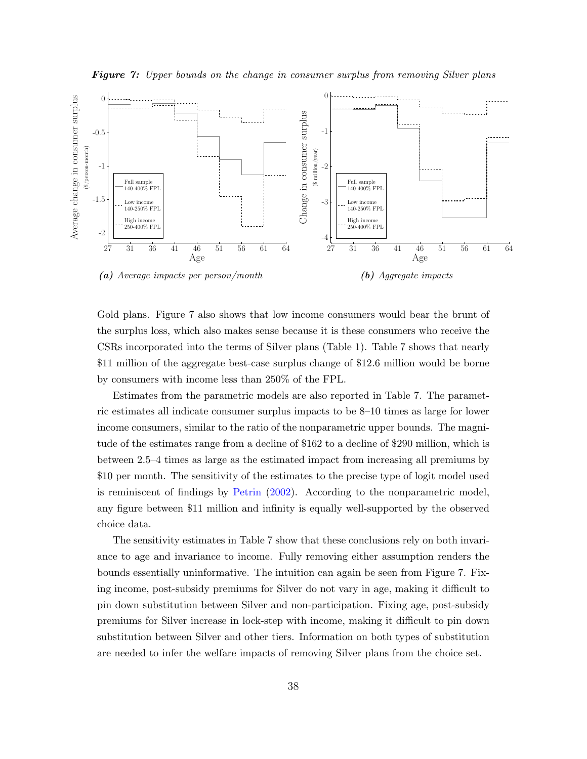***Figure 7:*** *Upper bounds on the change in consumer surplus from removing Silver plans*

Average change in consumer surplus
($/person-month)

0
-0.5
-1
-1.5
-2

27 31 36 41 46 51 56 61 64
Age

Full sample
140-400% FPL
Low income
140-250% FPL
High income
250-400% FPL

***(a)*** *Average impacts per person/month*

Change in consumer surplus
($ million/year)

0
-1
-2
-3
-4

27 31 36 41 46 51 56 61 64
Age

Full sample
140-400% FPL
Low income
140-250% FPL
High income
250-400% FPL

***(b)*** *Aggregate impacts*

Gold plans. Figure 7 also shows that low income consumers would bear the brunt of the surplus loss, which also makes sense because it is these consumers who receive the CSRs incorporated into the terms of Silver plans (Table 1). Table 7 shows that nearly $11 million of the aggregate best-case surplus change of $12.6 million would be borne by consumers with income less than 250% of the FPL.

Estimates from the parametric models are also reported in Table 7. The parametric estimates all indicate consumer surplus impacts to be 8–10 times as large for lower income consumers, similar to the ratio of the nonparametric upper bounds. The magnitude of the estimates range from a decline of $162 to a decline of $290 million, which is between 2.5–4 times as large as the estimated impact from increasing all premiums by $10 per month. The sensitivity of the estimates to the precise type of logit model used is reminiscent of findings by Petrin (2002). According to the nonparametric model, any figure between $11 million and infinity is equally well-supported by the observed choice data.

The sensitivity estimates in Table 7 show that these conclusions rely on both invariance to age and invariance to income. Fully removing either assumption renders the bounds essentially uninformative. The intuition can again be seen from Figure 7. Fixing income, post-subsidy premiums for Silver do not vary in age, making it difficult to pin down substitution between Silver and non-participation. Fixing age, post-subsidy premiums for Silver increase in lock-step with income, making it difficult to pin down substitution between Silver and other tiers. Information on both types of substitution are needed to infer the welfare impacts of removing Silver plans from the choice set.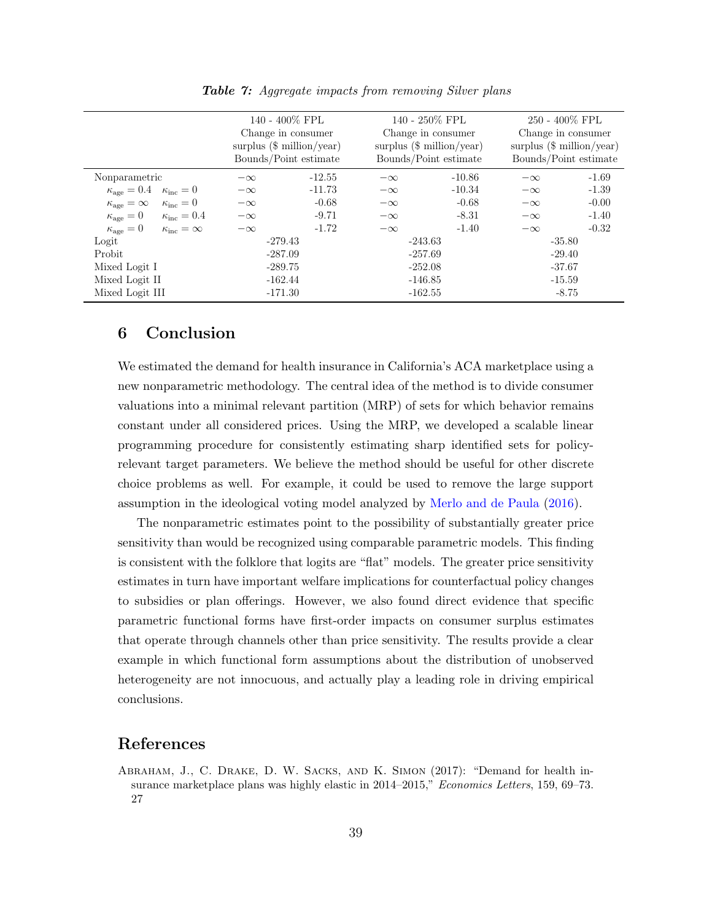***Table 7:*** *Aggregate impacts from removing Silver plans*

| | 140 - 400% FPL Change in consumer surplus ($ million/year) Bounds/Point estimate | | 140 - 250% FPL Change in consumer surplus ($ million/year) Bounds/Point estimate | | 250 - 400% FPL Change in consumer surplus ($ million/year) Bounds/Point estimate | |
|---|---|---|---|---|---|---|
| Nonparametric | $-\infty$ | -12.55 | $-\infty$ | -10.86 | $-\infty$ | -1.69 |
| $\kappa_{\text{age}} = 0.4$ $\kappa_{\text{inc}} = 0$ | $-\infty$ | -11.73 | $-\infty$ | -10.34 | $-\infty$ | -1.39 |
| $\kappa_{\text{age}} = \infty$ $\kappa_{\text{inc}} = 0$ | $-\infty$ | -0.68 | $-\infty$ | -0.68 | $-\infty$ | -0.00 |
| $\kappa_{\text{age}} = 0$ $\kappa_{\text{inc}} = 0.4$ | $-\infty$ | -9.71 | $-\infty$ | -8.31 | $-\infty$ | -1.40 |
| $\kappa_{\text{age}} = 0$ $\kappa_{\text{inc}} = \infty$ | $-\infty$ | -1.72 | $-\infty$ | -1.40 | $-\infty$ | -0.32 |
| Logit | -279.43 | | -243.63 | | -35.80 | |
| Probit | -287.09 | | -257.69 | | -29.40 | |
| Mixed Logit I | -289.75 | | -252.08 | | -37.67 | |
| Mixed Logit II | -162.44 | | -146.85 | | -15.59 | |
| Mixed Logit III | -171.30 | | -162.55 | | -8.75 | |

# 6 Conclusion

We estimated the demand for health insurance in California's ACA marketplace using a new nonparametric methodology. The central idea of the method is to divide consumer valuations into a minimal relevant partition (MRP) of sets for which behavior remains constant under all considered prices. Using the MRP, we developed a scalable linear programming procedure for consistently estimating sharp identified sets for policy-relevant target parameters. We believe the method should be useful for other discrete choice problems as well. For example, it could be used to remove the large support assumption in the ideological voting model analyzed by Merlo and de Paula (2016).

The nonparametric estimates point to the possibility of substantially greater price sensitivity than would be recognized using comparable parametric models. This finding is consistent with the folklore that logits are "flat" models. The greater price sensitivity estimates in turn have important welfare implications for counterfactual policy changes to subsidies or plan offerings. However, we also found direct evidence that specific parametric functional forms have first-order impacts on consumer surplus estimates that operate through channels other than price sensitivity. The results provide a clear example in which functional form assumptions about the distribution of unobserved heterogeneity are not innocuous, and actually play a leading role in driving empirical conclusions.

# References

Abraham, J., C. Drake, D. W. Sacks, and K. Simon (2017): "Demand for health insurance marketplace plans was highly elastic in 2014–2015," *Economics Letters*, 159, 69–73. 27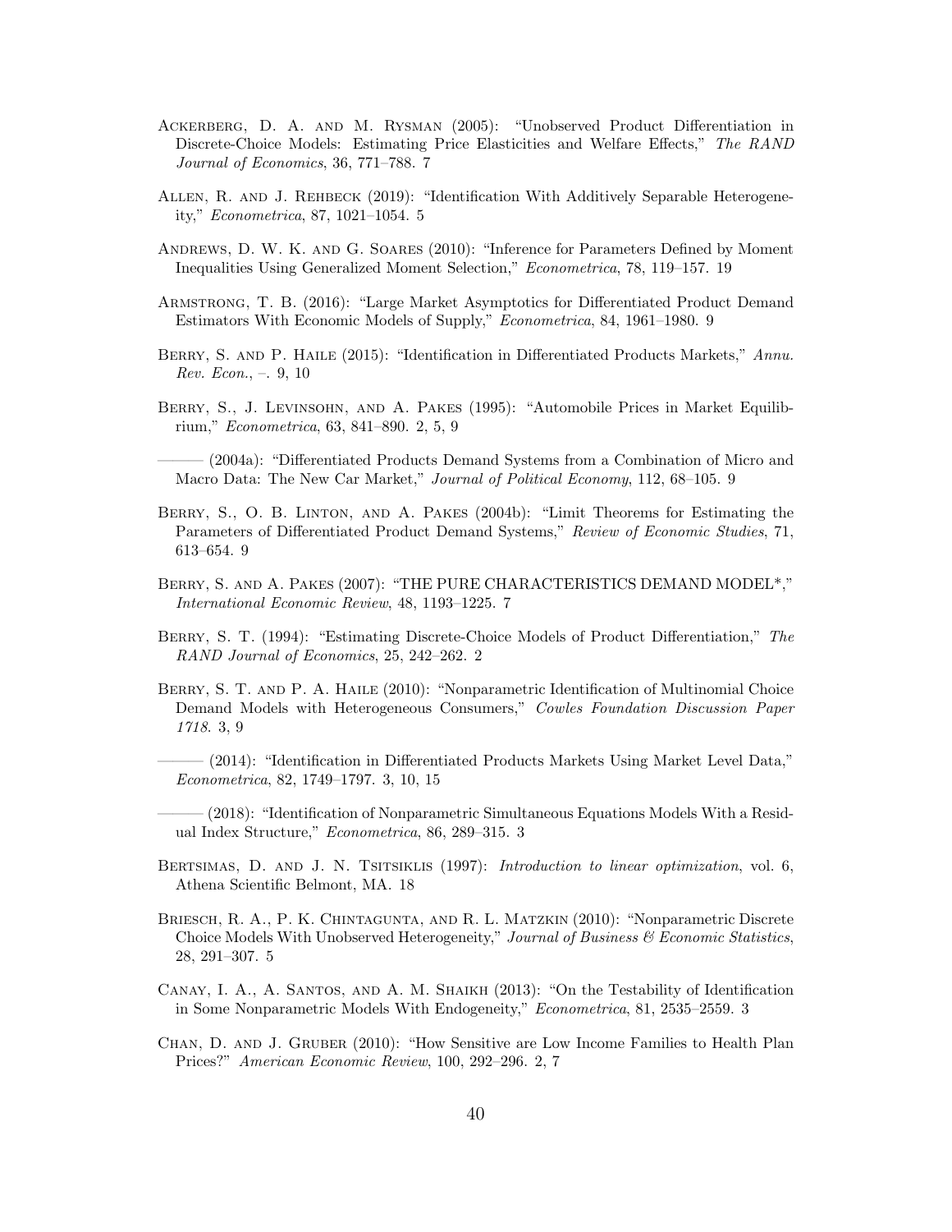Ackerberg, D. A. and M. Rysman (2005): "Unobserved Product Differentiation in Discrete-Choice Models: Estimating Price Elasticities and Welfare Effects," *The RAND Journal of Economics*, 36, 771–788. 7

Allen, R. and J. Rehbeck (2019): "Identification With Additively Separable Heterogeneity," *Econometrica*, 87, 1021–1054. 5

Andrews, D. W. K. and G. Soares (2010): "Inference for Parameters Defined by Moment Inequalities Using Generalized Moment Selection," *Econometrica*, 78, 119–157. 19

Armstrong, T. B. (2016): "Large Market Asymptotics for Differentiated Product Demand Estimators With Economic Models of Supply," *Econometrica*, 84, 1961–1980. 9

Berry, S. and P. Haile (2015): "Identification in Differentiated Products Markets," *Annu. Rev. Econ.*, –. 9, 10

Berry, S., J. Levinsohn, and A. Pakes (1995): "Automobile Prices in Market Equilibrium," *Econometrica*, 63, 841–890. 2, 5, 9

——— (2004a): "Differentiated Products Demand Systems from a Combination of Micro and Macro Data: The New Car Market," *Journal of Political Economy*, 112, 68–105. 9

Berry, S., O. B. Linton, and A. Pakes (2004b): "Limit Theorems for Estimating the Parameters of Differentiated Product Demand Systems," *Review of Economic Studies*, 71, 613–654. 9

Berry, S. and A. Pakes (2007): "THE PURE CHARACTERISTICS DEMAND MODEL*," *International Economic Review*, 48, 1193–1225. 7

Berry, S. T. (1994): "Estimating Discrete-Choice Models of Product Differentiation," *The RAND Journal of Economics*, 25, 242–262. 2

Berry, S. T. and P. A. Haile (2010): "Nonparametric Identification of Multinomial Choice Demand Models with Heterogeneous Consumers," *Cowles Foundation Discussion Paper 1718*. 3, 9

——— (2014): "Identification in Differentiated Products Markets Using Market Level Data," *Econometrica*, 82, 1749–1797. 3, 10, 15

——— (2018): "Identification of Nonparametric Simultaneous Equations Models With a Residual Index Structure," *Econometrica*, 86, 289–315. 3

Bertsimas, D. and J. N. Tsitsiklis (1997): *Introduction to linear optimization*, vol. 6, Athena Scientific Belmont, MA. 18

Briesch, R. A., P. K. Chintagunta, and R. L. Matzkin (2010): "Nonparametric Discrete Choice Models With Unobserved Heterogeneity," *Journal of Business & Economic Statistics*, 28, 291–307. 5

Canay, I. A., A. Santos, and A. M. Shaikh (2013): "On the Testability of Identification in Some Nonparametric Models With Endogeneity," *Econometrica*, 81, 2535–2559. 3

Chan, D. and J. Gruber (2010): "How Sensitive are Low Income Families to Health Plan Prices?" *American Economic Review*, 100, 292–296. 2, 7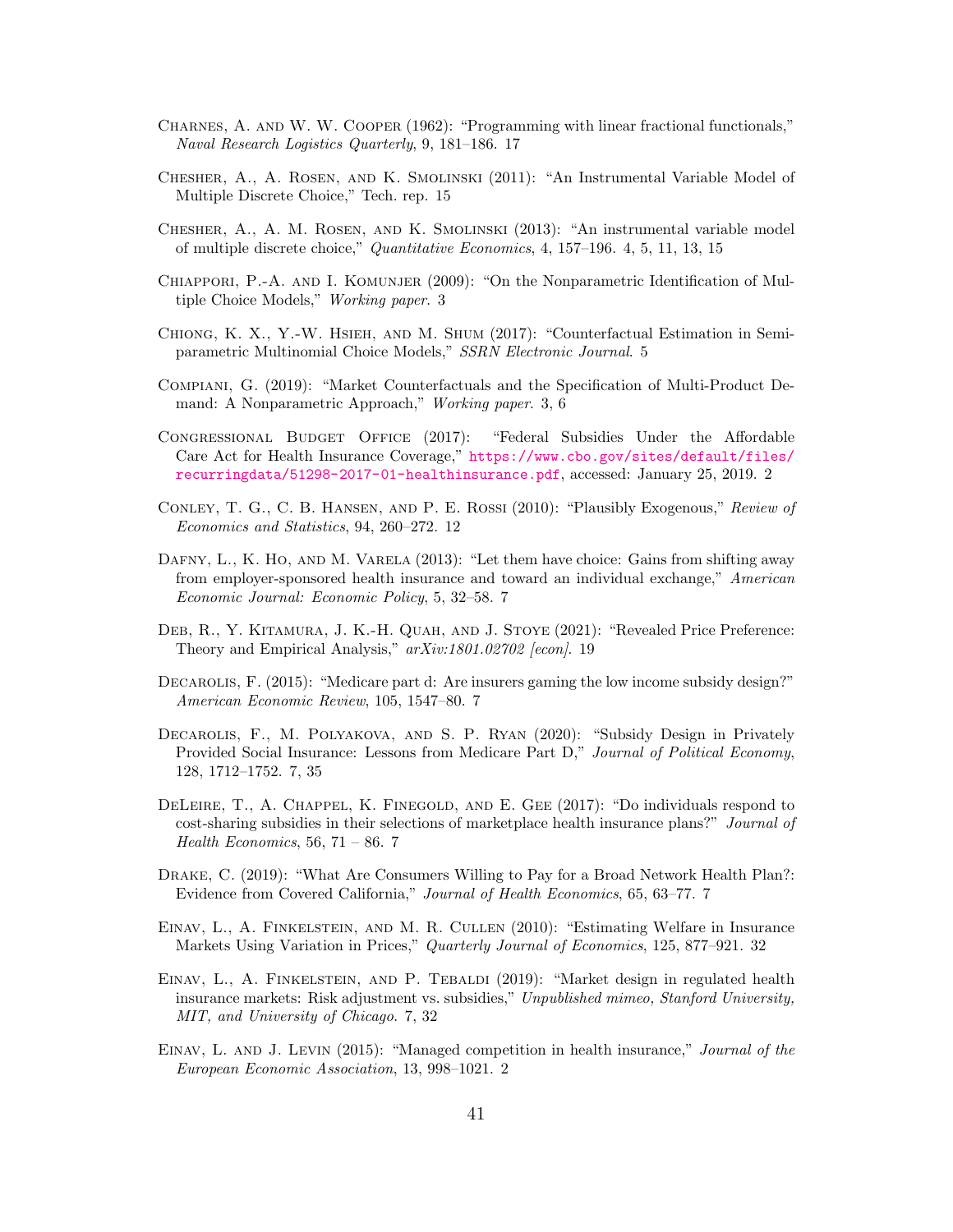Charnes, A. and W. W. Cooper (1962): "Programming with linear fractional functionals," *Naval Research Logistics Quarterly*, 9, 181–186. 17

Chesher, A., A. Rosen, and K. Smolinski (2011): "An Instrumental Variable Model of Multiple Discrete Choice," Tech. rep. 15

Chesher, A., A. M. Rosen, and K. Smolinski (2013): "An instrumental variable model of multiple discrete choice," *Quantitative Economics*, 4, 157–196. 4, 5, 11, 13, 15

Chiappori, P.-A. and I. Komunjer (2009): "On the Nonparametric Identification of Multiple Choice Models," *Working paper*. 3

Chiong, K. X., Y.-W. Hsieh, and M. Shum (2017): "Counterfactual Estimation in Semiparametric Multinomial Choice Models," *SSRN Electronic Journal*. 5

Compiani, G. (2019): "Market Counterfactuals and the Specification of Multi-Product Demand: A Nonparametric Approach," *Working paper*. 3, 6

Congressional Budget Office (2017): "Federal Subsidies Under the Affordable Care Act for Health Insurance Coverage," https://www.cbo.gov/sites/default/files/recurringdata/51298-2017-01-healthinsurance.pdf, accessed: January 25, 2019. 2

Conley, T. G., C. B. Hansen, and P. E. Rossi (2010): "Plausibly Exogenous," *Review of Economics and Statistics*, 94, 260–272. 12

Dafny, L., K. Ho, and M. Varela (2013): "Let them have choice: Gains from shifting away from employer-sponsored health insurance and toward an individual exchange," *American Economic Journal: Economic Policy*, 5, 32–58. 7

Deb, R., Y. Kitamura, J. K.-H. Quah, and J. Stoye (2021): "Revealed Price Preference: Theory and Empirical Analysis," *arXiv:1801.02702 [econ]*. 19

Decarolis, F. (2015): "Medicare part d: Are insurers gaming the low income subsidy design?" *American Economic Review*, 105, 1547–80. 7

Decarolis, F., M. Polyakova, and S. P. Ryan (2020): "Subsidy Design in Privately Provided Social Insurance: Lessons from Medicare Part D," *Journal of Political Economy*, 128, 1712–1752. 7, 35

DeLeire, T., A. Chappel, K. Finegold, and E. Gee (2017): "Do individuals respond to cost-sharing subsidies in their selections of marketplace health insurance plans?" *Journal of Health Economics*, 56, 71 – 86. 7

Drake, C. (2019): "What Are Consumers Willing to Pay for a Broad Network Health Plan?: Evidence from Covered California," *Journal of Health Economics*, 65, 63–77. 7

Einav, L., A. Finkelstein, and M. R. Cullen (2010): "Estimating Welfare in Insurance Markets Using Variation in Prices," *Quarterly Journal of Economics*, 125, 877–921. 32

Einav, L., A. Finkelstein, and P. Tebaldi (2019): "Market design in regulated health insurance markets: Risk adjustment vs. subsidies," *Unpublished mimeo, Stanford University, MIT, and University of Chicago*. 7, 32

Einav, L. and J. Levin (2015): "Managed competition in health insurance," *Journal of the European Economic Association*, 13, 998–1021. 2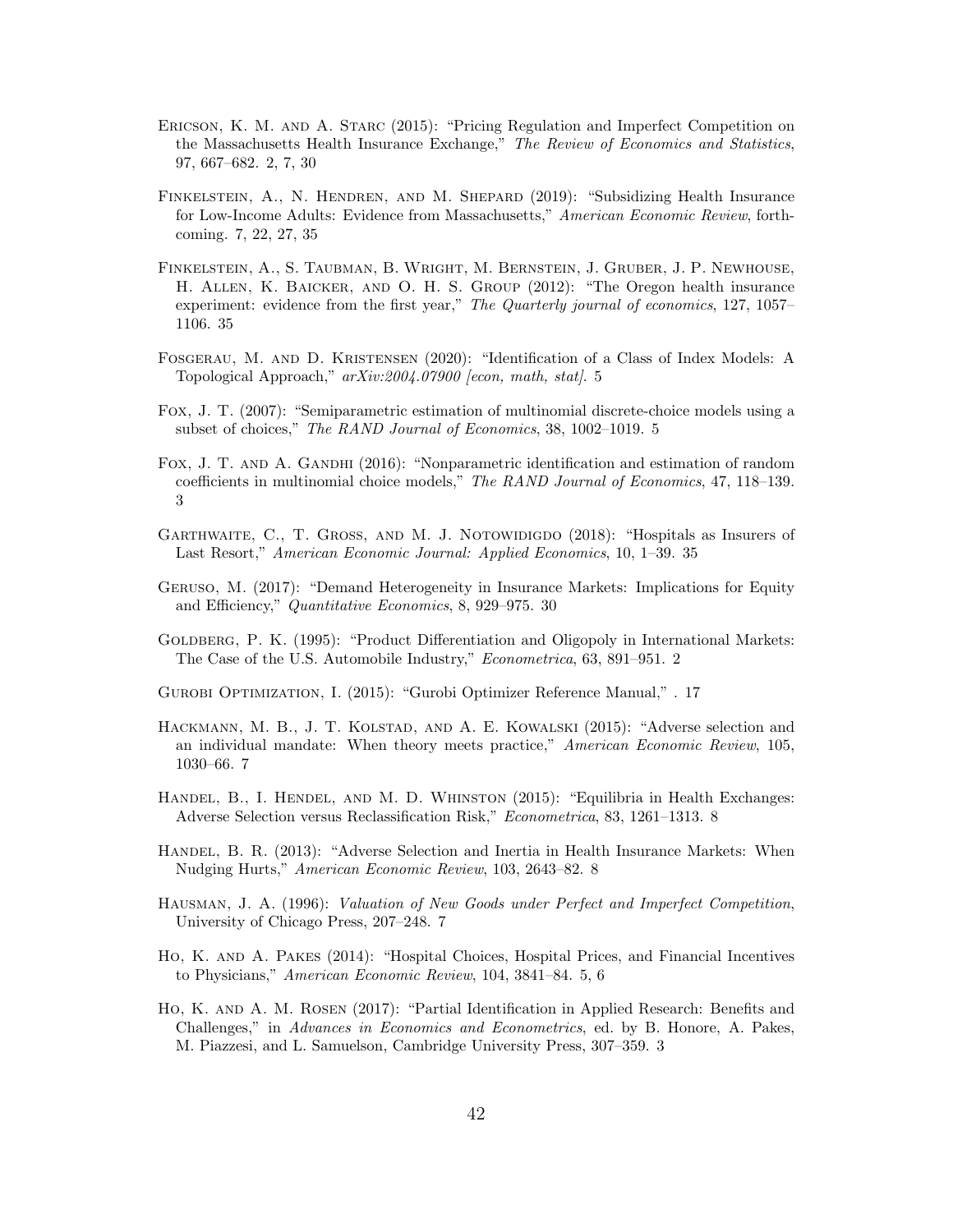Ericson, K. M. and A. Starc (2015): "Pricing Regulation and Imperfect Competition on the Massachusetts Health Insurance Exchange," *The Review of Economics and Statistics*, 97, 667–682. 2, 7, 30

Finkelstein, A., N. Hendren, and M. Shepard (2019): "Subsidizing Health Insurance for Low-Income Adults: Evidence from Massachusetts," *American Economic Review*, forthcoming. 7, 22, 27, 35

Finkelstein, A., S. Taubman, B. Wright, M. Bernstein, J. Gruber, J. P. Newhouse, H. Allen, K. Baicker, and O. H. S. Group (2012): "The Oregon health insurance experiment: evidence from the first year," *The Quarterly journal of economics*, 127, 1057–1106. 35

Fosgerau, M. and D. Kristensen (2020): "Identification of a Class of Index Models: A Topological Approach," *arXiv:2004.07900 [econ, math, stat]*. 5

Fox, J. T. (2007): "Semiparametric estimation of multinomial discrete-choice models using a subset of choices," *The RAND Journal of Economics*, 38, 1002–1019. 5

Fox, J. T. and A. Gandhi (2016): "Nonparametric identification and estimation of random coefficients in multinomial choice models," *The RAND Journal of Economics*, 47, 118–139. 3

Garthwaite, C., T. Gross, and M. J. Notowidigdo (2018): "Hospitals as Insurers of Last Resort," *American Economic Journal: Applied Economics*, 10, 1–39. 35

Geruso, M. (2017): "Demand Heterogeneity in Insurance Markets: Implications for Equity and Efficiency," *Quantitative Economics*, 8, 929–975. 30

Goldberg, P. K. (1995): "Product Differentiation and Oligopoly in International Markets: The Case of the U.S. Automobile Industry," *Econometrica*, 63, 891–951. 2

Gurobi Optimization, I. (2015): "Gurobi Optimizer Reference Manual," . 17

Hackmann, M. B., J. T. Kolstad, and A. E. Kowalski (2015): "Adverse selection and an individual mandate: When theory meets practice," *American Economic Review*, 105, 1030–66. 7

Handel, B., I. Hendel, and M. D. Whinston (2015): "Equilibria in Health Exchanges: Adverse Selection versus Reclassification Risk," *Econometrica*, 83, 1261–1313. 8

Handel, B. R. (2013): "Adverse Selection and Inertia in Health Insurance Markets: When Nudging Hurts," *American Economic Review*, 103, 2643–82. 8

Hausman, J. A. (1996): *Valuation of New Goods under Perfect and Imperfect Competition*, University of Chicago Press, 207–248. 7

Ho, K. and A. Pakes (2014): "Hospital Choices, Hospital Prices, and Financial Incentives to Physicians," *American Economic Review*, 104, 3841–84. 5, 6

Ho, K. and A. M. Rosen (2017): "Partial Identification in Applied Research: Benefits and Challenges," in *Advances in Economics and Econometrics*, ed. by B. Honore, A. Pakes, M. Piazzesi, and L. Samuelson, Cambridge University Press, 307–359. 3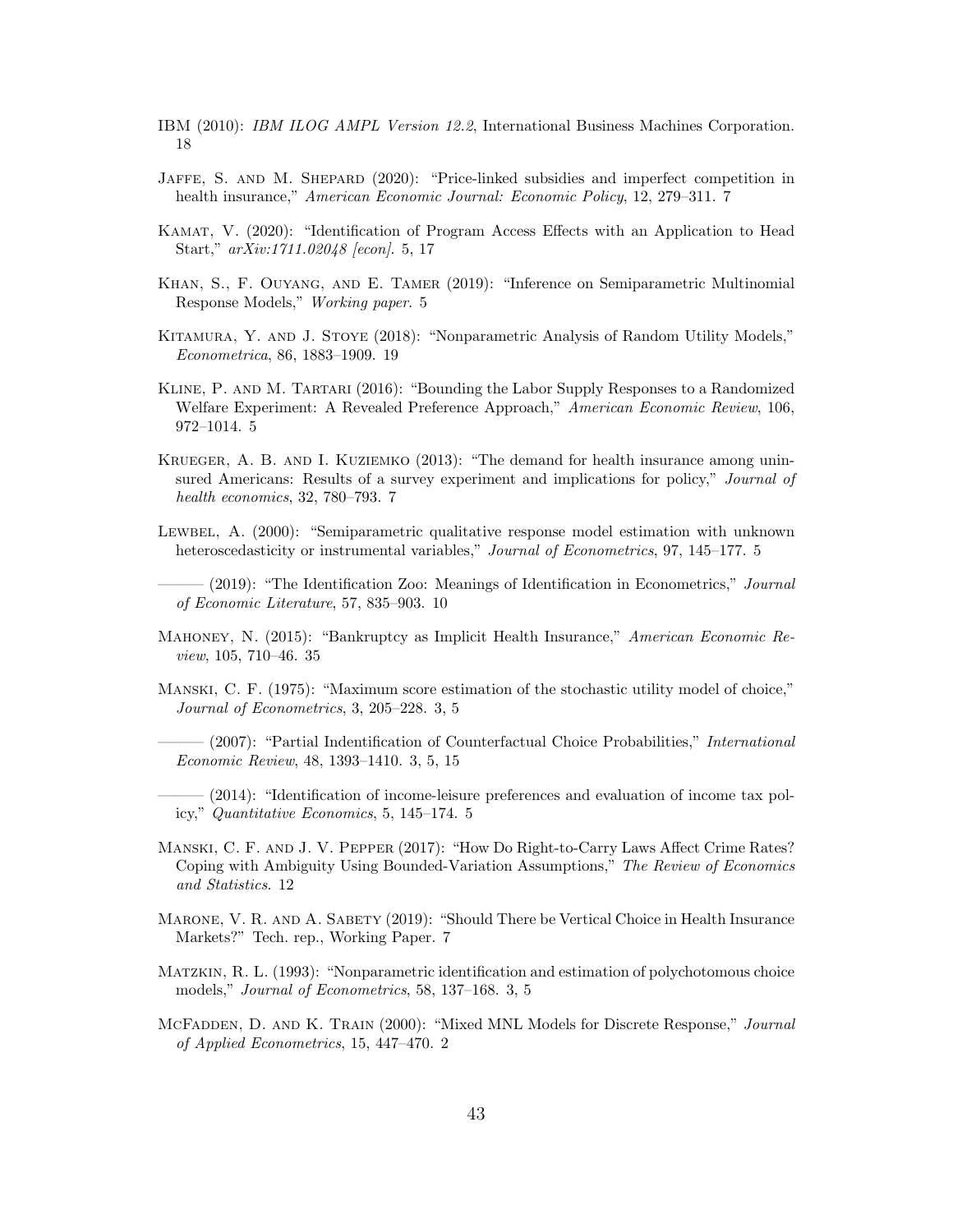IBM (2010): *IBM ILOG AMPL Version 12.2*, International Business Machines Corporation. 18

Jaffe, S. and M. Shepard (2020): "Price-linked subsidies and imperfect competition in health insurance," *American Economic Journal: Economic Policy*, 12, 279–311. 7

Kamat, V. (2020): "Identification of Program Access Effects with an Application to Head Start," *arXiv:1711.02048 [econ]*. 5, 17

Khan, S., F. Ouyang, and E. Tamer (2019): "Inference on Semiparametric Multinomial Response Models," *Working paper*. 5

Kitamura, Y. and J. Stoye (2018): "Nonparametric Analysis of Random Utility Models," *Econometrica*, 86, 1883–1909. 19

Kline, P. and M. Tartari (2016): "Bounding the Labor Supply Responses to a Randomized Welfare Experiment: A Revealed Preference Approach," *American Economic Review*, 106, 972–1014. 5

Krueger, A. B. and I. Kuziemko (2013): "The demand for health insurance among uninsured Americans: Results of a survey experiment and implications for policy," *Journal of health economics*, 32, 780–793. 7

Lewbel, A. (2000): "Semiparametric qualitative response model estimation with unknown heteroscedasticity or instrumental variables," *Journal of Econometrics*, 97, 145–177. 5

——— (2019): "The Identification Zoo: Meanings of Identification in Econometrics," *Journal of Economic Literature*, 57, 835–903. 10

Mahoney, N. (2015): "Bankruptcy as Implicit Health Insurance," *American Economic Review*, 105, 710–46. 35

Manski, C. F. (1975): "Maximum score estimation of the stochastic utility model of choice," *Journal of Econometrics*, 3, 205–228. 3, 5

——— (2007): "Partial Indentification of Counterfactual Choice Probabilities," *International Economic Review*, 48, 1393–1410. 3, 5, 15

——— (2014): "Identification of income-leisure preferences and evaluation of income tax policy," *Quantitative Economics*, 5, 145–174. 5

Manski, C. F. and J. V. Pepper (2017): "How Do Right-to-Carry Laws Affect Crime Rates? Coping with Ambiguity Using Bounded-Variation Assumptions," *The Review of Economics and Statistics*. 12

Marone, V. R. and A. Sabety (2019): "Should There be Vertical Choice in Health Insurance Markets?" Tech. rep., Working Paper. 7

Matzkin, R. L. (1993): "Nonparametric identification and estimation of polychotomous choice models," *Journal of Econometrics*, 58, 137–168. 3, 5

McFadden, D. and K. Train (2000): "Mixed MNL Models for Discrete Response," *Journal of Applied Econometrics*, 15, 447–470. 2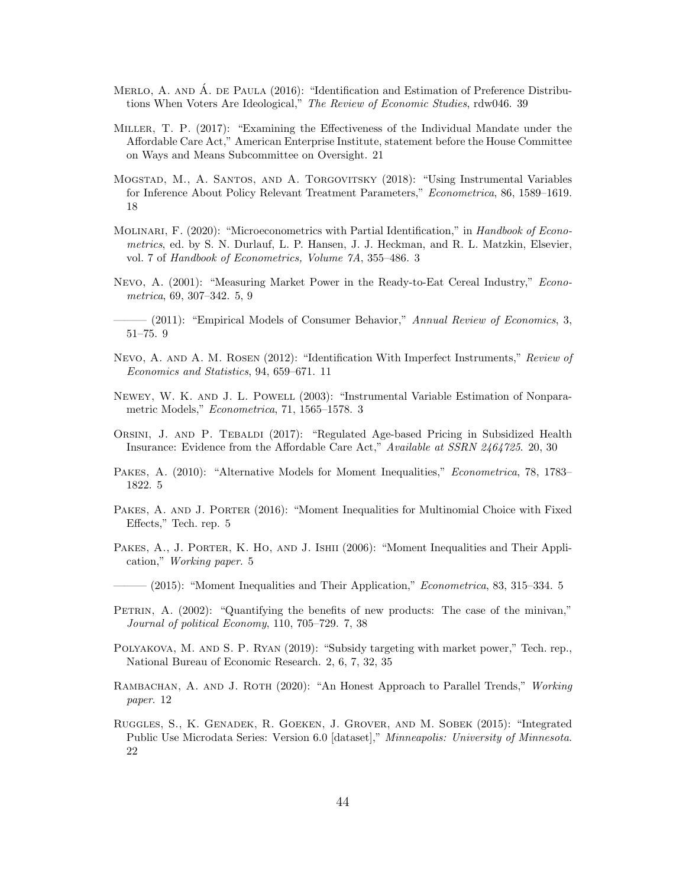Merlo, A. and Á. de Paula (2016): "Identification and Estimation of Preference Distributions When Voters Are Ideological," *The Review of Economic Studies*, rdw046. 39

Miller, T. P. (2017): "Examining the Effectiveness of the Individual Mandate under the Affordable Care Act," American Enterprise Institute, statement before the House Committee on Ways and Means Subcommittee on Oversight. 21

Mogstad, M., A. Santos, and A. Torgovitsky (2018): "Using Instrumental Variables for Inference About Policy Relevant Treatment Parameters," *Econometrica*, 86, 1589–1619. 18

Molinari, F. (2020): "Microeconometrics with Partial Identification," in *Handbook of Econometrics*, ed. by S. N. Durlauf, L. P. Hansen, J. J. Heckman, and R. L. Matzkin, Elsevier, vol. 7 of *Handbook of Econometrics, Volume 7A*, 355–486. 3

Nevo, A. (2001): "Measuring Market Power in the Ready-to-Eat Cereal Industry," *Econometrica*, 69, 307–342. 5, 9

——— (2011): "Empirical Models of Consumer Behavior," *Annual Review of Economics*, 3, 51–75. 9

Nevo, A. and A. M. Rosen (2012): "Identification With Imperfect Instruments," *Review of Economics and Statistics*, 94, 659–671. 11

Newey, W. K. and J. L. Powell (2003): "Instrumental Variable Estimation of Nonparametric Models," *Econometrica*, 71, 1565–1578. 3

Orsini, J. and P. Tebaldi (2017): "Regulated Age-based Pricing in Subsidized Health Insurance: Evidence from the Affordable Care Act," *Available at SSRN 2464725*. 20, 30

Pakes, A. (2010): "Alternative Models for Moment Inequalities," *Econometrica*, 78, 1783–1822. 5

Pakes, A. and J. Porter (2016): "Moment Inequalities for Multinomial Choice with Fixed Effects," Tech. rep. 5

Pakes, A., J. Porter, K. Ho, and J. Ishii (2006): "Moment Inequalities and Their Application," *Working paper*. 5

——— (2015): "Moment Inequalities and Their Application," *Econometrica*, 83, 315–334. 5

Petrin, A. (2002): "Quantifying the benefits of new products: The case of the minivan," *Journal of political Economy*, 110, 705–729. 7, 38

Polyakova, M. and S. P. Ryan (2019): "Subsidy targeting with market power," Tech. rep., National Bureau of Economic Research. 2, 6, 7, 32, 35

Rambachan, A. and J. Roth (2020): "An Honest Approach to Parallel Trends," *Working paper*. 12

Ruggles, S., K. Genadek, R. Goeken, J. Grover, and M. Sobek (2015): "Integrated Public Use Microdata Series: Version 6.0 [dataset]," *Minneapolis: University of Minnesota*. 22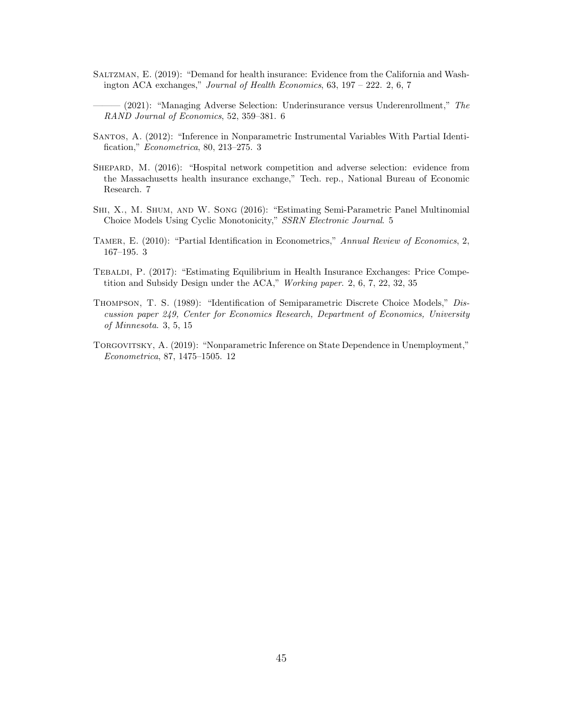Saltzman, E. (2019): "Demand for health insurance: Evidence from the California and Washington ACA exchanges," *Journal of Health Economics*, 63, 197 – 222. 2, 6, 7

——— (2021): "Managing Adverse Selection: Underinsurance versus Underenrollment," *The RAND Journal of Economics*, 52, 359–381. 6

Santos, A. (2012): "Inference in Nonparametric Instrumental Variables With Partial Identification," *Econometrica*, 80, 213–275. 3

Shepard, M. (2016): "Hospital network competition and adverse selection: evidence from the Massachusetts health insurance exchange," Tech. rep., National Bureau of Economic Research. 7

Shi, X., M. Shum, and W. Song (2016): "Estimating Semi-Parametric Panel Multinomial Choice Models Using Cyclic Monotonicity," *SSRN Electronic Journal*. 5

Tamer, E. (2010): "Partial Identification in Econometrics," *Annual Review of Economics*, 2, 167–195. 3

Tebaldi, P. (2017): "Estimating Equilibrium in Health Insurance Exchanges: Price Competition and Subsidy Design under the ACA," *Working paper*. 2, 6, 7, 22, 32, 35

Thompson, T. S. (1989): "Identification of Semiparametric Discrete Choice Models," *Discussion paper 249, Center for Economics Research, Department of Economics, University of Minnesota*. 3, 5, 15

Torgovitsky, A. (2019): "Nonparametric Inference on State Dependence in Unemployment," *Econometrica*, 87, 1475–1505. 12